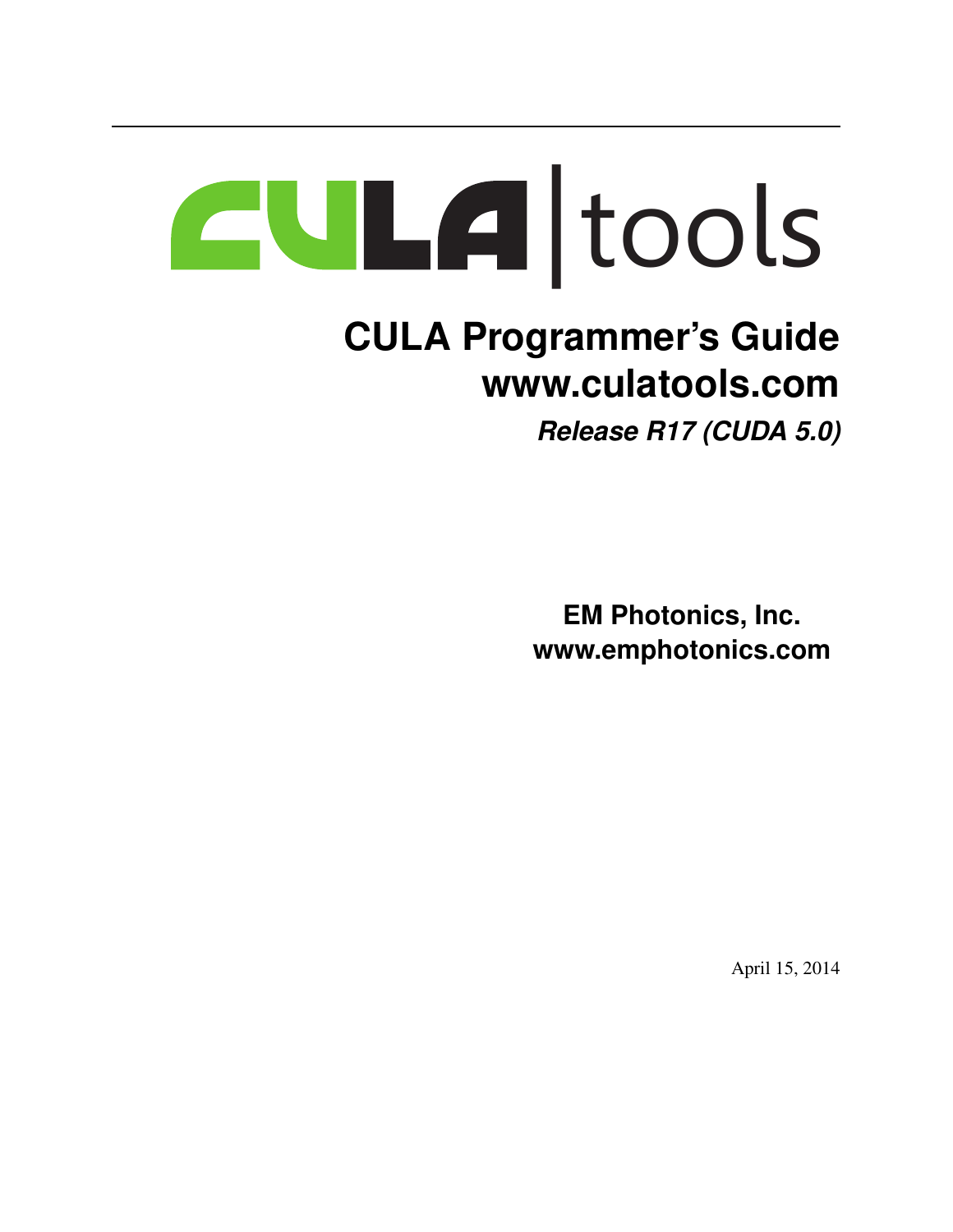CULA | tools

# CULA Programmer's Guide

## www.culatools.com

### *Release R17 (CUDA 5.0)*

**EM Photonics, Inc.**
**www.emphotonics.com**

April 15, 2014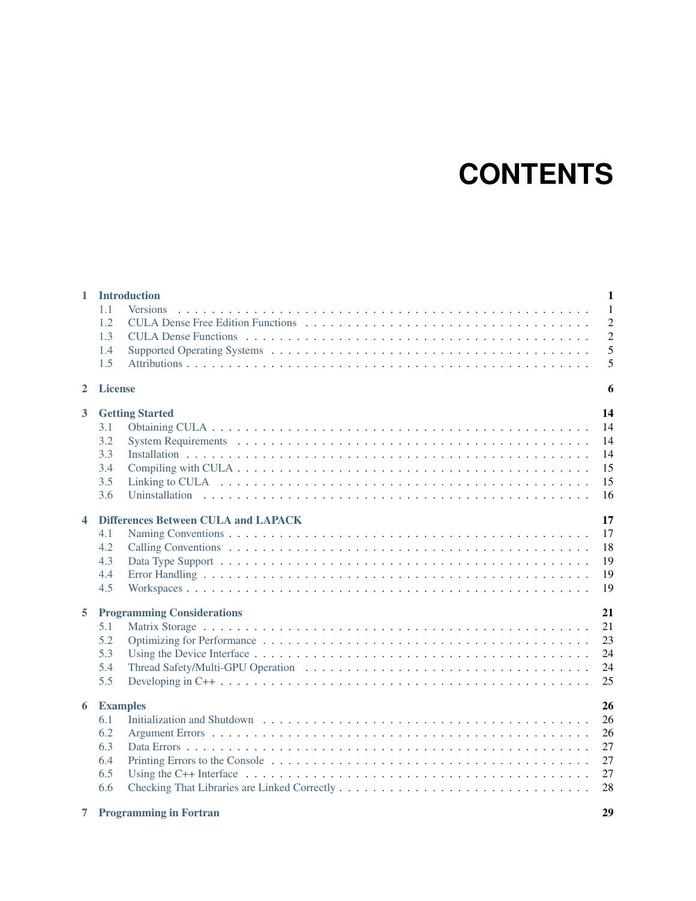# CONTENTS

- **1 Introduction** — **1**
  - 1.1 Versions — 1
  - 1.2 CULA Dense Free Edition Functions — 2
  - 1.3 CULA Dense Functions — 2
  - 1.4 Supported Operating Systems — 5
  - 1.5 Attributions — 5
- **2 License** — **6**
- **3 Getting Started** — **14**
  - 3.1 Obtaining CULA — 14
  - 3.2 System Requirements — 14
  - 3.3 Installation — 14
  - 3.4 Compiling with CULA — 15
  - 3.5 Linking to CULA — 15
  - 3.6 Uninstallation — 16
- **4 Differences Between CULA and LAPACK** — **17**
  - 4.1 Naming Conventions — 17
  - 4.2 Calling Conventions — 18
  - 4.3 Data Type Support — 19
  - 4.4 Error Handling — 19
  - 4.5 Workspaces — 19
- **5 Programming Considerations** — **21**
  - 5.1 Matrix Storage — 21
  - 5.2 Optimizing for Performance — 23
  - 5.3 Using the Device Interface — 24
  - 5.4 Thread Safety/Multi-GPU Operation — 24
  - 5.5 Developing in C++ — 25
- **6 Examples** — **26**
  - 6.1 Initialization and Shutdown — 26
  - 6.2 Argument Errors — 26
  - 6.3 Data Errors — 27
  - 6.4 Printing Errors to the Console — 27
  - 6.5 Using the C++ Interface — 27
  - 6.6 Checking That Libraries are Linked Correctly — 28
- **7 Programming in Fortran** — **29**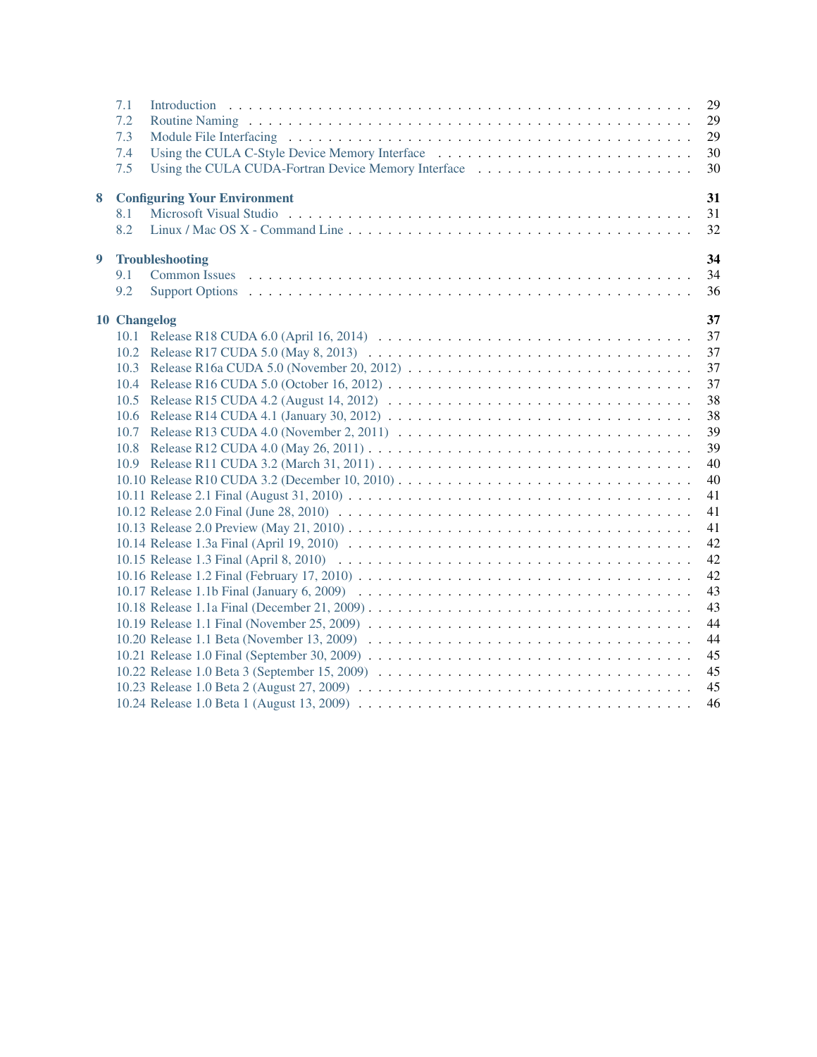- 7.1 Introduction . . . . . 29
- 7.2 Routine Naming . . . . . 29
- 7.3 Module File Interfacing . . . . . 29
- 7.4 Using the CULA C-Style Device Memory Interface . . . . . 30
- 7.5 Using the CULA CUDA-Fortran Device Memory Interface . . . . . 30

**8 Configuring Your Environment** **31**

- 8.1 Microsoft Visual Studio . . . . . 31
- 8.2 Linux / Mac OS X - Command Line . . . . . 32

**9 Troubleshooting** **34**

- 9.1 Common Issues . . . . . 34
- 9.2 Support Options . . . . . 36

**10 Changelog** **37**

- 10.1 Release R18 CUDA 6.0 (April 16, 2014) . . . . . 37
- 10.2 Release R17 CUDA 5.0 (May 8, 2013) . . . . . 37
- 10.3 Release R16a CUDA 5.0 (November 20, 2012) . . . . . 37
- 10.4 Release R16 CUDA 5.0 (October 16, 2012) . . . . . 37
- 10.5 Release R15 CUDA 4.2 (August 14, 2012) . . . . . 38
- 10.6 Release R14 CUDA 4.1 (January 30, 2012) . . . . . 38
- 10.7 Release R13 CUDA 4.0 (November 2, 2011) . . . . . 39
- 10.8 Release R12 CUDA 4.0 (May 26, 2011) . . . . . 39
- 10.9 Release R11 CUDA 3.2 (March 31, 2011) . . . . . 40
- 10.10 Release R10 CUDA 3.2 (December 10, 2010) . . . . . 40
- 10.11 Release 2.1 Final (August 31, 2010) . . . . . 41
- 10.12 Release 2.0 Final (June 28, 2010) . . . . . 41
- 10.13 Release 2.0 Preview (May 21, 2010) . . . . . 41
- 10.14 Release 1.3a Final (April 19, 2010) . . . . . 42
- 10.15 Release 1.3 Final (April 8, 2010) . . . . . 42
- 10.16 Release 1.2 Final (February 17, 2010) . . . . . 42
- 10.17 Release 1.1b Final (January 6, 2009) . . . . . 43
- 10.18 Release 1.1a Final (December 21, 2009) . . . . . 43
- 10.19 Release 1.1 Final (November 25, 2009) . . . . . 44
- 10.20 Release 1.1 Beta (November 13, 2009) . . . . . 44
- 10.21 Release 1.0 Final (September 30, 2009) . . . . . 45
- 10.22 Release 1.0 Beta 3 (September 15, 2009) . . . . . 45
- 10.23 Release 1.0 Beta 2 (August 27, 2009) . . . . . 45
- 10.24 Release 1.0 Beta 1 (August 13, 2009) . . . . . 46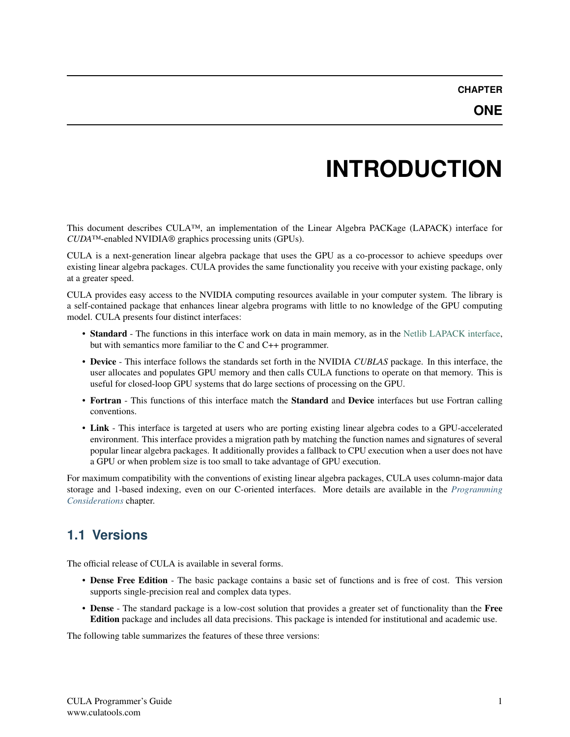# CHAPTER ONE

# INTRODUCTION

This document describes CULA™, an implementation of the Linear Algebra PACKage (LAPACK) interface for *CUDA*™-enabled NVIDIA® graphics processing units (GPUs).

CULA is a next-generation linear algebra package that uses the GPU as a co-processor to achieve speedups over existing linear algebra packages. CULA provides the same functionality you receive with your existing package, only at a greater speed.

CULA provides easy access to the NVIDIA computing resources available in your computer system. The library is a self-contained package that enhances linear algebra programs with little to no knowledge of the GPU computing model. CULA presents four distinct interfaces:

- **Standard** - The functions in this interface work on data in main memory, as in the Netlib LAPACK interface, but with semantics more familiar to the C and C++ programmer.
- **Device** - This interface follows the standards set forth in the NVIDIA *CUBLAS* package. In this interface, the user allocates and populates GPU memory and then calls CULA functions to operate on that memory. This is useful for closed-loop GPU systems that do large sections of processing on the GPU.
- **Fortran** - This functions of this interface match the **Standard** and **Device** interfaces but use Fortran calling conventions.
- **Link** - This interface is targeted at users who are porting existing linear algebra codes to a GPU-accelerated environment. This interface provides a migration path by matching the function names and signatures of several popular linear algebra packages. It additionally provides a fallback to CPU execution when a user does not have a GPU or when problem size is too small to take advantage of GPU execution.

For maximum compatibility with the conventions of existing linear algebra packages, CULA uses column-major data storage and 1-based indexing, even on our C-oriented interfaces. More details are available in the *Programming Considerations* chapter.

## 1.1 Versions

The official release of CULA is available in several forms.

- **Dense Free Edition** - The basic package contains a basic set of functions and is free of cost. This version supports single-precision real and complex data types.
- **Dense** - The standard package is a low-cost solution that provides a greater set of functionality than the **Free Edition** package and includes all data precisions. This package is intended for institutional and academic use.

The following table summarizes the features of these three versions: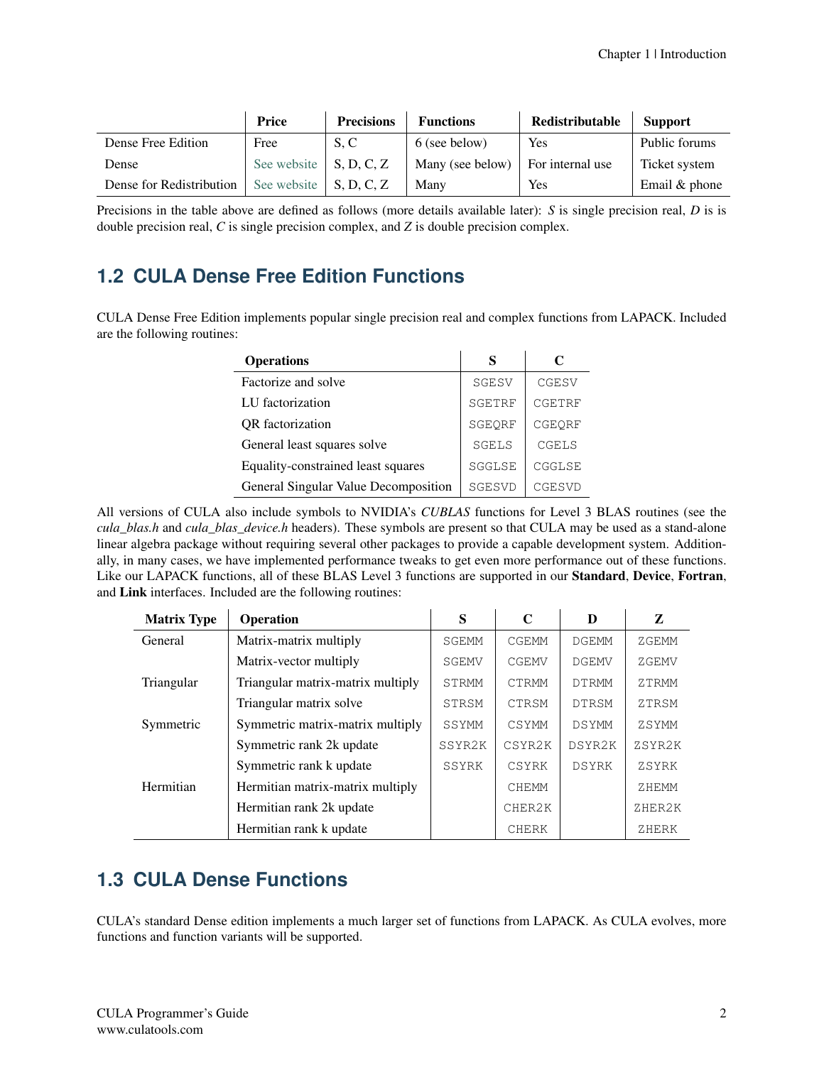| | Price | Precisions | Functions | Redistributable | Support |
|---|---|---|---|---|---|
| Dense Free Edition | Free | S, C | 6 (see below) | Yes | Public forums |
| Dense | See website | S, D, C, Z | Many (see below) | For internal use | Ticket system |
| Dense for Redistribution | See website | S, D, C, Z | Many | Yes | Email & phone |

Precisions in the table above are defined as follows (more details available later): *S* is single precision real, *D* is is double precision real, *C* is single precision complex, and *Z* is double precision complex.

## 1.2 CULA Dense Free Edition Functions

CULA Dense Free Edition implements popular single precision real and complex functions from LAPACK. Included are the following routines:

| Operations | S | C |
|---|---|---|
| Factorize and solve | SGESV | CGESV |
| LU factorization | SGETRF | CGETRF |
| QR factorization | SGEQRF | CGEQRF |
| General least squares solve | SGELS | CGELS |
| Equality-constrained least squares | SGGLSE | CGGLSE |
| General Singular Value Decomposition | SGESVD | CGESVD |

All versions of CULA also include symbols to NVIDIA's *CUBLAS* functions for Level 3 BLAS routines (see the *cula_blas.h* and *cula_blas_device.h* headers). These symbols are present so that CULA may be used as a stand-alone linear algebra package without requiring several other packages to provide a capable development system. Additionally, in many cases, we have implemented performance tweaks to get even more performance out of these functions. Like our LAPACK functions, all of these BLAS Level 3 functions are supported in our **Standard**, **Device**, **Fortran**, and **Link** interfaces. Included are the following routines:

| Matrix Type | Operation | S | C | D | Z |
|---|---|---|---|---|---|
| General | Matrix-matrix multiply | SGEMM | CGEMM | DGEMM | ZGEMM |
| | Matrix-vector multiply | SGEMV | CGEMV | DGEMV | ZGEMV |
| Triangular | Triangular matrix-matrix multiply | STRMM | CTRMM | DTRMM | ZTRMM |
| | Triangular matrix solve | STRSM | CTRSM | DTRSM | ZTRSM |
| Symmetric | Symmetric matrix-matrix multiply | SSYMM | CSYMM | DSYMM | ZSYMM |
| | Symmetric rank 2k update | SSYR2K | CSYR2K | DSYR2K | ZSYR2K |
| | Symmetric rank k update | SSYRK | CSYRK | DSYRK | ZSYRK |
| Hermitian | Hermitian matrix-matrix multiply | | CHEMM | | ZHEMM |
| | Hermitian rank 2k update | | CHER2K | | ZHER2K |
| | Hermitian rank k update | | CHERK | | ZHERK |

## 1.3 CULA Dense Functions

CULA's standard Dense edition implements a much larger set of functions from LAPACK. As CULA evolves, more functions and function variants will be supported.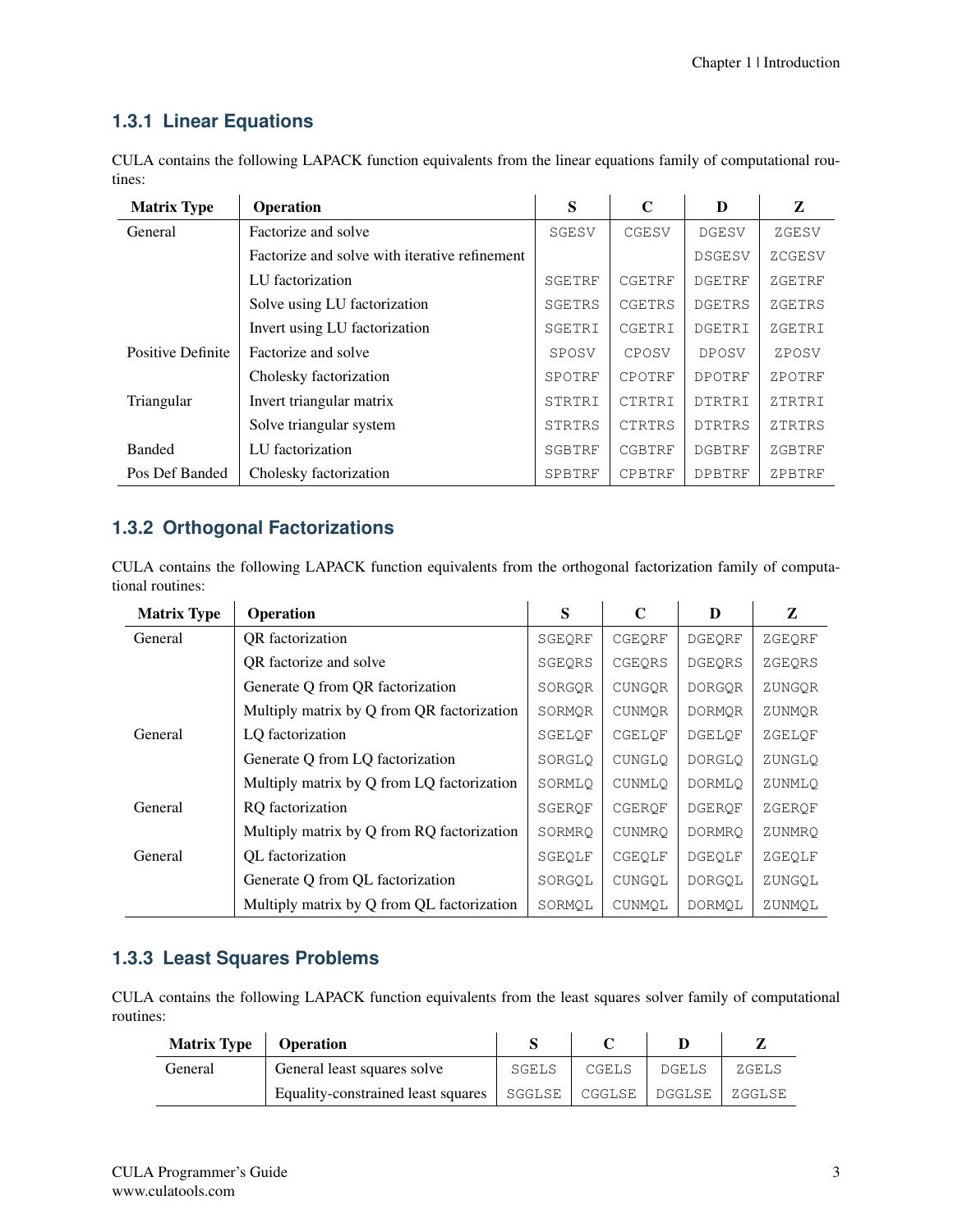### 1.3.1 Linear Equations

CULA contains the following LAPACK function equivalents from the linear equations family of computational routines:

| Matrix Type | Operation | S | C | D | Z |
|---|---|---|---|---|---|
| General | Factorize and solve | SGESV | CGESV | DGESV | ZGESV |
| | Factorize and solve with iterative refinement | | | DSGESV | ZCGESV |
| | LU factorization | SGETRF | CGETRF | DGETRF | ZGETRF |
| | Solve using LU factorization | SGETRS | CGETRS | DGETRS | ZGETRS |
| | Invert using LU factorization | SGETRI | CGETRI | DGETRI | ZGETRI |
| Positive Definite | Factorize and solve | SPOSV | CPOSV | DPOSV | ZPOSV |
| | Cholesky factorization | SPOTRF | CPOTRF | DPOTRF | ZPOTRF |
| Triangular | Invert triangular matrix | STRTRI | CTRTRI | DTRTRI | ZTRTRI |
| | Solve triangular system | STRTRS | CTRTRS | DTRTRS | ZTRTRS |
| Banded | LU factorization | SGBTRF | CGBTRF | DGBTRF | ZGBTRF |
| Pos Def Banded | Cholesky factorization | SPBTRF | CPBTRF | DPBTRF | ZPBTRF |

### 1.3.2 Orthogonal Factorizations

CULA contains the following LAPACK function equivalents from the orthogonal factorization family of computational routines:

| Matrix Type | Operation | S | C | D | Z |
|---|---|---|---|---|---|
| General | QR factorization | SGEQRF | CGEQRF | DGEQRF | ZGEQRF |
| | QR factorize and solve | SGEQRS | CGEQRS | DGEQRS | ZGEQRS |
| | Generate Q from QR factorization | SORGQR | CUNGQR | DORGQR | ZUNGQR |
| | Multiply matrix by Q from QR factorization | SORMQR | CUNMQR | DORMQR | ZUNMQR |
| General | LQ factorization | SGELQF | CGELQF | DGELQF | ZGELQF |
| | Generate Q from LQ factorization | SORGLQ | CUNGLQ | DORGLQ | ZUNGLQ |
| | Multiply matrix by Q from LQ factorization | SORMLQ | CUNMLQ | DORMLQ | ZUNMLQ |
| General | RQ factorization | SGERQF | CGERQF | DGERQF | ZGERQF |
| | Multiply matrix by Q from RQ factorization | SORMRQ | CUNMRQ | DORMRQ | ZUNMRQ |
| General | QL factorization | SGEQLF | CGEQLF | DGEQLF | ZGEQLF |
| | Generate Q from QL factorization | SORGQL | CUNGQL | DORGQL | ZUNGQL |
| | Multiply matrix by Q from QL factorization | SORMQL | CUNMQL | DORMQL | ZUNMQL |

### 1.3.3 Least Squares Problems

CULA contains the following LAPACK function equivalents from the least squares solver family of computational routines:

| Matrix Type | Operation | S | C | D | Z |
|---|---|---|---|---|---|
| General | General least squares solve | SGELS | CGELS | DGELS | ZGELS |
| | Equality-constrained least squares | SGGLSE | CGGLSE | DGGLSE | ZGGLSE |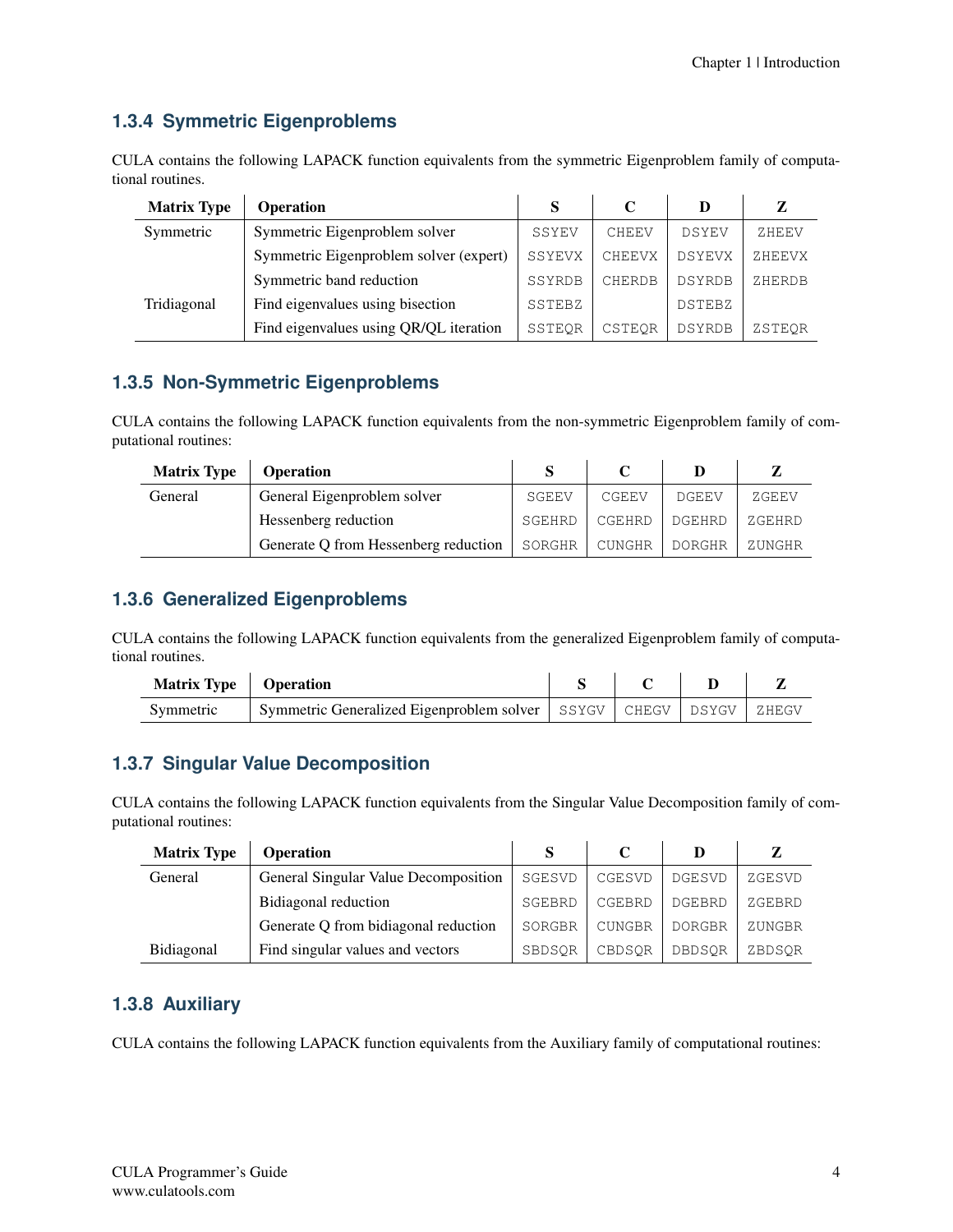### 1.3.4 Symmetric Eigenproblems

CULA contains the following LAPACK function equivalents from the symmetric Eigenproblem family of computational routines.

| Matrix Type | Operation | S | C | D | Z |
|---|---|---|---|---|---|
| Symmetric | Symmetric Eigenproblem solver | SSYEV | CHEEV | DSYEV | ZHEEV |
| | Symmetric Eigenproblem solver (expert) | SSYEVX | CHEEVX | DSYEVX | ZHEEVX |
| | Symmetric band reduction | SSYRDB | CHERDB | DSYRDB | ZHERDB |
| Tridiagonal | Find eigenvalues using bisection | SSTEBZ | | DSTEBZ | |
| | Find eigenvalues using QR/QL iteration | SSTEQR | CSTEQR | DSYRDB | ZSTEQR |

### 1.3.5 Non-Symmetric Eigenproblems

CULA contains the following LAPACK function equivalents from the non-symmetric Eigenproblem family of computational routines:

| Matrix Type | Operation | S | C | D | Z |
|---|---|---|---|---|---|
| General | General Eigenproblem solver | SGEEV | CGEEV | DGEEV | ZGEEV |
| | Hessenberg reduction | SGEHRD | CGEHRD | DGEHRD | ZGEHRD |
| | Generate Q from Hessenberg reduction | SORGHR | CUNGHR | DORGHR | ZUNGHR |

### 1.3.6 Generalized Eigenproblems

CULA contains the following LAPACK function equivalents from the generalized Eigenproblem family of computational routines.

| Matrix Type | Operation | S | C | D | Z |
|---|---|---|---|---|---|
| Symmetric | Symmetric Generalized Eigenproblem solver | SSYGV | CHEGV | DSYGV | ZHEGV |

### 1.3.7 Singular Value Decomposition

CULA contains the following LAPACK function equivalents from the Singular Value Decomposition family of computational routines:

| Matrix Type | Operation | S | C | D | Z |
|---|---|---|---|---|---|
| General | General Singular Value Decomposition | SGESVD | CGESVD | DGESVD | ZGESVD |
| | Bidiagonal reduction | SGEBRD | CGEBRD | DGEBRD | ZGEBRD |
| | Generate Q from bidiagonal reduction | SORGBR | CUNGBR | DORGBR | ZUNGBR |
| Bidiagonal | Find singular values and vectors | SBDSQR | CBDSQR | DBDSQR | ZBDSQR |

### 1.3.8 Auxiliary

CULA contains the following LAPACK function equivalents from the Auxiliary family of computational routines: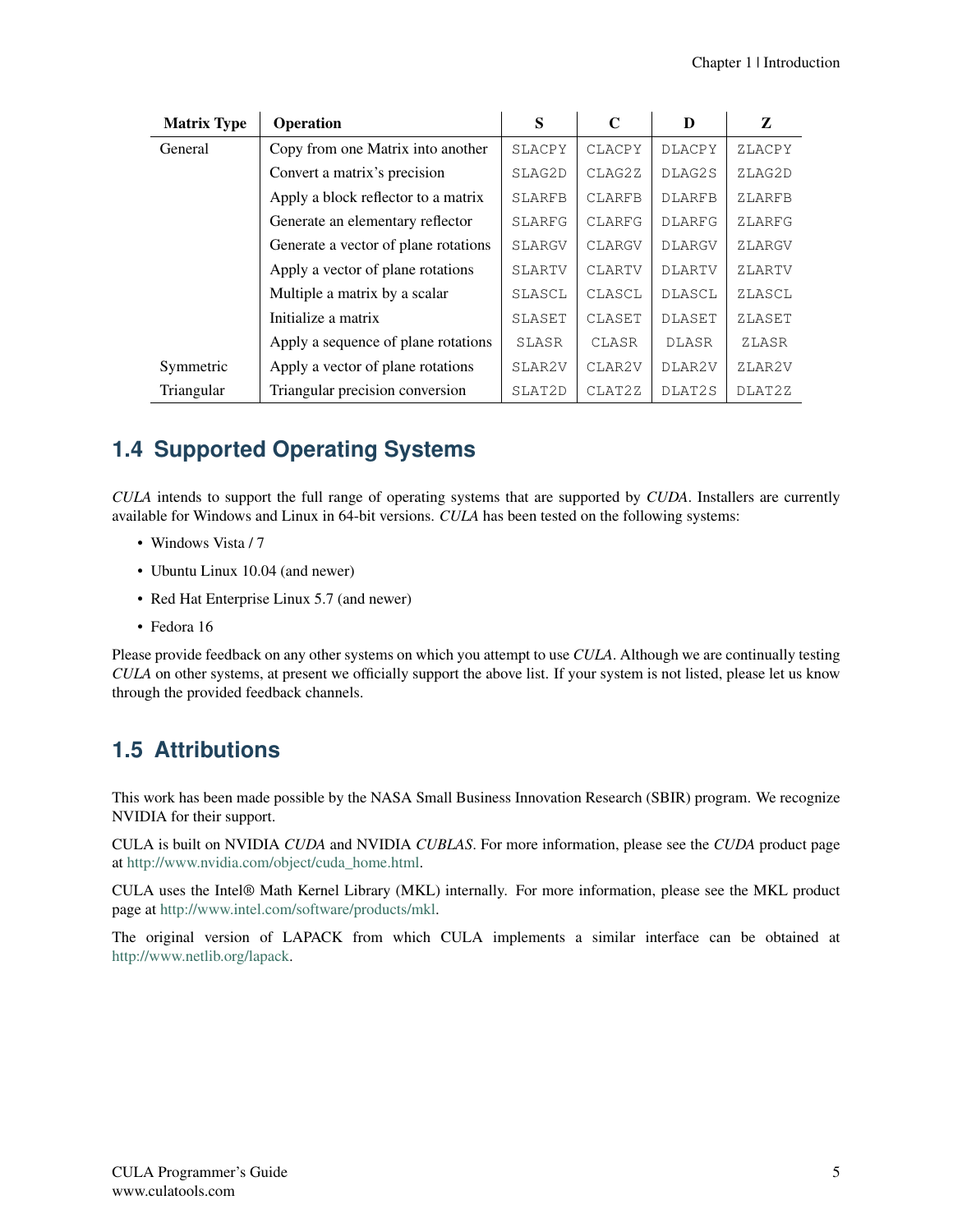| Matrix Type | Operation | S | C | D | Z |
|---|---|---|---|---|---|
| General | Copy from one Matrix into another | SLACPY | CLACPY | DLACPY | ZLACPY |
| | Convert a matrix's precision | SLAG2D | CLAG2Z | DLAG2S | ZLAG2D |
| | Apply a block reflector to a matrix | SLARFB | CLARFB | DLARFB | ZLARFB |
| | Generate an elementary reflector | SLARFG | CLARFG | DLARFG | ZLARFG |
| | Generate a vector of plane rotations | SLARGV | CLARGV | DLARGV | ZLARGV |
| | Apply a vector of plane rotations | SLARTV | CLARTV | DLARTV | ZLARTV |
| | Multiple a matrix by a scalar | SLASCL | CLASCL | DLASCL | ZLASCL |
| | Initialize a matrix | SLASET | CLASET | DLASET | ZLASET |
| | Apply a sequence of plane rotations | SLASR | CLASR | DLASR | ZLASR |
| Symmetric | Apply a vector of plane rotations | SLAR2V | CLAR2V | DLAR2V | ZLAR2V |
| Triangular | Triangular precision conversion | SLAT2D | CLAT2Z | DLAT2S | DLAT2Z |

## 1.4 Supported Operating Systems

*CULA* intends to support the full range of operating systems that are supported by *CUDA*. Installers are currently available for Windows and Linux in 64-bit versions. *CULA* has been tested on the following systems:

- Windows Vista / 7
- Ubuntu Linux 10.04 (and newer)
- Red Hat Enterprise Linux 5.7 (and newer)
- Fedora 16

Please provide feedback on any other systems on which you attempt to use *CULA*. Although we are continually testing *CULA* on other systems, at present we officially support the above list. If your system is not listed, please let us know through the provided feedback channels.

## 1.5 Attributions

This work has been made possible by the NASA Small Business Innovation Research (SBIR) program. We recognize NVIDIA for their support.

CULA is built on NVIDIA *CUDA* and NVIDIA *CUBLAS*. For more information, please see the *CUDA* product page at http://www.nvidia.com/object/cuda_home.html.

CULA uses the Intel® Math Kernel Library (MKL) internally. For more information, please see the MKL product page at http://www.intel.com/software/products/mkl.

The original version of LAPACK from which CULA implements a similar interface can be obtained at http://www.netlib.org/lapack.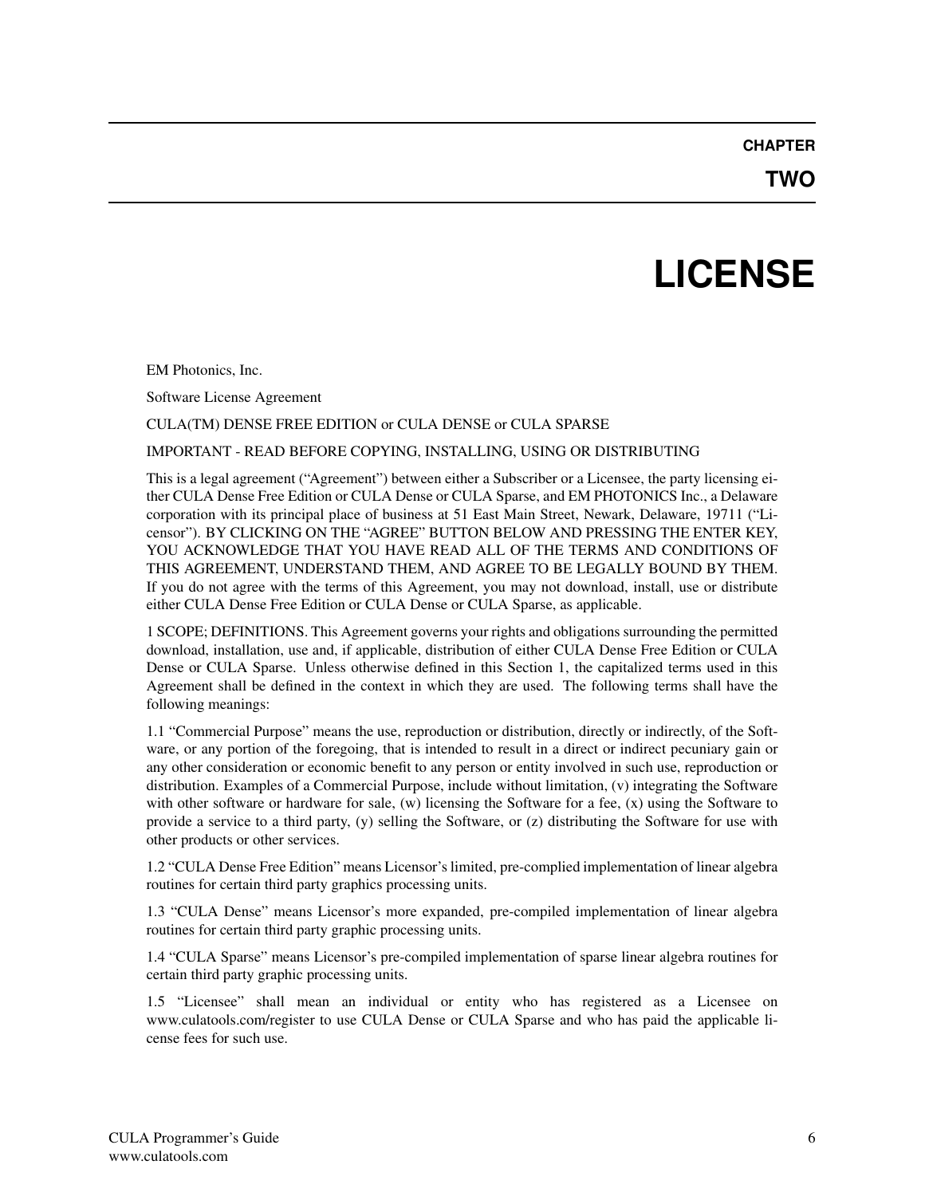# CHAPTER TWO

# LICENSE

EM Photonics, Inc.

Software License Agreement

CULA(TM) DENSE FREE EDITION or CULA DENSE or CULA SPARSE

IMPORTANT - READ BEFORE COPYING, INSTALLING, USING OR DISTRIBUTING

This is a legal agreement ("Agreement") between either a Subscriber or a Licensee, the party licensing either CULA Dense Free Edition or CULA Dense or CULA Sparse, and EM PHOTONICS Inc., a Delaware corporation with its principal place of business at 51 East Main Street, Newark, Delaware, 19711 ("Licensor"). BY CLICKING ON THE "AGREE" BUTTON BELOW AND PRESSING THE ENTER KEY, YOU ACKNOWLEDGE THAT YOU HAVE READ ALL OF THE TERMS AND CONDITIONS OF THIS AGREEMENT, UNDERSTAND THEM, AND AGREE TO BE LEGALLY BOUND BY THEM. If you do not agree with the terms of this Agreement, you may not download, install, use or distribute either CULA Dense Free Edition or CULA Dense or CULA Sparse, as applicable.

1 SCOPE; DEFINITIONS. This Agreement governs your rights and obligations surrounding the permitted download, installation, use and, if applicable, distribution of either CULA Dense Free Edition or CULA Dense or CULA Sparse. Unless otherwise defined in this Section 1, the capitalized terms used in this Agreement shall be defined in the context in which they are used. The following terms shall have the following meanings:

1.1 "Commercial Purpose" means the use, reproduction or distribution, directly or indirectly, of the Software, or any portion of the foregoing, that is intended to result in a direct or indirect pecuniary gain or any other consideration or economic benefit to any person or entity involved in such use, reproduction or distribution. Examples of a Commercial Purpose, include without limitation, (v) integrating the Software with other software or hardware for sale, (w) licensing the Software for a fee, (x) using the Software to provide a service to a third party, (y) selling the Software, or (z) distributing the Software for use with other products or other services.

1.2 "CULA Dense Free Edition" means Licensor's limited, pre-complied implementation of linear algebra routines for certain third party graphics processing units.

1.3 "CULA Dense" means Licensor's more expanded, pre-compiled implementation of linear algebra routines for certain third party graphic processing units.

1.4 "CULA Sparse" means Licensor's pre-compiled implementation of sparse linear algebra routines for certain third party graphic processing units.

1.5 "Licensee" shall mean an individual or entity who has registered as a Licensee on www.culatools.com/register to use CULA Dense or CULA Sparse and who has paid the applicable license fees for such use.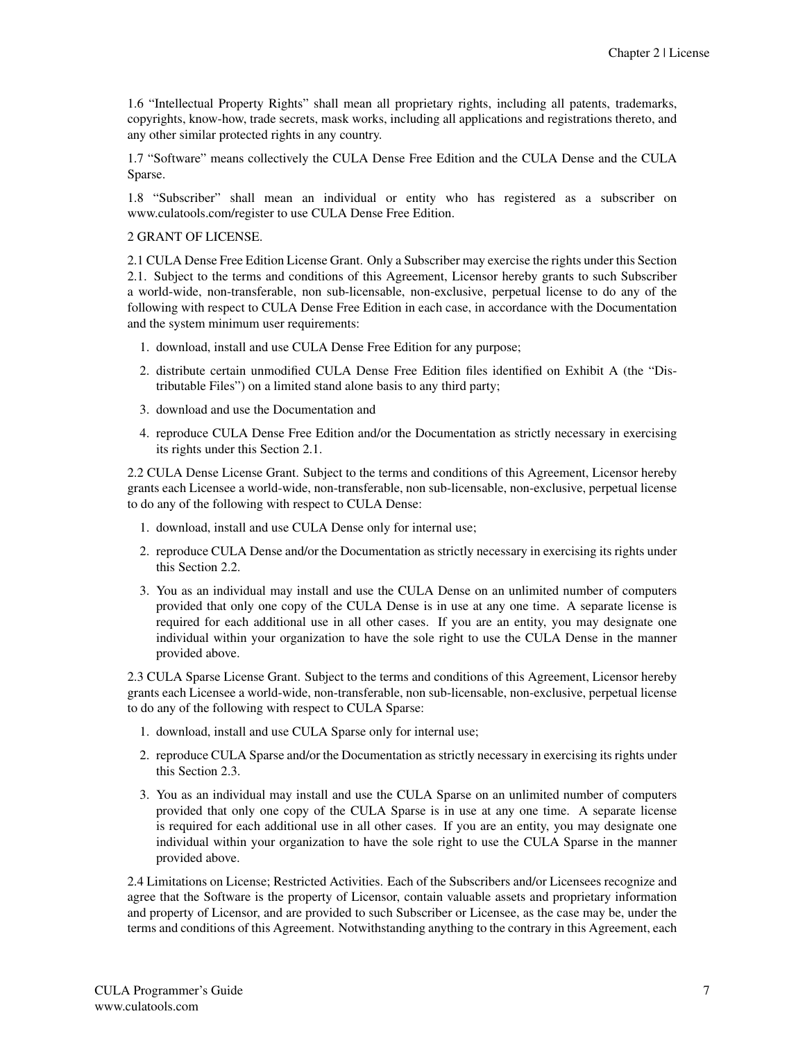1.6 “Intellectual Property Rights” shall mean all proprietary rights, including all patents, trademarks, copyrights, know-how, trade secrets, mask works, including all applications and registrations thereto, and any other similar protected rights in any country.

1.7 “Software” means collectively the CULA Dense Free Edition and the CULA Dense and the CULA Sparse.

1.8 “Subscriber” shall mean an individual or entity who has registered as a subscriber on www.culatools.com/register to use CULA Dense Free Edition.

2 GRANT OF LICENSE.

2.1 CULA Dense Free Edition License Grant. Only a Subscriber may exercise the rights under this Section 2.1. Subject to the terms and conditions of this Agreement, Licensor hereby grants to such Subscriber a world-wide, non-transferable, non sub-licensable, non-exclusive, perpetual license to do any of the following with respect to CULA Dense Free Edition in each case, in accordance with the Documentation and the system minimum user requirements:

1. download, install and use CULA Dense Free Edition for any purpose;
2. distribute certain unmodified CULA Dense Free Edition files identified on Exhibit A (the “Distributable Files”) on a limited stand alone basis to any third party;
3. download and use the Documentation and
4. reproduce CULA Dense Free Edition and/or the Documentation as strictly necessary in exercising its rights under this Section 2.1.

2.2 CULA Dense License Grant. Subject to the terms and conditions of this Agreement, Licensor hereby grants each Licensee a world-wide, non-transferable, non sub-licensable, non-exclusive, perpetual license to do any of the following with respect to CULA Dense:

1. download, install and use CULA Dense only for internal use;
2. reproduce CULA Dense and/or the Documentation as strictly necessary in exercising its rights under this Section 2.2.
3. You as an individual may install and use the CULA Dense on an unlimited number of computers provided that only one copy of the CULA Dense is in use at any one time. A separate license is required for each additional use in all other cases. If you are an entity, you may designate one individual within your organization to have the sole right to use the CULA Dense in the manner provided above.

2.3 CULA Sparse License Grant. Subject to the terms and conditions of this Agreement, Licensor hereby grants each Licensee a world-wide, non-transferable, non sub-licensable, non-exclusive, perpetual license to do any of the following with respect to CULA Sparse:

1. download, install and use CULA Sparse only for internal use;
2. reproduce CULA Sparse and/or the Documentation as strictly necessary in exercising its rights under this Section 2.3.
3. You as an individual may install and use the CULA Sparse on an unlimited number of computers provided that only one copy of the CULA Sparse is in use at any one time. A separate license is required for each additional use in all other cases. If you are an entity, you may designate one individual within your organization to have the sole right to use the CULA Sparse in the manner provided above.

2.4 Limitations on License; Restricted Activities. Each of the Subscribers and/or Licensees recognize and agree that the Software is the property of Licensor, contain valuable assets and proprietary information and property of Licensor, and are provided to such Subscriber or Licensee, as the case may be, under the terms and conditions of this Agreement. Notwithstanding anything to the contrary in this Agreement, each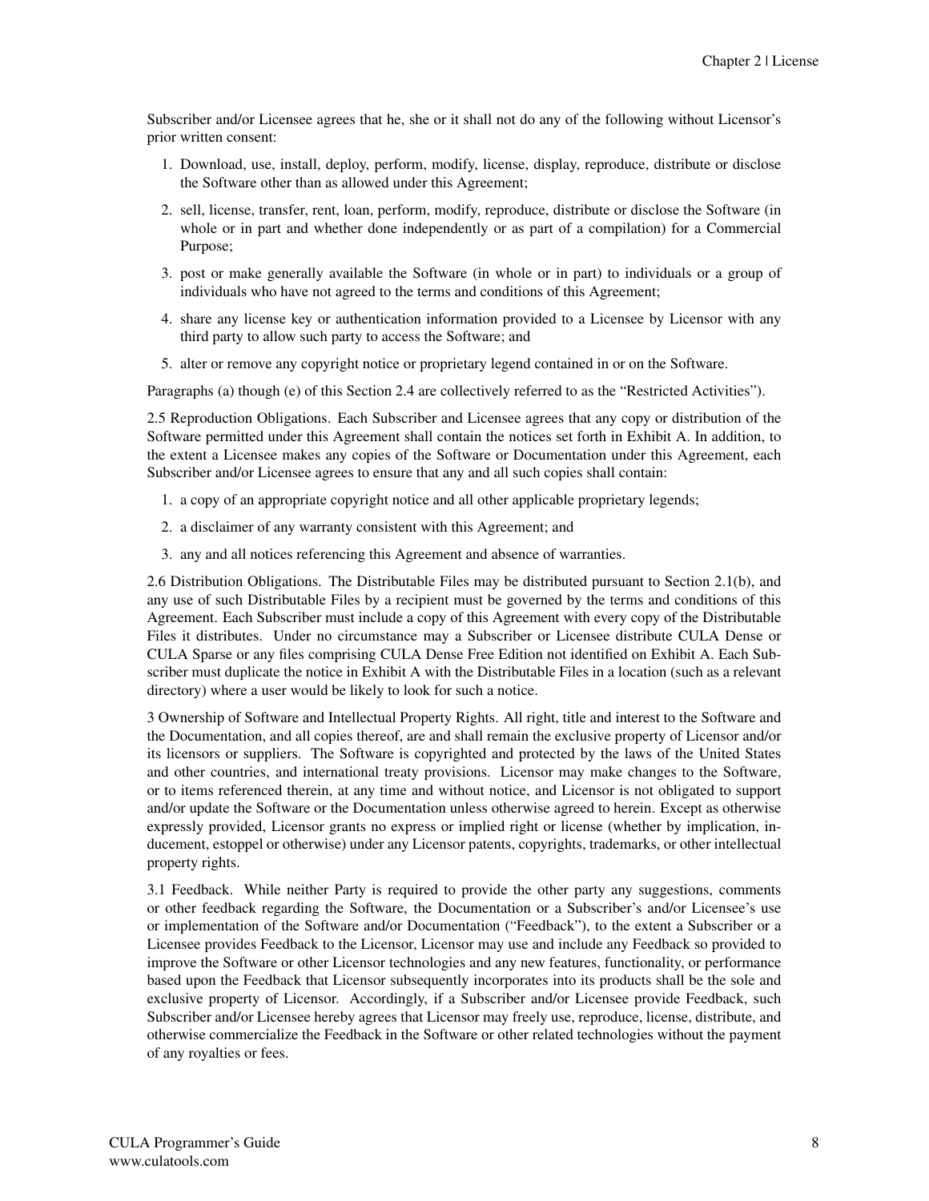Subscriber and/or Licensee agrees that he, she or it shall not do any of the following without Licensor's prior written consent:

1. Download, use, install, deploy, perform, modify, license, display, reproduce, distribute or disclose the Software other than as allowed under this Agreement;
2. sell, license, transfer, rent, loan, perform, modify, reproduce, distribute or disclose the Software (in whole or in part and whether done independently or as part of a compilation) for a Commercial Purpose;
3. post or make generally available the Software (in whole or in part) to individuals or a group of individuals who have not agreed to the terms and conditions of this Agreement;
4. share any license key or authentication information provided to a Licensee by Licensor with any third party to allow such party to access the Software; and
5. alter or remove any copyright notice or proprietary legend contained in or on the Software.

Paragraphs (a) though (e) of this Section 2.4 are collectively referred to as the "Restricted Activities").

2.5 Reproduction Obligations. Each Subscriber and Licensee agrees that any copy or distribution of the Software permitted under this Agreement shall contain the notices set forth in Exhibit A. In addition, to the extent a Licensee makes any copies of the Software or Documentation under this Agreement, each Subscriber and/or Licensee agrees to ensure that any and all such copies shall contain:

1. a copy of an appropriate copyright notice and all other applicable proprietary legends;
2. a disclaimer of any warranty consistent with this Agreement; and
3. any and all notices referencing this Agreement and absence of warranties.

2.6 Distribution Obligations. The Distributable Files may be distributed pursuant to Section 2.1(b), and any use of such Distributable Files by a recipient must be governed by the terms and conditions of this Agreement. Each Subscriber must include a copy of this Agreement with every copy of the Distributable Files it distributes. Under no circumstance may a Subscriber or Licensee distribute CULA Dense or CULA Sparse or any files comprising CULA Dense Free Edition not identified on Exhibit A. Each Subscriber must duplicate the notice in Exhibit A with the Distributable Files in a location (such as a relevant directory) where a user would be likely to look for such a notice.

3 Ownership of Software and Intellectual Property Rights. All right, title and interest to the Software and the Documentation, and all copies thereof, are and shall remain the exclusive property of Licensor and/or its licensors or suppliers. The Software is copyrighted and protected by the laws of the United States and other countries, and international treaty provisions. Licensor may make changes to the Software, or to items referenced therein, at any time and without notice, and Licensor is not obligated to support and/or update the Software or the Documentation unless otherwise agreed to herein. Except as otherwise expressly provided, Licensor grants no express or implied right or license (whether by implication, inducement, estoppel or otherwise) under any Licensor patents, copyrights, trademarks, or other intellectual property rights.

3.1 Feedback. While neither Party is required to provide the other party any suggestions, comments or other feedback regarding the Software, the Documentation or a Subscriber's and/or Licensee's use or implementation of the Software and/or Documentation ("Feedback"), to the extent a Subscriber or a Licensee provides Feedback to the Licensor, Licensor may use and include any Feedback so provided to improve the Software or other Licensor technologies and any new features, functionality, or performance based upon the Feedback that Licensor subsequently incorporates into its products shall be the sole and exclusive property of Licensor. Accordingly, if a Subscriber and/or Licensee provide Feedback, such Subscriber and/or Licensee hereby agrees that Licensor may freely use, reproduce, license, distribute, and otherwise commercialize the Feedback in the Software or other related technologies without the payment of any royalties or fees.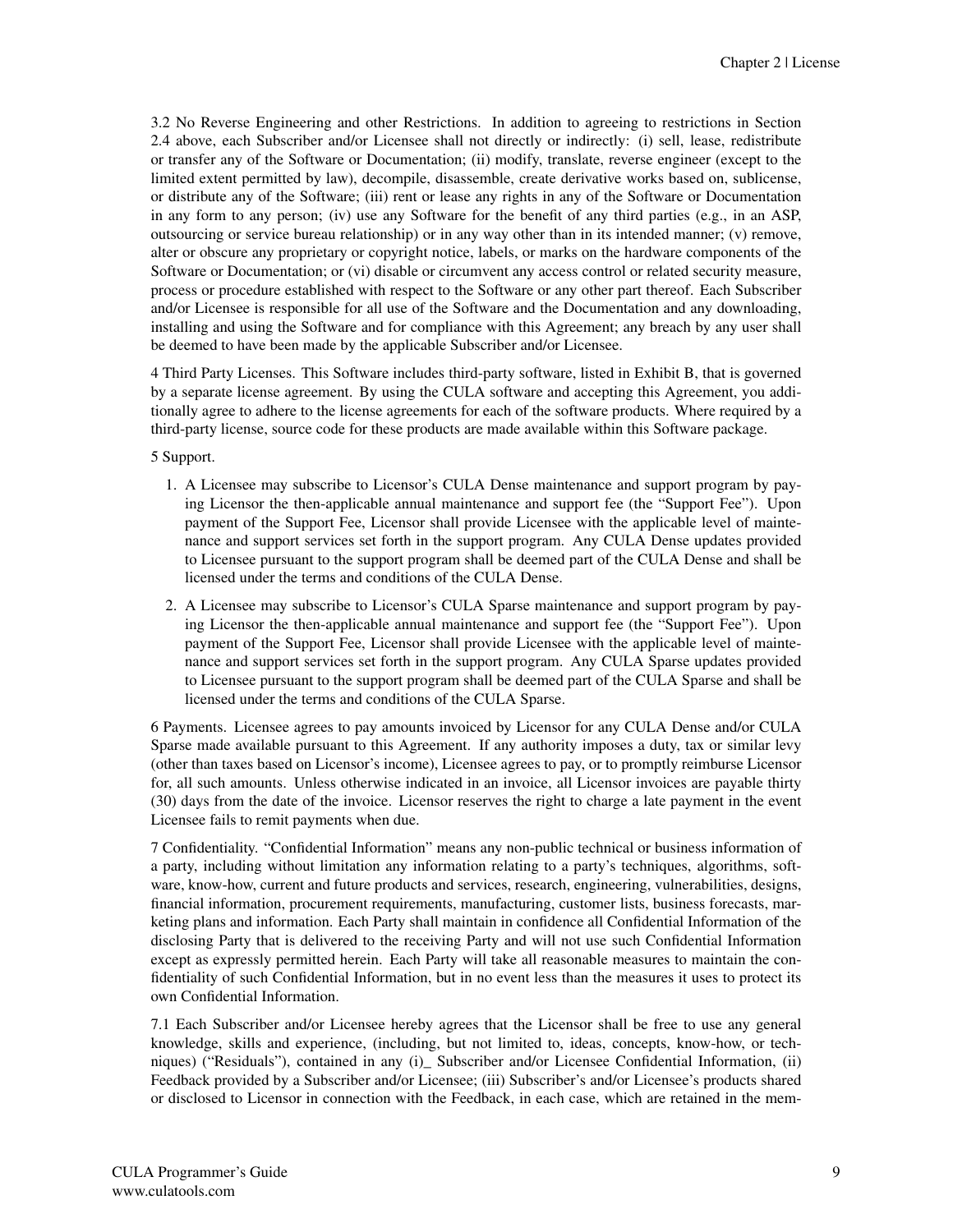3.2 No Reverse Engineering and other Restrictions. In addition to agreeing to restrictions in Section 2.4 above, each Subscriber and/or Licensee shall not directly or indirectly: (i) sell, lease, redistribute or transfer any of the Software or Documentation; (ii) modify, translate, reverse engineer (except to the limited extent permitted by law), decompile, disassemble, create derivative works based on, sublicense, or distribute any of the Software; (iii) rent or lease any rights in any of the Software or Documentation in any form to any person; (iv) use any Software for the benefit of any third parties (e.g., in an ASP, outsourcing or service bureau relationship) or in any way other than in its intended manner; (v) remove, alter or obscure any proprietary or copyright notice, labels, or marks on the hardware components of the Software or Documentation; or (vi) disable or circumvent any access control or related security measure, process or procedure established with respect to the Software or any other part thereof. Each Subscriber and/or Licensee is responsible for all use of the Software and the Documentation and any downloading, installing and using the Software and for compliance with this Agreement; any breach by any user shall be deemed to have been made by the applicable Subscriber and/or Licensee.

4 Third Party Licenses. This Software includes third-party software, listed in Exhibit B, that is governed by a separate license agreement. By using the CULA software and accepting this Agreement, you additionally agree to adhere to the license agreements for each of the software products. Where required by a third-party license, source code for these products are made available within this Software package.

5 Support.

1. A Licensee may subscribe to Licensor's CULA Dense maintenance and support program by paying Licensor the then-applicable annual maintenance and support fee (the "Support Fee"). Upon payment of the Support Fee, Licensor shall provide Licensee with the applicable level of maintenance and support services set forth in the support program. Any CULA Dense updates provided to Licensee pursuant to the support program shall be deemed part of the CULA Dense and shall be licensed under the terms and conditions of the CULA Dense.
2. A Licensee may subscribe to Licensor's CULA Sparse maintenance and support program by paying Licensor the then-applicable annual maintenance and support fee (the "Support Fee"). Upon payment of the Support Fee, Licensor shall provide Licensee with the applicable level of maintenance and support services set forth in the support program. Any CULA Sparse updates provided to Licensee pursuant to the support program shall be deemed part of the CULA Sparse and shall be licensed under the terms and conditions of the CULA Sparse.

6 Payments. Licensee agrees to pay amounts invoiced by Licensor for any CULA Dense and/or CULA Sparse made available pursuant to this Agreement. If any authority imposes a duty, tax or similar levy (other than taxes based on Licensor's income), Licensee agrees to pay, or to promptly reimburse Licensor for, all such amounts. Unless otherwise indicated in an invoice, all Licensor invoices are payable thirty (30) days from the date of the invoice. Licensor reserves the right to charge a late payment in the event Licensee fails to remit payments when due.

7 Confidentiality. "Confidential Information" means any non-public technical or business information of a party, including without limitation any information relating to a party's techniques, algorithms, software, know-how, current and future products and services, research, engineering, vulnerabilities, designs, financial information, procurement requirements, manufacturing, customer lists, business forecasts, marketing plans and information. Each Party shall maintain in confidence all Confidential Information of the disclosing Party that is delivered to the receiving Party and will not use such Confidential Information except as expressly permitted herein. Each Party will take all reasonable measures to maintain the confidentiality of such Confidential Information, but in no event less than the measures it uses to protect its own Confidential Information.

7.1 Each Subscriber and/or Licensee hereby agrees that the Licensor shall be free to use any general knowledge, skills and experience, (including, but not limited to, ideas, concepts, know-how, or techniques) ("Residuals"), contained in any (i)_ Subscriber and/or Licensee Confidential Information, (ii) Feedback provided by a Subscriber and/or Licensee; (iii) Subscriber's and/or Licensee's products shared or disclosed to Licensor in connection with the Feedback, in each case, which are retained in the mem-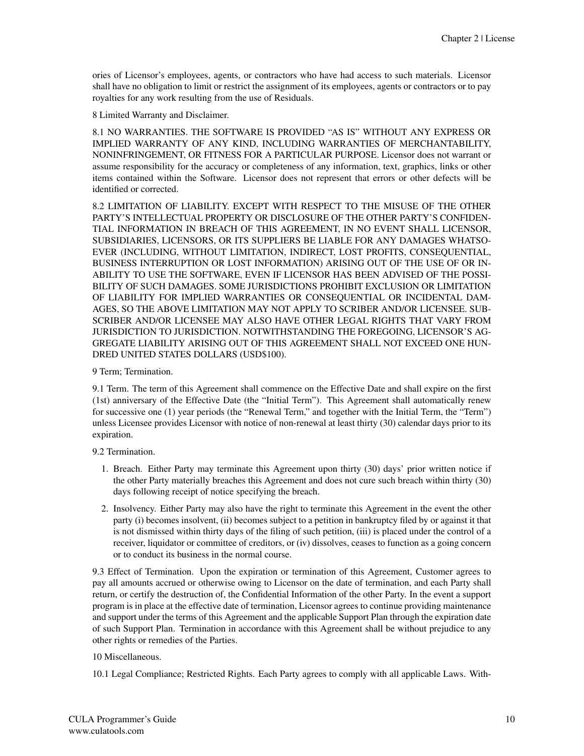ories of Licensor's employees, agents, or contractors who have had access to such materials. Licensor shall have no obligation to limit or restrict the assignment of its employees, agents or contractors or to pay royalties for any work resulting from the use of Residuals.

8 Limited Warranty and Disclaimer.

8.1 NO WARRANTIES. THE SOFTWARE IS PROVIDED "AS IS" WITHOUT ANY EXPRESS OR IMPLIED WARRANTY OF ANY KIND, INCLUDING WARRANTIES OF MERCHANTABILITY, NONINFRINGEMENT, OR FITNESS FOR A PARTICULAR PURPOSE. Licensor does not warrant or assume responsibility for the accuracy or completeness of any information, text, graphics, links or other items contained within the Software. Licensor does not represent that errors or other defects will be identified or corrected.

8.2 LIMITATION OF LIABILITY. EXCEPT WITH RESPECT TO THE MISUSE OF THE OTHER PARTY'S INTELLECTUAL PROPERTY OR DISCLOSURE OF THE OTHER PARTY'S CONFIDENTIAL INFORMATION IN BREACH OF THIS AGREEMENT, IN NO EVENT SHALL LICENSOR, SUBSIDIARIES, LICENSORS, OR ITS SUPPLIERS BE LIABLE FOR ANY DAMAGES WHATSOEVER (INCLUDING, WITHOUT LIMITATION, INDIRECT, LOST PROFITS, CONSEQUENTIAL, BUSINESS INTERRUPTION OR LOST INFORMATION) ARISING OUT OF THE USE OF OR INABILITY TO USE THE SOFTWARE, EVEN IF LICENSOR HAS BEEN ADVISED OF THE POSSIBILITY OF SUCH DAMAGES. SOME JURISDICTIONS PROHIBIT EXCLUSION OR LIMITATION OF LIABILITY FOR IMPLIED WARRANTIES OR CONSEQUENTIAL OR INCIDENTAL DAMAGES, SO THE ABOVE LIMITATION MAY NOT APPLY TO SCRIBER AND/OR LICENSEE. SUBSCRIBER AND/OR LICENSEE MAY ALSO HAVE OTHER LEGAL RIGHTS THAT VARY FROM JURISDICTION TO JURISDICTION. NOTWITHSTANDING THE FOREGOING, LICENSOR'S AGGREGATE LIABILITY ARISING OUT OF THIS AGREEMENT SHALL NOT EXCEED ONE HUNDRED UNITED STATES DOLLARS (USD$100).

9 Term; Termination.

9.1 Term. The term of this Agreement shall commence on the Effective Date and shall expire on the first (1st) anniversary of the Effective Date (the "Initial Term"). This Agreement shall automatically renew for successive one (1) year periods (the "Renewal Term," and together with the Initial Term, the "Term") unless Licensee provides Licensor with notice of non-renewal at least thirty (30) calendar days prior to its expiration.

9.2 Termination.

1. Breach. Either Party may terminate this Agreement upon thirty (30) days' prior written notice if the other Party materially breaches this Agreement and does not cure such breach within thirty (30) days following receipt of notice specifying the breach.
2. Insolvency. Either Party may also have the right to terminate this Agreement in the event the other party (i) becomes insolvent, (ii) becomes subject to a petition in bankruptcy filed by or against it that is not dismissed within thirty days of the filing of such petition, (iii) is placed under the control of a receiver, liquidator or committee of creditors, or (iv) dissolves, ceases to function as a going concern or to conduct its business in the normal course.

9.3 Effect of Termination. Upon the expiration or termination of this Agreement, Customer agrees to pay all amounts accrued or otherwise owing to Licensor on the date of termination, and each Party shall return, or certify the destruction of, the Confidential Information of the other Party. In the event a support program is in place at the effective date of termination, Licensor agrees to continue providing maintenance and support under the terms of this Agreement and the applicable Support Plan through the expiration date of such Support Plan. Termination in accordance with this Agreement shall be without prejudice to any other rights or remedies of the Parties.

10 Miscellaneous.

10.1 Legal Compliance; Restricted Rights. Each Party agrees to comply with all applicable Laws. With-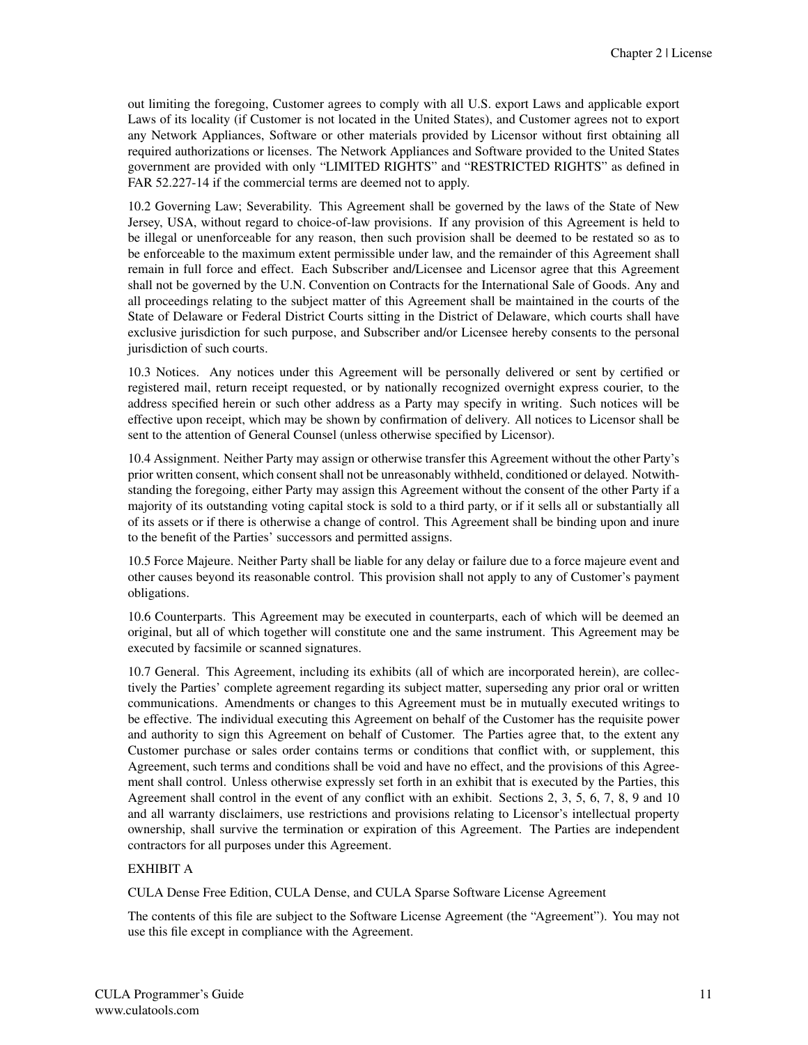out limiting the foregoing, Customer agrees to comply with all U.S. export Laws and applicable export Laws of its locality (if Customer is not located in the United States), and Customer agrees not to export any Network Appliances, Software or other materials provided by Licensor without first obtaining all required authorizations or licenses. The Network Appliances and Software provided to the United States government are provided with only "LIMITED RIGHTS" and "RESTRICTED RIGHTS" as defined in FAR 52.227-14 if the commercial terms are deemed not to apply.

10.2 Governing Law; Severability. This Agreement shall be governed by the laws of the State of New Jersey, USA, without regard to choice-of-law provisions. If any provision of this Agreement is held to be illegal or unenforceable for any reason, then such provision shall be deemed to be restated so as to be enforceable to the maximum extent permissible under law, and the remainder of this Agreement shall remain in full force and effect. Each Subscriber and/Licensee and Licensor agree that this Agreement shall not be governed by the U.N. Convention on Contracts for the International Sale of Goods. Any and all proceedings relating to the subject matter of this Agreement shall be maintained in the courts of the State of Delaware or Federal District Courts sitting in the District of Delaware, which courts shall have exclusive jurisdiction for such purpose, and Subscriber and/or Licensee hereby consents to the personal jurisdiction of such courts.

10.3 Notices. Any notices under this Agreement will be personally delivered or sent by certified or registered mail, return receipt requested, or by nationally recognized overnight express courier, to the address specified herein or such other address as a Party may specify in writing. Such notices will be effective upon receipt, which may be shown by confirmation of delivery. All notices to Licensor shall be sent to the attention of General Counsel (unless otherwise specified by Licensor).

10.4 Assignment. Neither Party may assign or otherwise transfer this Agreement without the other Party's prior written consent, which consent shall not be unreasonably withheld, conditioned or delayed. Notwithstanding the foregoing, either Party may assign this Agreement without the consent of the other Party if a majority of its outstanding voting capital stock is sold to a third party, or if it sells all or substantially all of its assets or if there is otherwise a change of control. This Agreement shall be binding upon and inure to the benefit of the Parties' successors and permitted assigns.

10.5 Force Majeure. Neither Party shall be liable for any delay or failure due to a force majeure event and other causes beyond its reasonable control. This provision shall not apply to any of Customer's payment obligations.

10.6 Counterparts. This Agreement may be executed in counterparts, each of which will be deemed an original, but all of which together will constitute one and the same instrument. This Agreement may be executed by facsimile or scanned signatures.

10.7 General. This Agreement, including its exhibits (all of which are incorporated herein), are collectively the Parties' complete agreement regarding its subject matter, superseding any prior oral or written communications. Amendments or changes to this Agreement must be in mutually executed writings to be effective. The individual executing this Agreement on behalf of the Customer has the requisite power and authority to sign this Agreement on behalf of Customer. The Parties agree that, to the extent any Customer purchase or sales order contains terms or conditions that conflict with, or supplement, this Agreement, such terms and conditions shall be void and have no effect, and the provisions of this Agreement shall control. Unless otherwise expressly set forth in an exhibit that is executed by the Parties, this Agreement shall control in the event of any conflict with an exhibit. Sections 2, 3, 5, 6, 7, 8, 9 and 10 and all warranty disclaimers, use restrictions and provisions relating to Licensor's intellectual property ownership, shall survive the termination or expiration of this Agreement. The Parties are independent contractors for all purposes under this Agreement.

EXHIBIT A

CULA Dense Free Edition, CULA Dense, and CULA Sparse Software License Agreement

The contents of this file are subject to the Software License Agreement (the "Agreement"). You may not use this file except in compliance with the Agreement.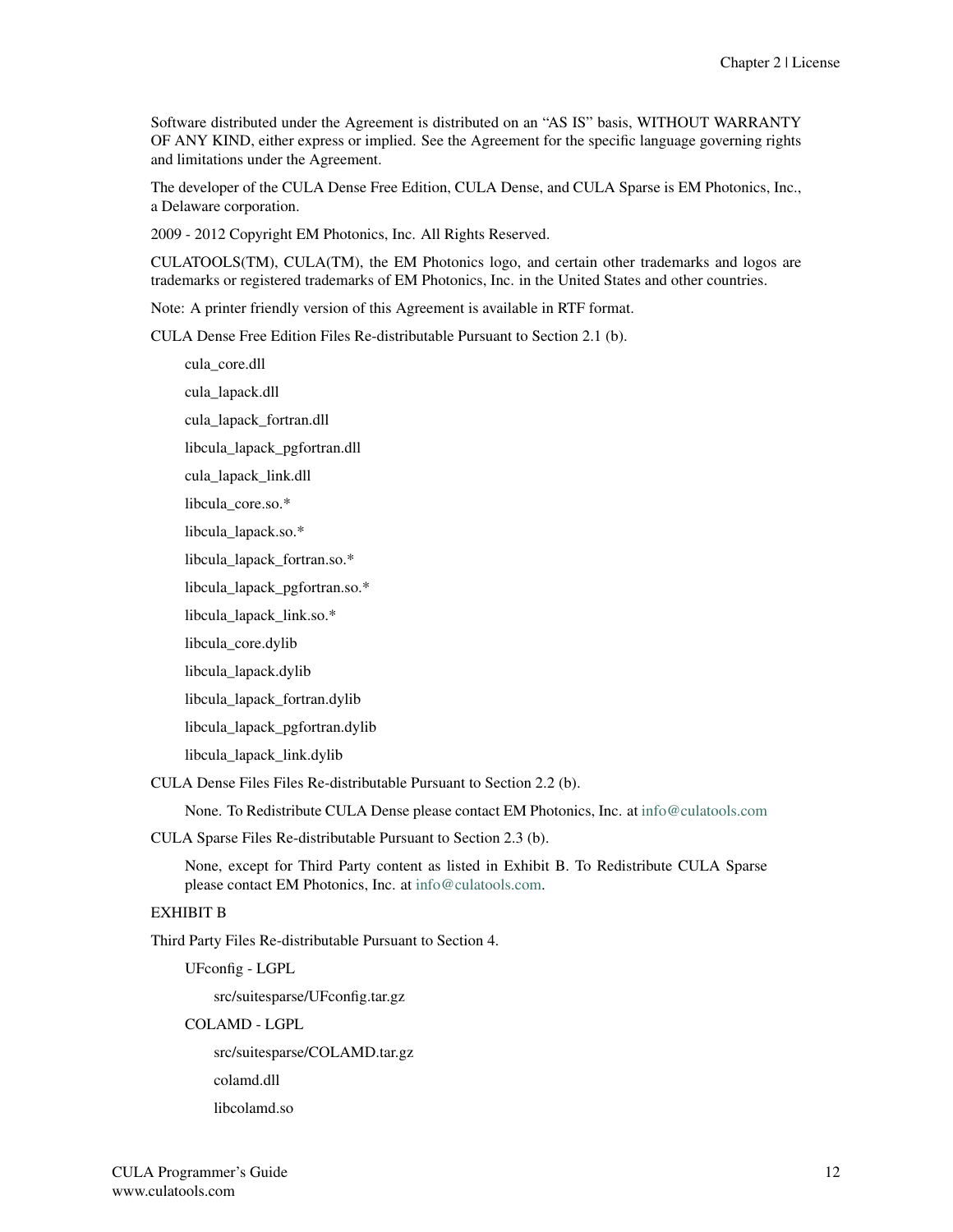Software distributed under the Agreement is distributed on an “AS IS” basis, WITHOUT WARRANTY OF ANY KIND, either express or implied. See the Agreement for the specific language governing rights and limitations under the Agreement.

The developer of the CULA Dense Free Edition, CULA Dense, and CULA Sparse is EM Photonics, Inc., a Delaware corporation.

2009 - 2012 Copyright EM Photonics, Inc. All Rights Reserved.

CULATOOLS(TM), CULA(TM), the EM Photonics logo, and certain other trademarks and logos are trademarks or registered trademarks of EM Photonics, Inc. in the United States and other countries.

Note: A printer friendly version of this Agreement is available in RTF format.

CULA Dense Free Edition Files Re-distributable Pursuant to Section 2.1 (b).

> cula_core.dll
>
> cula_lapack.dll
>
> cula_lapack_fortran.dll
>
> libcula_lapack_pgfortran.dll
>
> cula_lapack_link.dll
>
> libcula_core.so.*
>
> libcula_lapack.so.*
>
> libcula_lapack_fortran.so.*
>
> libcula_lapack_pgfortran.so.*
>
> libcula_lapack_link.so.*
>
> libcula_core.dylib
>
> libcula_lapack.dylib
>
> libcula_lapack_fortran.dylib
>
> libcula_lapack_pgfortran.dylib
>
> libcula_lapack_link.dylib

CULA Dense Files Files Re-distributable Pursuant to Section 2.2 (b).

> None. To Redistribute CULA Dense please contact EM Photonics, Inc. at info@culatools.com

CULA Sparse Files Re-distributable Pursuant to Section 2.3 (b).

> None, except for Third Party content as listed in Exhibit B. To Redistribute CULA Sparse please contact EM Photonics, Inc. at info@culatools.com.

EXHIBIT B

Third Party Files Re-distributable Pursuant to Section 4.

> UFconfig - LGPL
>
> > src/suitesparse/UFconfig.tar.gz
>
> COLAMD - LGPL
>
> > src/suitesparse/COLAMD.tar.gz
> >
> > colamd.dll
> >
> > libcolamd.so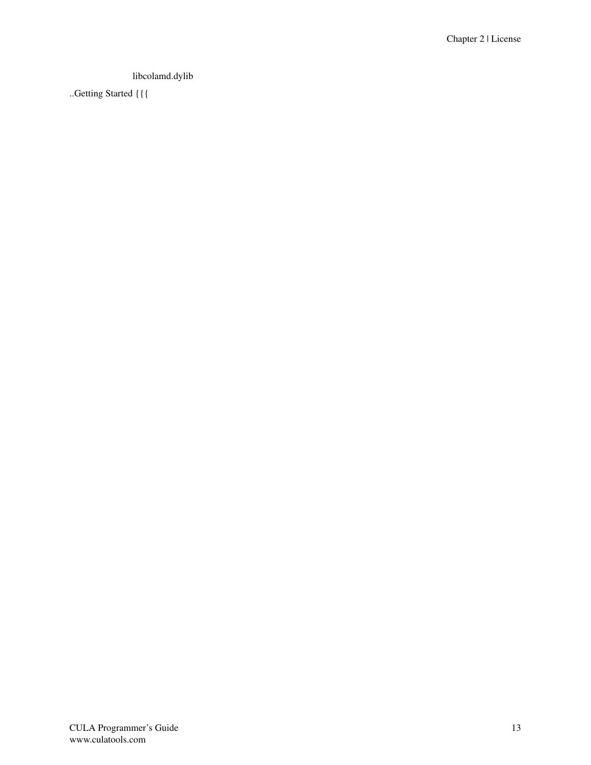libcolamd.dylib

..Getting Started {{{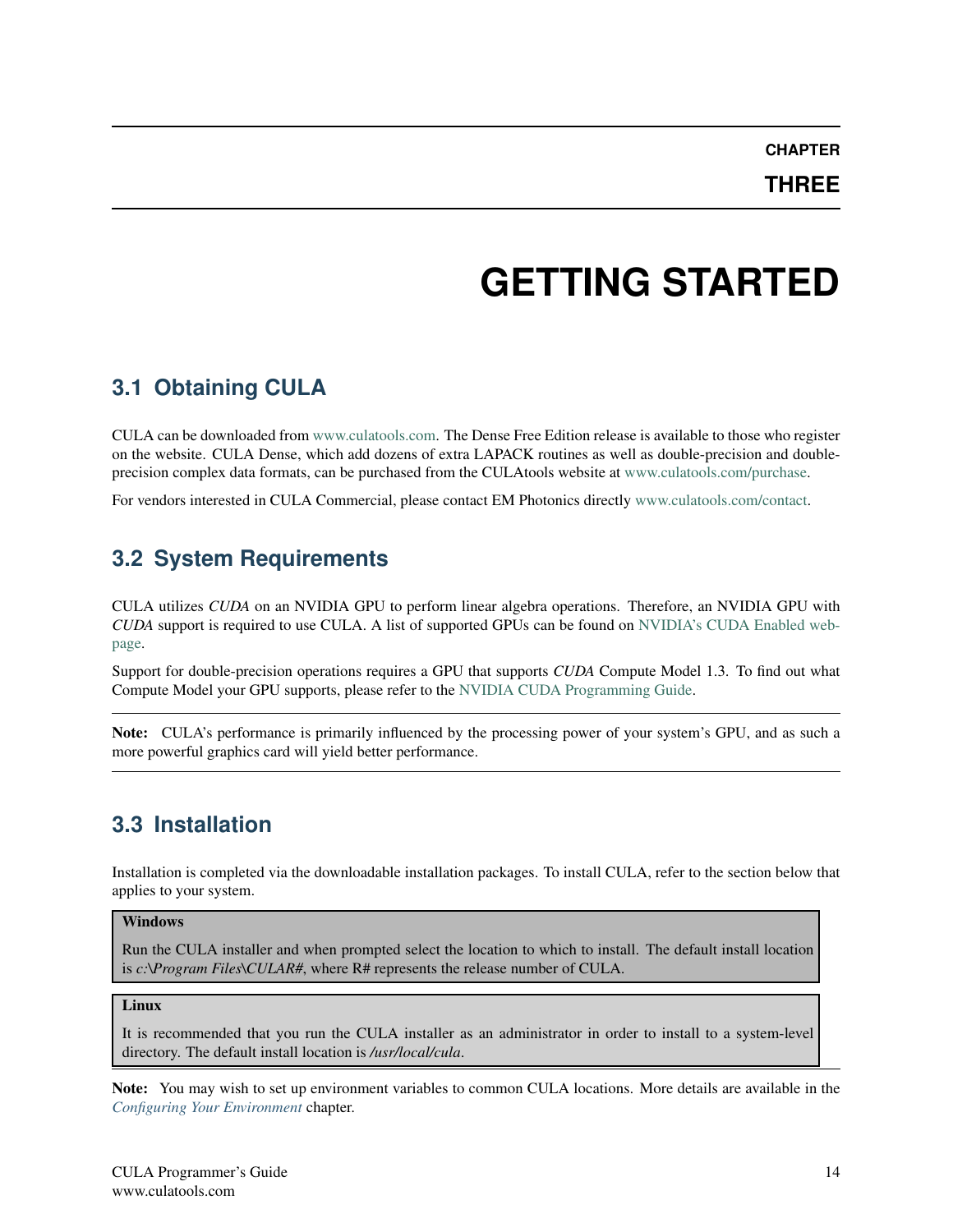# CHAPTER THREE

# GETTING STARTED

## 3.1 Obtaining CULA

CULA can be downloaded from www.culatools.com. The Dense Free Edition release is available to those who register on the website. CULA Dense, which add dozens of extra LAPACK routines as well as double-precision and double-precision complex data formats, can be purchased from the CULAtools website at www.culatools.com/purchase.

For vendors interested in CULA Commercial, please contact EM Photonics directly www.culatools.com/contact.

## 3.2 System Requirements

CULA utilizes *CUDA* on an NVIDIA GPU to perform linear algebra operations. Therefore, an NVIDIA GPU with *CUDA* support is required to use CULA. A list of supported GPUs can be found on NVIDIA's CUDA Enabled webpage.

Support for double-precision operations requires a GPU that supports *CUDA* Compute Model 1.3. To find out what Compute Model your GPU supports, please refer to the NVIDIA CUDA Programming Guide.

**Note:** CULA's performance is primarily influenced by the processing power of your system's GPU, and as such a more powerful graphics card will yield better performance.

## 3.3 Installation

Installation is completed via the downloadable installation packages. To install CULA, refer to the section below that applies to your system.

**Windows**

Run the CULA installer and when prompted select the location to which to install. The default install location is *c:\Program Files\CULAR#*, where R# represents the release number of CULA.

**Linux**

It is recommended that you run the CULA installer as an administrator in order to install to a system-level directory. The default install location is */usr/local/cula*.

**Note:** You may wish to set up environment variables to common CULA locations. More details are available in the *Configuring Your Environment* chapter.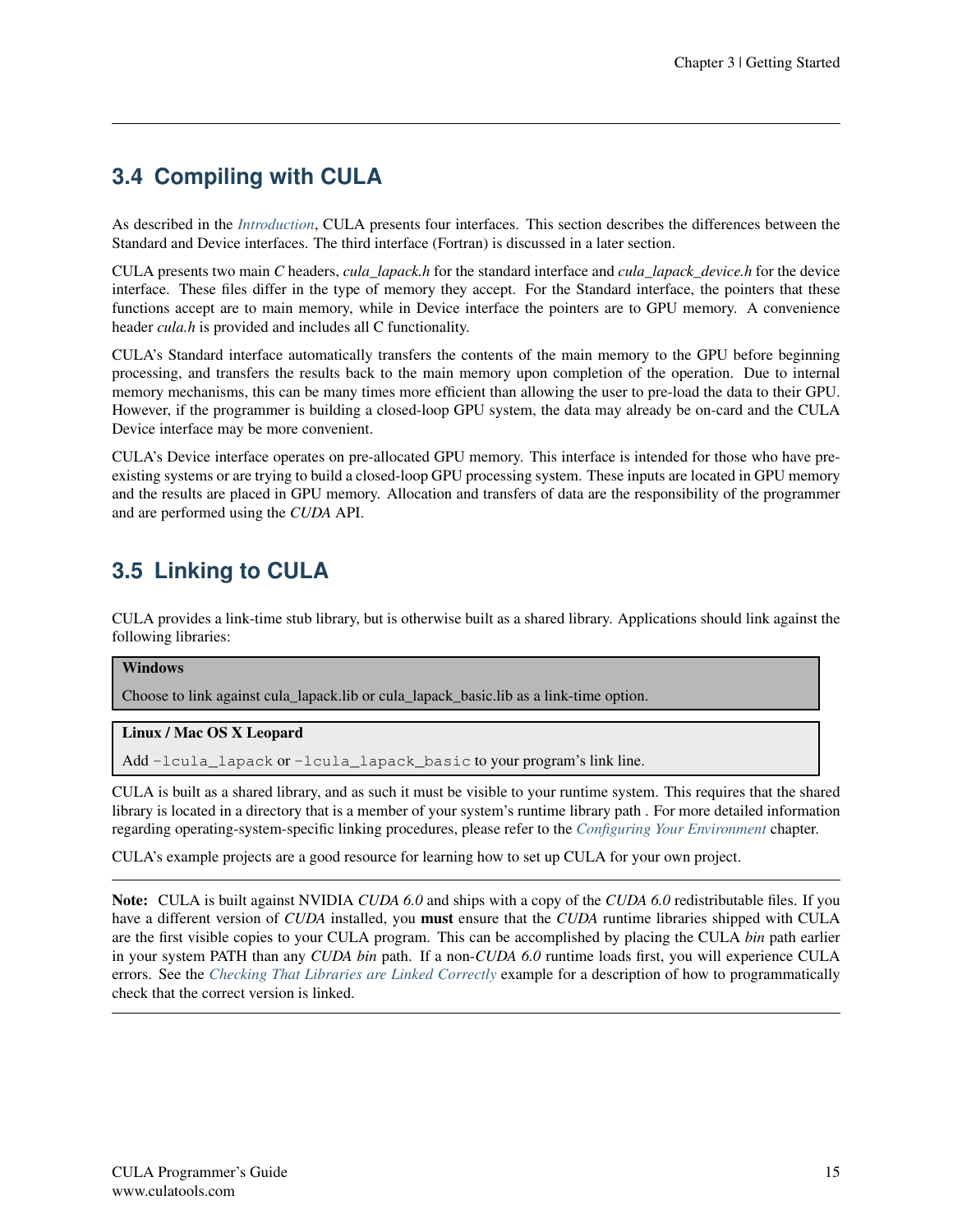## 3.4 Compiling with CULA

As described in the *Introduction*, CULA presents four interfaces. This section describes the differences between the Standard and Device interfaces. The third interface (Fortran) is discussed in a later section.

CULA presents two main *C* headers, *cula_lapack.h* for the standard interface and *cula_lapack_device.h* for the device interface. These files differ in the type of memory they accept. For the Standard interface, the pointers that these functions accept are to main memory, while in Device interface the pointers are to GPU memory. A convenience header *cula.h* is provided and includes all C functionality.

CULA's Standard interface automatically transfers the contents of the main memory to the GPU before beginning processing, and transfers the results back to the main memory upon completion of the operation. Due to internal memory mechanisms, this can be many times more efficient than allowing the user to pre-load the data to their GPU. However, if the programmer is building a closed-loop GPU system, the data may already be on-card and the CULA Device interface may be more convenient.

CULA's Device interface operates on pre-allocated GPU memory. This interface is intended for those who have pre-existing systems or are trying to build a closed-loop GPU processing system. These inputs are located in GPU memory and the results are placed in GPU memory. Allocation and transfers of data are the responsibility of the programmer and are performed using the *CUDA* API.

## 3.5 Linking to CULA

CULA provides a link-time stub library, but is otherwise built as a shared library. Applications should link against the following libraries:

**Windows**

Choose to link against cula_lapack.lib or cula_lapack_basic.lib as a link-time option.

**Linux / Mac OS X Leopard**

Add `-lcula_lapack` or `-lcula_lapack_basic` to your program's link line.

CULA is built as a shared library, and as such it must be visible to your runtime system. This requires that the shared library is located in a directory that is a member of your system's runtime library path . For more detailed information regarding operating-system-specific linking procedures, please refer to the *Configuring Your Environment* chapter.

CULA's example projects are a good resource for learning how to set up CULA for your own project.

---

**Note:** CULA is built against NVIDIA *CUDA 6.0* and ships with a copy of the *CUDA 6.0* redistributable files. If you have a different version of *CUDA* installed, you **must** ensure that the *CUDA* runtime libraries shipped with CULA are the first visible copies to your CULA program. This can be accomplished by placing the CULA *bin* path earlier in your system PATH than any *CUDA bin* path. If a non-*CUDA 6.0* runtime loads first, you will experience CULA errors. See the *Checking That Libraries are Linked Correctly* example for a description of how to programmatically check that the correct version is linked.

---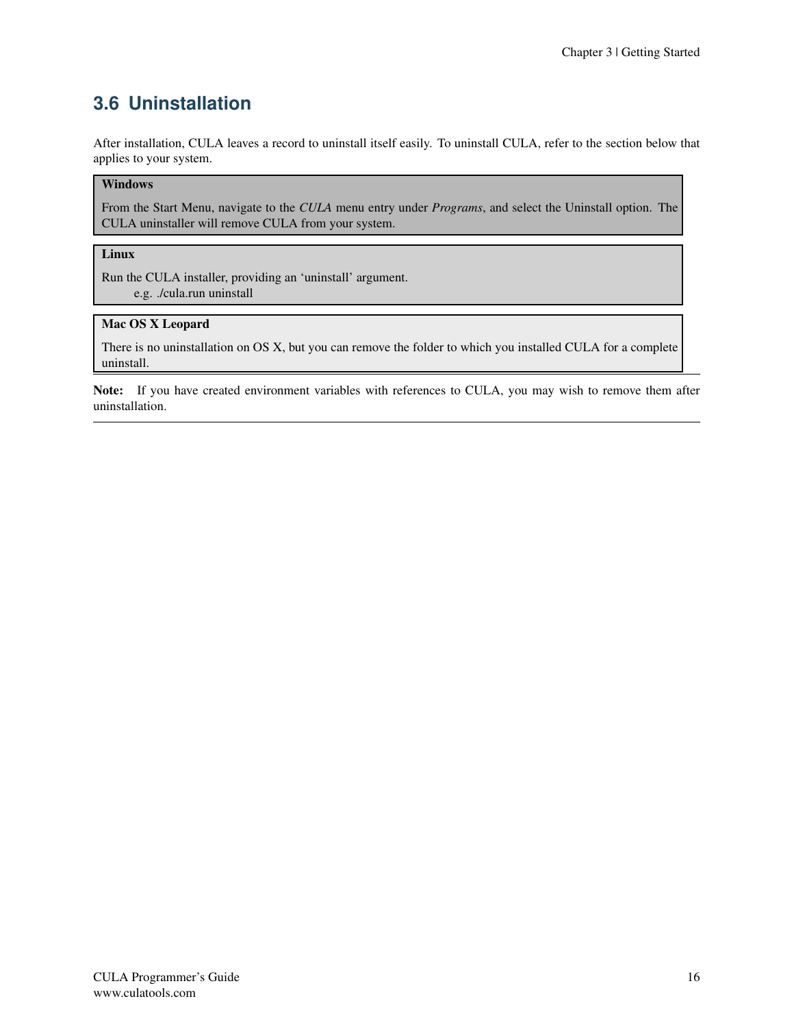## 3.6 Uninstallation

After installation, CULA leaves a record to uninstall itself easily. To uninstall CULA, refer to the section below that applies to your system.

**Windows**

From the Start Menu, navigate to the *CULA* menu entry under *Programs*, and select the Uninstall option. The CULA uninstaller will remove CULA from your system.

**Linux**

Run the CULA installer, providing an 'uninstall' argument.

e.g. ./cula.run uninstall

**Mac OS X Leopard**

There is no uninstallation on OS X, but you can remove the folder to which you installed CULA for a complete uninstall.

---

**Note:** If you have created environment variables with references to CULA, you may wish to remove them after uninstallation.

---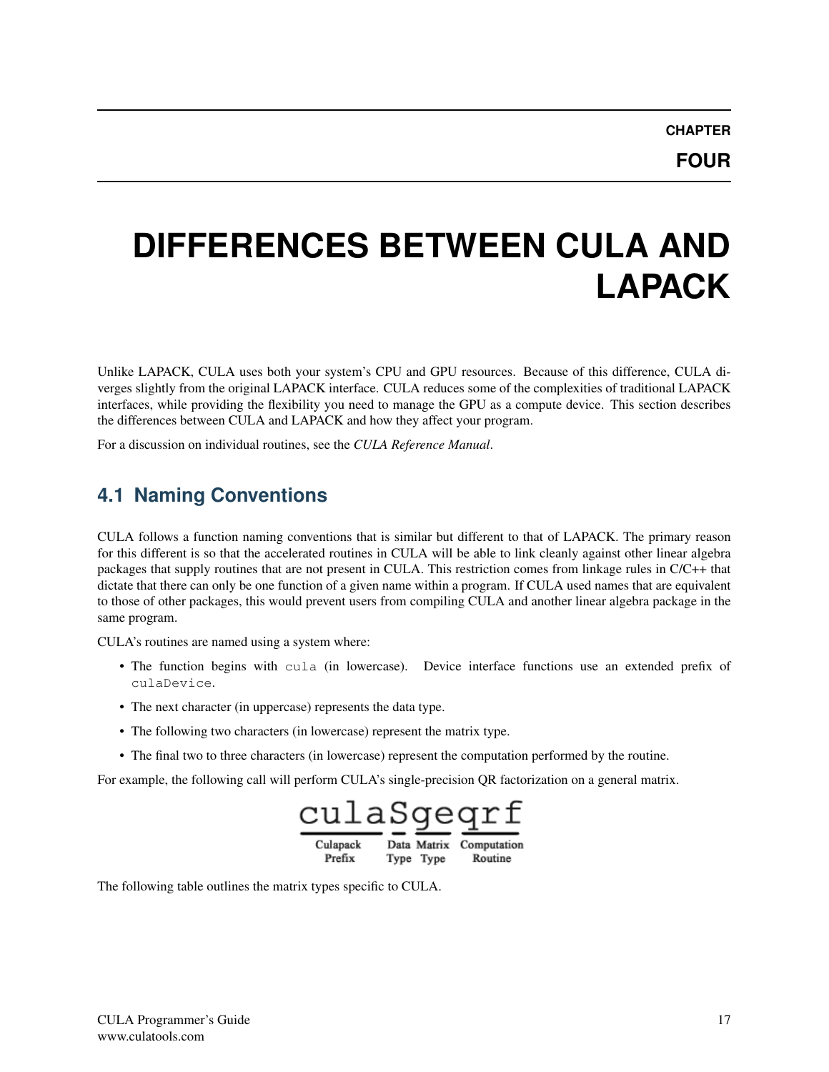# CHAPTER FOUR

# DIFFERENCES BETWEEN CULA AND LAPACK

Unlike LAPACK, CULA uses both your system's CPU and GPU resources. Because of this difference, CULA diverges slightly from the original LAPACK interface. CULA reduces some of the complexities of traditional LAPACK interfaces, while providing the flexibility you need to manage the GPU as a compute device. This section describes the differences between CULA and LAPACK and how they affect your program.

For a discussion on individual routines, see the *CULA Reference Manual*.

## 4.1 Naming Conventions

CULA follows a function naming conventions that is similar but different to that of LAPACK. The primary reason for this different is so that the accelerated routines in CULA will be able to link cleanly against other linear algebra packages that supply routines that are not present in CULA. This restriction comes from linkage rules in C/C++ that dictate that there can only be one function of a given name within a program. If CULA used names that are equivalent to those of other packages, this would prevent users from compiling CULA and another linear algebra package in the same program.

CULA's routines are named using a system where:

- The function begins with `cula` (in lowercase). Device interface functions use an extended prefix of `culaDevice`.
- The next character (in uppercase) represents the data type.
- The following two characters (in lowercase) represent the matrix type.
- The final two to three characters (in lowercase) represent the computation performed by the routine.

For example, the following call will perform CULA's single-precision QR factorization on a general matrix.

culaSgeqrf

Culapack Prefix
Data Type
Matrix Type
Computation Routine

The following table outlines the matrix types specific to CULA.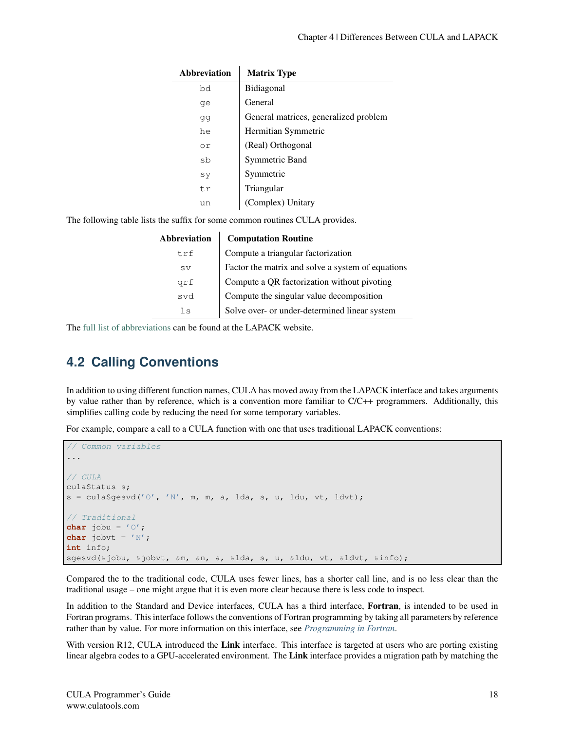| Abbreviation | Matrix Type |
|---|---|
| bd | Bidiagonal |
| ge | General |
| gg | General matrices, generalized problem |
| he | Hermitian Symmetric |
| or | (Real) Orthogonal |
| sb | Symmetric Band |
| sy | Symmetric |
| tr | Triangular |
| un | (Complex) Unitary |

The following table lists the suffix for some common routines CULA provides.

| Abbreviation | Computation Routine |
|---|---|
| trf | Compute a triangular factorization |
| sv | Factor the matrix and solve a system of equations |
| qrf | Compute a QR factorization without pivoting |
| svd | Compute the singular value decomposition |
| ls | Solve over- or under-determined linear system |

The full list of abbreviations can be found at the LAPACK website.

## 4.2 Calling Conventions

In addition to using different function names, CULA has moved away from the LAPACK interface and takes arguments by value rather than by reference, which is a convention more familiar to C/C++ programmers. Additionally, this simplifies calling code by reducing the need for some temporary variables.

For example, compare a call to a CULA function with one that uses traditional LAPACK conventions:

```
// Common variables
...

// CULA
culaStatus s;
s = culaSgesvd('O', 'N', m, m, a, lda, s, u, ldu, vt, ldvt);

// Traditional
char jobu = 'O';
char jobvt = 'N';
int info;
sgesvd(&jobu, &jobvt, &m, &n, a, &lda, s, u, &ldu, vt, &ldvt, &info);
```

Compared the to the traditional code, CULA uses fewer lines, has a shorter call line, and is no less clear than the traditional usage – one might argue that it is even more clear because there is less code to inspect.

In addition to the Standard and Device interfaces, CULA has a third interface, **Fortran**, is intended to be used in Fortran programs. This interface follows the conventions of Fortran programming by taking all parameters by reference rather than by value. For more information on this interface, see *Programming in Fortran*.

With version R12, CULA introduced the **Link** interface. This interface is targeted at users who are porting existing linear algebra codes to a GPU-accelerated environment. The **Link** interface provides a migration path by matching the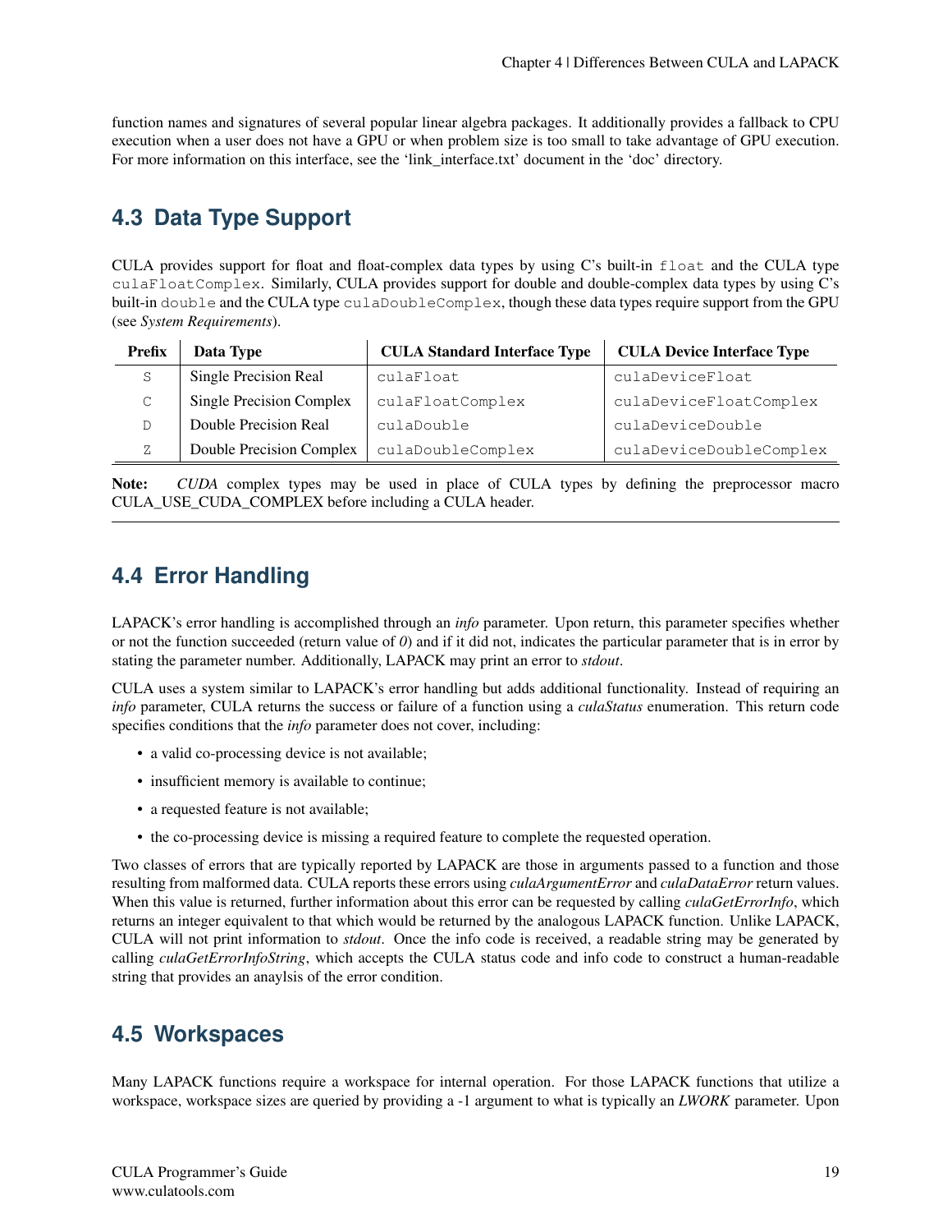function names and signatures of several popular linear algebra packages. It additionally provides a fallback to CPU execution when a user does not have a GPU or when problem size is too small to take advantage of GPU execution. For more information on this interface, see the 'link_interface.txt' document in the 'doc' directory.

## 4.3 Data Type Support

CULA provides support for float and float-complex data types by using C's built-in `float` and the CULA type `culaFloatComplex`. Similarly, CULA provides support for double and double-complex data types by using C's built-in `double` and the CULA type `culaDoubleComplex`, though these data types require support from the GPU (see *System Requirements*).

| Prefix | Data Type | CULA Standard Interface Type | CULA Device Interface Type |
|---|---|---|---|
| S | Single Precision Real | `culaFloat` | `culaDeviceFloat` |
| C | Single Precision Complex | `culaFloatComplex` | `culaDeviceFloatComplex` |
| D | Double Precision Real | `culaDouble` | `culaDeviceDouble` |
| Z | Double Precision Complex | `culaDoubleComplex` | `culaDeviceDoubleComplex` |

**Note:** *CUDA* complex types may be used in place of CULA types by defining the preprocessor macro CULA_USE_CUDA_COMPLEX before including a CULA header.

## 4.4 Error Handling

LAPACK's error handling is accomplished through an *info* parameter. Upon return, this parameter specifies whether or not the function succeeded (return value of *0*) and if it did not, indicates the particular parameter that is in error by stating the parameter number. Additionally, LAPACK may print an error to *stdout*.

CULA uses a system similar to LAPACK's error handling but adds additional functionality. Instead of requiring an *info* parameter, CULA returns the success or failure of a function using a *culaStatus* enumeration. This return code specifies conditions that the *info* parameter does not cover, including:

- a valid co-processing device is not available;
- insufficient memory is available to continue;
- a requested feature is not available;
- the co-processing device is missing a required feature to complete the requested operation.

Two classes of errors that are typically reported by LAPACK are those in arguments passed to a function and those resulting from malformed data. CULA reports these errors using *culaArgumentError* and *culaDataError* return values. When this value is returned, further information about this error can be requested by calling *culaGetErrorInfo*, which returns an integer equivalent to that which would be returned by the analogous LAPACK function. Unlike LAPACK, CULA will not print information to *stdout*. Once the info code is received, a readable string may be generated by calling *culaGetErrorInfoString*, which accepts the CULA status code and info code to construct a human-readable string that provides an anaylsis of the error condition.

## 4.5 Workspaces

Many LAPACK functions require a workspace for internal operation. For those LAPACK functions that utilize a workspace, workspace sizes are queried by providing a -1 argument to what is typically an *LWORK* parameter. Upon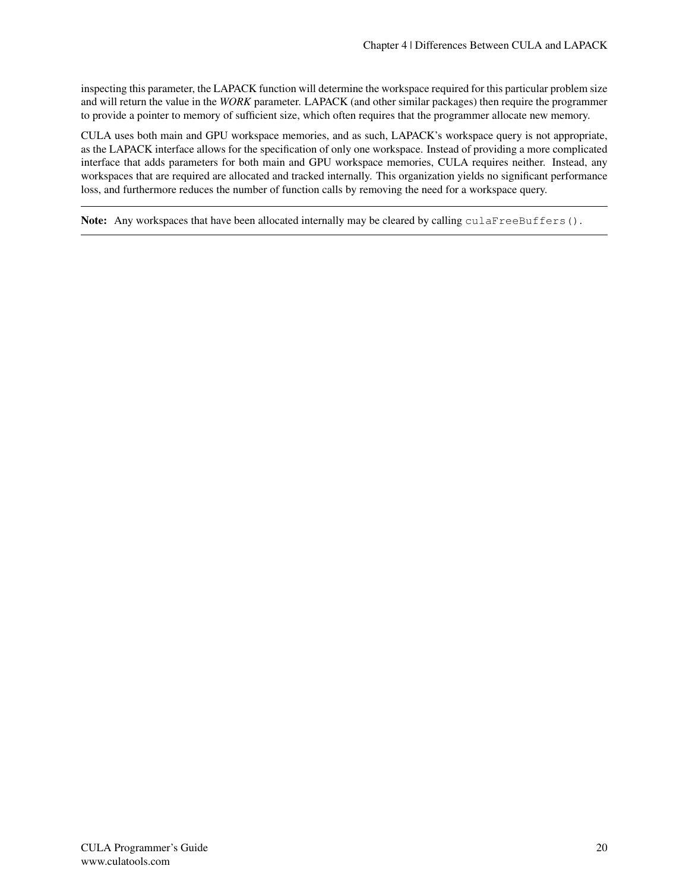inspecting this parameter, the LAPACK function will determine the workspace required for this particular problem size and will return the value in the ***WORK*** parameter. LAPACK (and other similar packages) then require the programmer to provide a pointer to memory of sufficient size, which often requires that the programmer allocate new memory.

CULA uses both main and GPU workspace memories, and as such, LAPACK's workspace query is not appropriate, as the LAPACK interface allows for the specification of only one workspace. Instead of providing a more complicated interface that adds parameters for both main and GPU workspace memories, CULA requires neither. Instead, any workspaces that are required are allocated and tracked internally. This organization yields no significant performance loss, and furthermore reduces the number of function calls by removing the need for a workspace query.

---

**Note:** Any workspaces that have been allocated internally may be cleared by calling `culaFreeBuffers()`.

---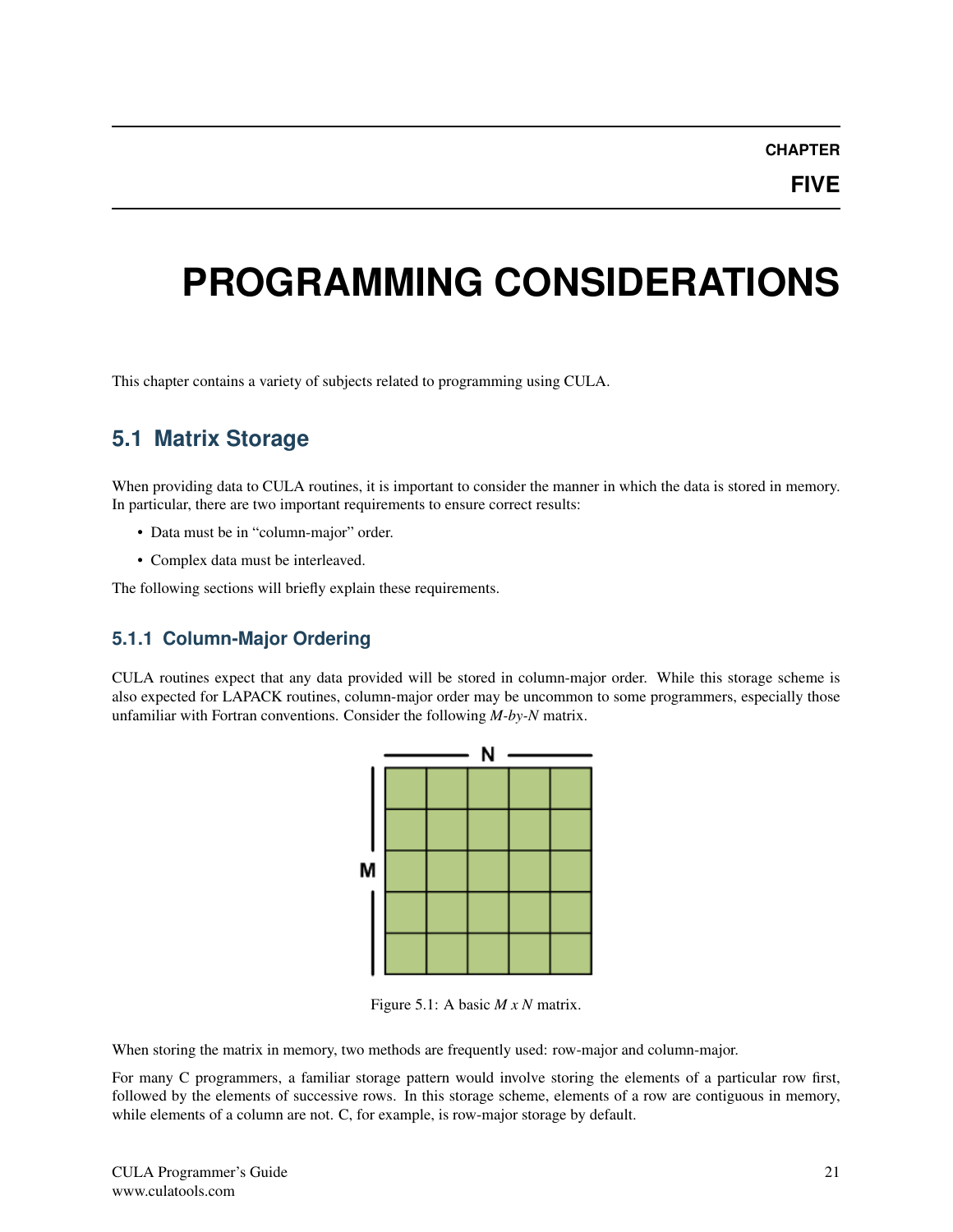# CHAPTER FIVE

# PROGRAMMING CONSIDERATIONS

This chapter contains a variety of subjects related to programming using CULA.

## 5.1 Matrix Storage

When providing data to CULA routines, it is important to consider the manner in which the data is stored in memory. In particular, there are two important requirements to ensure correct results:

- Data must be in "column-major" order.
- Complex data must be interleaved.

The following sections will briefly explain these requirements.

### 5.1.1 Column-Major Ordering

CULA routines expect that any data provided will be stored in column-major order. While this storage scheme is also expected for LAPACK routines, column-major order may be uncommon to some programmers, especially those unfamiliar with Fortran conventions. Consider the following *M-by-N* matrix.

N

M

Figure 5.1: A basic *M x N* matrix.

When storing the matrix in memory, two methods are frequently used: row-major and column-major.

For many C programmers, a familiar storage pattern would involve storing the elements of a particular row first, followed by the elements of successive rows. In this storage scheme, elements of a row are contiguous in memory, while elements of a column are not. C, for example, is row-major storage by default.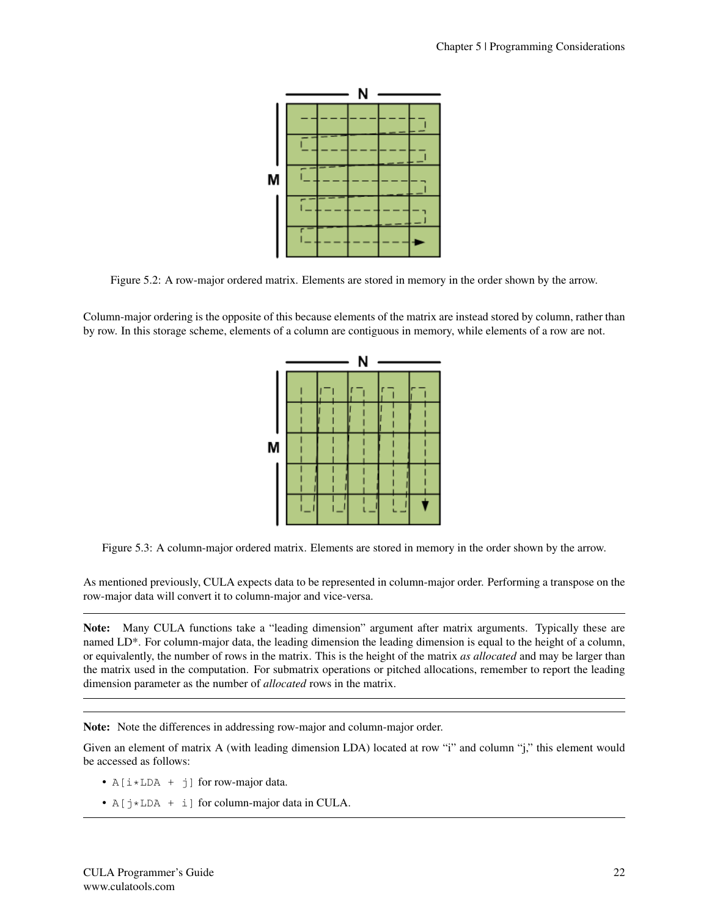Figure 5.2: A row-major ordered matrix. Elements are stored in memory in the order shown by the arrow.

Column-major ordering is the opposite of this because elements of the matrix are instead stored by column, rather than by row. In this storage scheme, elements of a column are contiguous in memory, while elements of a row are not.

Figure 5.3: A column-major ordered matrix. Elements are stored in memory in the order shown by the arrow.

As mentioned previously, CULA expects data to be represented in column-major order. Performing a transpose on the row-major data will convert it to column-major and vice-versa.

---

**Note:** Many CULA functions take a "leading dimension" argument after matrix arguments. Typically these are named LD*. For column-major data, the leading dimension the leading dimension is equal to the height of a column, or equivalently, the number of rows in the matrix. This is the height of the matrix *as allocated* and may be larger than the matrix used in the computation. For submatrix operations or pitched allocations, remember to report the leading dimension parameter as the number of *allocated* rows in the matrix.

---

**Note:** Note the differences in addressing row-major and column-major order.

Given an element of matrix A (with leading dimension LDA) located at row "i" and column "j," this element would be accessed as follows:

- `A[i*LDA + j]` for row-major data.
- `A[j*LDA + i]` for column-major data in CULA.

---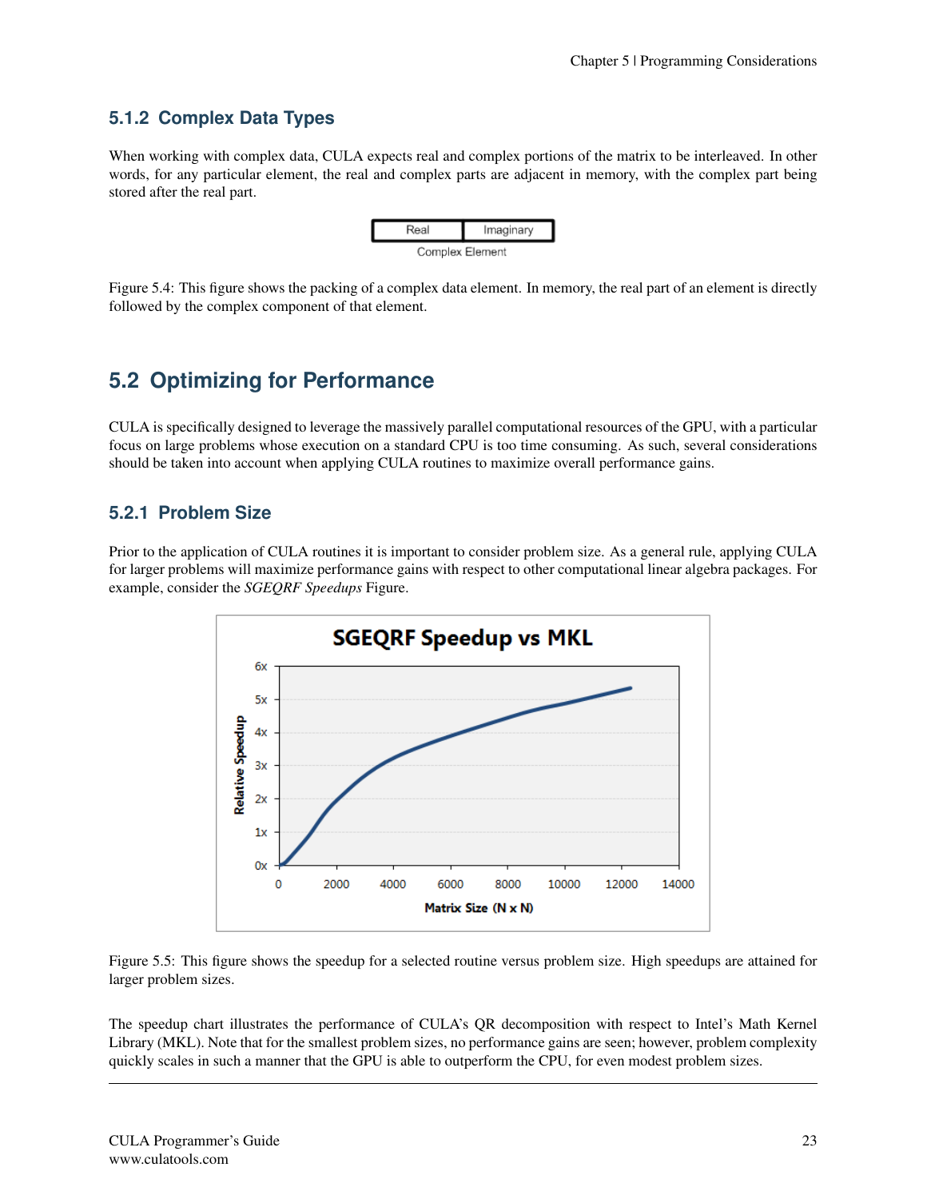### 5.1.2 Complex Data Types

When working with complex data, CULA expects real and complex portions of the matrix to be interleaved. In other words, for any particular element, the real and complex parts are adjacent in memory, with the complex part being stored after the real part.

Real
Imaginary
Complex Element

Figure 5.4: This figure shows the packing of a complex data element. In memory, the real part of an element is directly followed by the complex component of that element.

## 5.2 Optimizing for Performance

CULA is specifically designed to leverage the massively parallel computational resources of the GPU, with a particular focus on large problems whose execution on a standard CPU is too time consuming. As such, several considerations should be taken into account when applying CULA routines to maximize overall performance gains.

### 5.2.1 Problem Size

Prior to the application of CULA routines it is important to consider problem size. As a general rule, applying CULA for larger problems will maximize performance gains with respect to other computational linear algebra packages. For example, consider the *SGEQRF Speedups* Figure.

SGEQRF Speedup vs MKL

Relative Speedup
0x
1x
2x
3x
4x
5x
6x

Matrix Size (N x N)
0
2000
4000
6000
8000
10000
12000
14000

Figure 5.5: This figure shows the speedup for a selected routine versus problem size. High speedups are attained for larger problem sizes.

The speedup chart illustrates the performance of CULA's QR decomposition with respect to Intel's Math Kernel Library (MKL). Note that for the smallest problem sizes, no performance gains are seen; however, problem complexity quickly scales in such a manner that the GPU is able to outperform the CPU, for even modest problem sizes.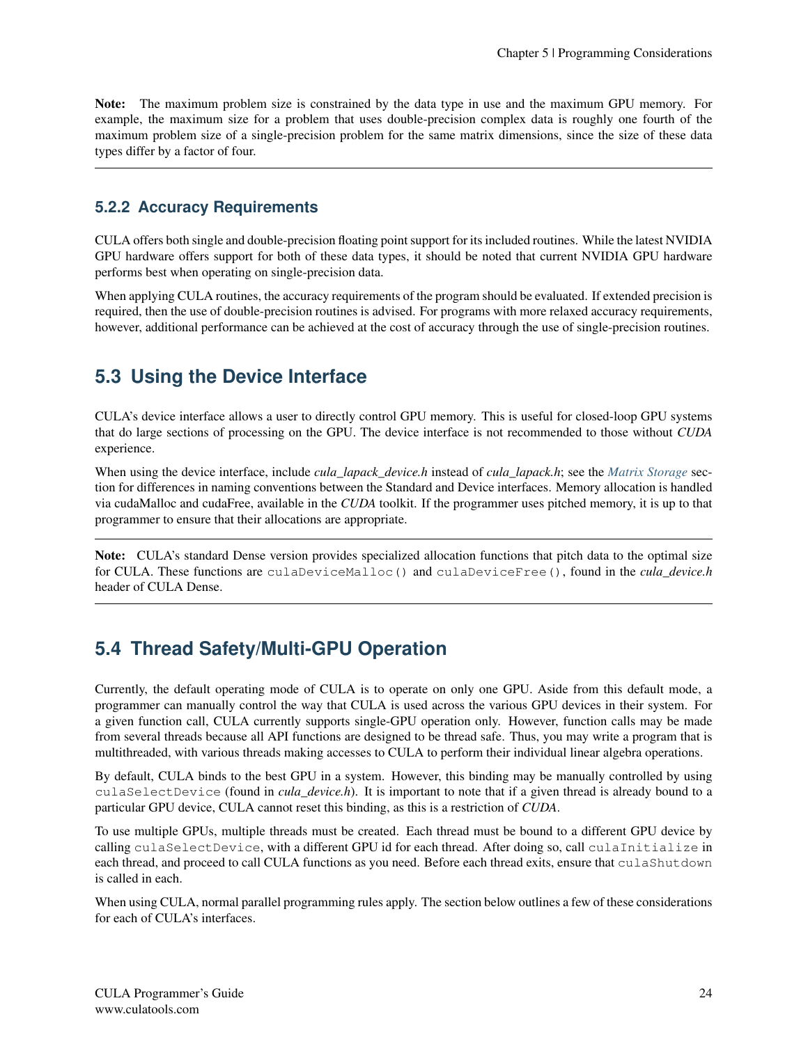**Note:** The maximum problem size is constrained by the data type in use and the maximum GPU memory. For example, the maximum size for a problem that uses double-precision complex data is roughly one fourth of the maximum problem size of a single-precision problem for the same matrix dimensions, since the size of these data types differ by a factor of four.

### 5.2.2 Accuracy Requirements

CULA offers both single and double-precision floating point support for its included routines. While the latest NVIDIA GPU hardware offers support for both of these data types, it should be noted that current NVIDIA GPU hardware performs best when operating on single-precision data.

When applying CULA routines, the accuracy requirements of the program should be evaluated. If extended precision is required, then the use of double-precision routines is advised. For programs with more relaxed accuracy requirements, however, additional performance can be achieved at the cost of accuracy through the use of single-precision routines.

## 5.3 Using the Device Interface

CULA's device interface allows a user to directly control GPU memory. This is useful for closed-loop GPU systems that do large sections of processing on the GPU. The device interface is not recommended to those without *CUDA* experience.

When using the device interface, include *cula_lapack_device.h* instead of *cula_lapack.h*; see the *Matrix Storage* section for differences in naming conventions between the Standard and Device interfaces. Memory allocation is handled via cudaMalloc and cudaFree, available in the *CUDA* toolkit. If the programmer uses pitched memory, it is up to that programmer to ensure that their allocations are appropriate.

**Note:** CULA's standard Dense version provides specialized allocation functions that pitch data to the optimal size for CULA. These functions are `culaDeviceMalloc()` and `culaDeviceFree()`, found in the *cula_device.h* header of CULA Dense.

## 5.4 Thread Safety/Multi-GPU Operation

Currently, the default operating mode of CULA is to operate on only one GPU. Aside from this default mode, a programmer can manually control the way that CULA is used across the various GPU devices in their system. For a given function call, CULA currently supports single-GPU operation only. However, function calls may be made from several threads because all API functions are designed to be thread safe. Thus, you may write a program that is multithreaded, with various threads making accesses to CULA to perform their individual linear algebra operations.

By default, CULA binds to the best GPU in a system. However, this binding may be manually controlled by using `culaSelectDevice` (found in *cula_device.h*). It is important to note that if a given thread is already bound to a particular GPU device, CULA cannot reset this binding, as this is a restriction of *CUDA*.

To use multiple GPUs, multiple threads must be created. Each thread must be bound to a different GPU device by calling `culaSelectDevice`, with a different GPU id for each thread. After doing so, call `culaInitialize` in each thread, and proceed to call CULA functions as you need. Before each thread exits, ensure that `culaShutdown` is called in each.

When using CULA, normal parallel programming rules apply. The section below outlines a few of these considerations for each of CULA's interfaces.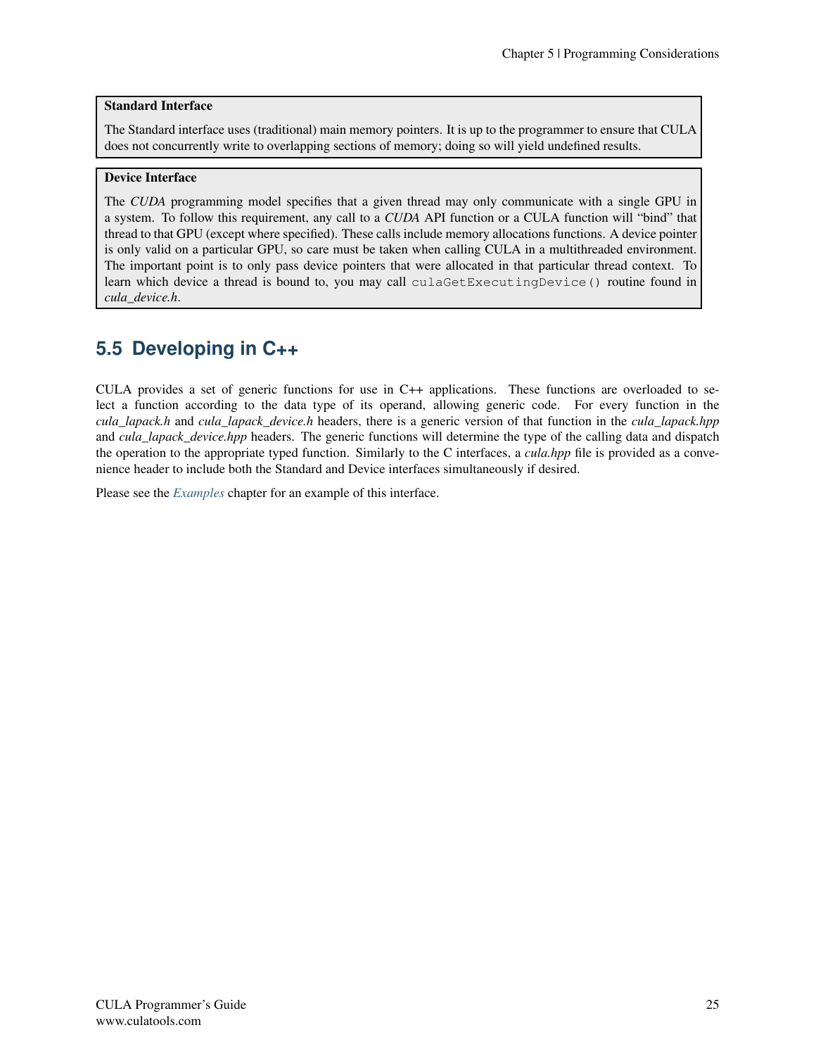**Standard Interface**

The Standard interface uses (traditional) main memory pointers. It is up to the programmer to ensure that CULA does not concurrently write to overlapping sections of memory; doing so will yield undefined results.

**Device Interface**

The *CUDA* programming model specifies that a given thread may only communicate with a single GPU in a system. To follow this requirement, any call to a *CUDA* API function or a CULA function will "bind" that thread to that GPU (except where specified). These calls include memory allocations functions. A device pointer is only valid on a particular GPU, so care must be taken when calling CULA in a multithreaded environment. The important point is to only pass device pointers that were allocated in that particular thread context. To learn which device a thread is bound to, you may call `culaGetExecutingDevice()` routine found in *cula_device.h*.

## 5.5 Developing in C++

CULA provides a set of generic functions for use in C++ applications. These functions are overloaded to select a function according to the data type of its operand, allowing generic code. For every function in the *cula_lapack.h* and *cula_lapack_device.h* headers, there is a generic version of that function in the *cula_lapack.hpp* and *cula_lapack_device.hpp* headers. The generic functions will determine the type of the calling data and dispatch the operation to the appropriate typed function. Similarly to the C interfaces, a *cula.hpp* file is provided as a convenience header to include both the Standard and Device interfaces simultaneously if desired.

Please see the *Examples* chapter for an example of this interface.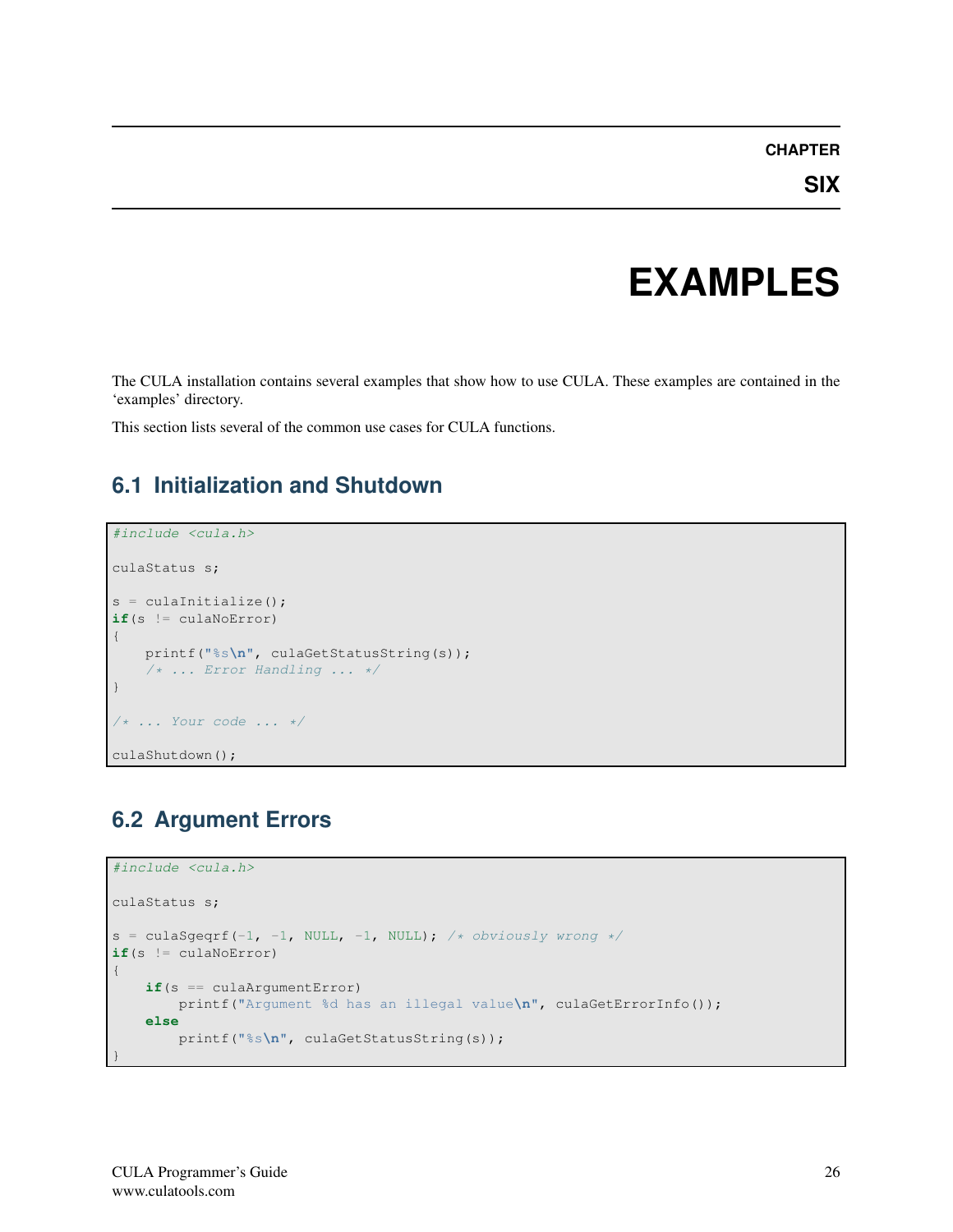# CHAPTER SIX

# EXAMPLES

The CULA installation contains several examples that show how to use CULA. These examples are contained in the 'examples' directory.

This section lists several of the common use cases for CULA functions.

## 6.1 Initialization and Shutdown

```
#include <cula.h>

culaStatus s;

s = culaInitialize();
if(s != culaNoError)
{
    printf("%s\n", culaGetStatusString(s));
    /* ... Error Handling ... */
}

/* ... Your code ... */

culaShutdown();
```

## 6.2 Argument Errors

```
#include <cula.h>

culaStatus s;

s = culaSgeqrf(-1, -1, NULL, -1, NULL); /* obviously wrong */
if(s != culaNoError)
{
    if(s == culaArgumentError)
        printf("Argument %d has an illegal value\n", culaGetErrorInfo());
    else
        printf("%s\n", culaGetStatusString(s));
}
```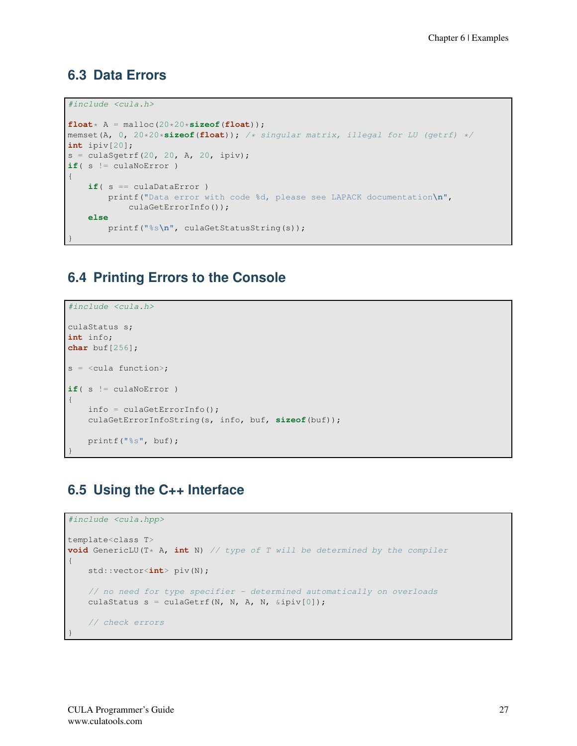## 6.3 Data Errors

```
#include <cula.h>

float* A = malloc(20*20*sizeof(float));
memset(A, 0, 20*20*sizeof(float)); /* singular matrix, illegal for LU (getrf) */
int ipiv[20];
s = culaSgetrf(20, 20, A, 20, ipiv);
if( s != culaNoError )
{
    if( s == culaDataError )
        printf("Data error with code %d, please see LAPACK documentation\n",
            culaGetErrorInfo());
    else
        printf("%s\n", culaGetStatusString(s));
}
```

## 6.4 Printing Errors to the Console

```
#include <cula.h>

culaStatus s;
int info;
char buf[256];

s = <cula function>;

if( s != culaNoError )
{
    info = culaGetErrorInfo();
    culaGetErrorInfoString(s, info, buf, sizeof(buf));

    printf("%s", buf);
}
```

## 6.5 Using the C++ Interface

```
#include <cula.hpp>

template<class T>
void GenericLU(T* A, int N) // type of T will be determined by the compiler
{
    std::vector<int> piv(N);

    // no need for type specifier - determined automatically on overloads
    culaStatus s = culaGetrf(N, N, A, N, &ipiv[0]);

    // check errors
}
```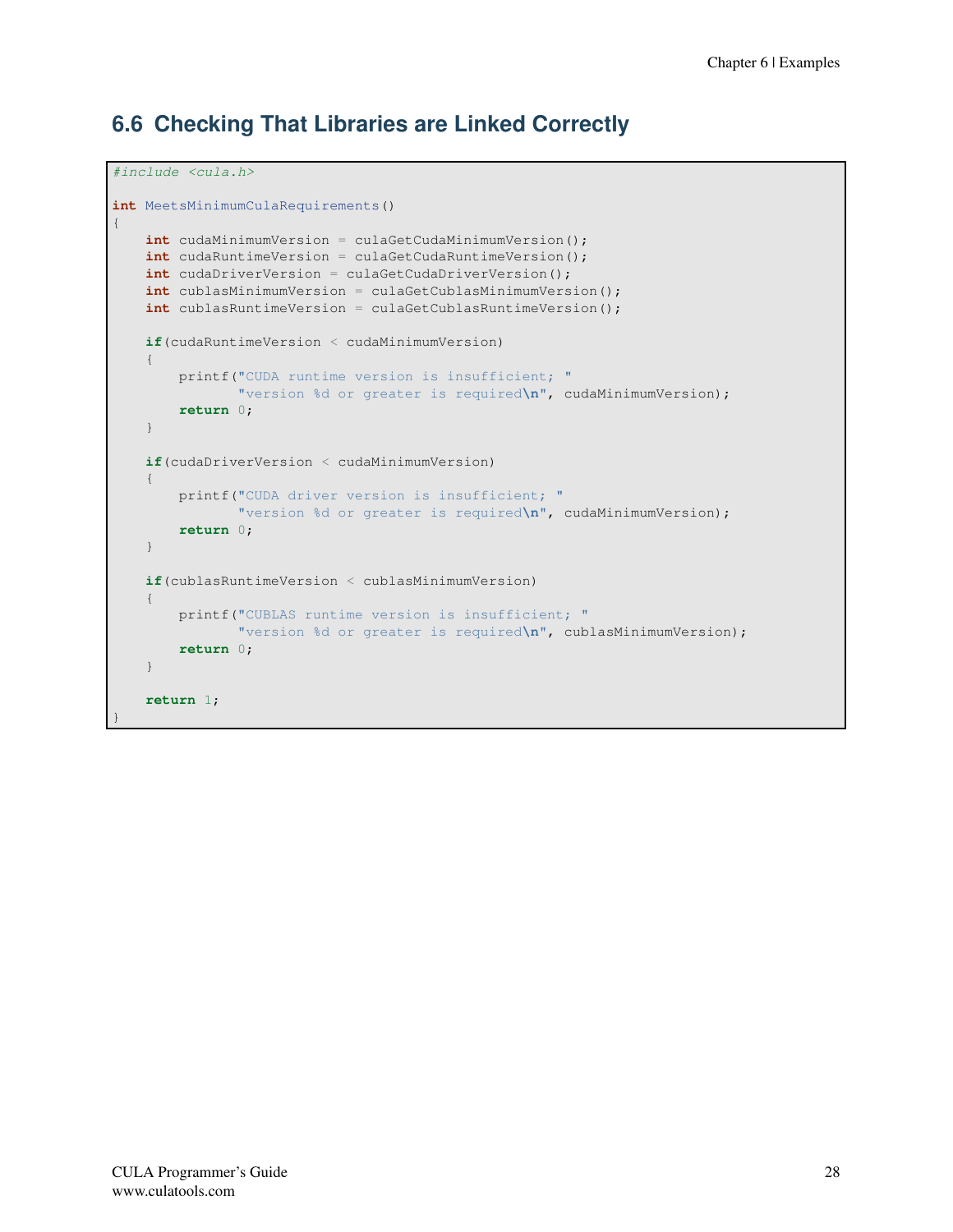## 6.6 Checking That Libraries are Linked Correctly

```
#include <cula.h>

int MeetsMinimumCulaRequirements()
{
    int cudaMinimumVersion = culaGetCudaMinimumVersion();
    int cudaRuntimeVersion = culaGetCudaRuntimeVersion();
    int cudaDriverVersion = culaGetCudaDriverVersion();
    int cublasMinimumVersion = culaGetCublasMinimumVersion();
    int cublasRuntimeVersion = culaGetCublasRuntimeVersion();

    if(cudaRuntimeVersion < cudaMinimumVersion)
    {
        printf("CUDA runtime version is insufficient; "
               "version %d or greater is required\n", cudaMinimumVersion);
        return 0;
    }

    if(cudaDriverVersion < cudaMinimumVersion)
    {
        printf("CUDA driver version is insufficient; "
               "version %d or greater is required\n", cudaMinimumVersion);
        return 0;
    }

    if(cublasRuntimeVersion < cublasMinimumVersion)
    {
        printf("CUBLAS runtime version is insufficient; "
               "version %d or greater is required\n", cublasMinimumVersion);
        return 0;
    }

    return 1;
}
```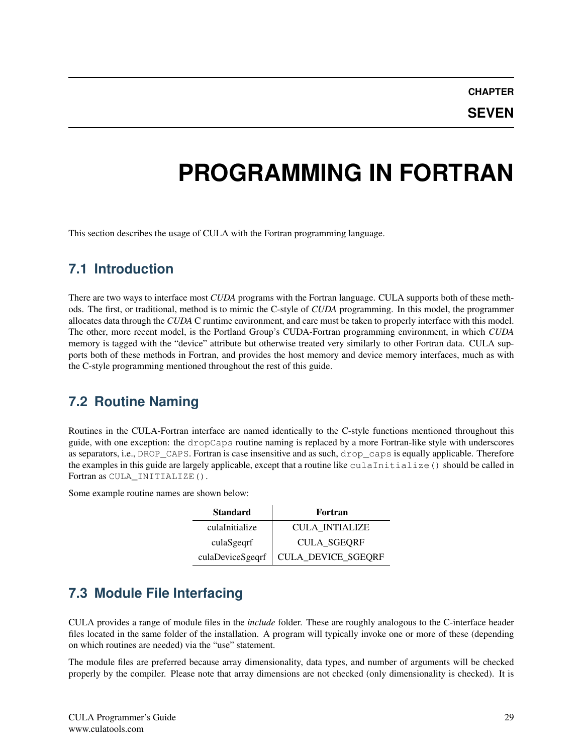# CHAPTER SEVEN

# PROGRAMMING IN FORTRAN

This section describes the usage of CULA with the Fortran programming language.

## 7.1 Introduction

There are two ways to interface most *CUDA* programs with the Fortran language. CULA supports both of these methods. The first, or traditional, method is to mimic the C-style of *CUDA* programming. In this model, the programmer allocates data through the *CUDA* C runtime environment, and care must be taken to properly interface with this model. The other, more recent model, is the Portland Group's CUDA-Fortran programming environment, in which *CUDA* memory is tagged with the "device" attribute but otherwise treated very similarly to other Fortran data. CULA supports both of these methods in Fortran, and provides the host memory and device memory interfaces, much as with the C-style programming mentioned throughout the rest of this guide.

## 7.2 Routine Naming

Routines in the CULA-Fortran interface are named identically to the C-style functions mentioned throughout this guide, with one exception: the `dropCaps` routine naming is replaced by a more Fortran-like style with underscores as separators, i.e., `DROP_CAPS`. Fortran is case insensitive and as such, `drop_caps` is equally applicable. Therefore the examples in this guide are largely applicable, except that a routine like `culaInitialize()` should be called in Fortran as `CULA_INITIALIZE()`.

Some example routine names are shown below:

| Standard | Fortran |
|---|---|
| culaInitialize | CULA_INTIALIZE |
| culaSgeqrf | CULA_SGEQRF |
| culaDeviceSgeqrf | CULA_DEVICE_SGEQRF |

## 7.3 Module File Interfacing

CULA provides a range of module files in the *include* folder. These are roughly analogous to the C-interface header files located in the same folder of the installation. A program will typically invoke one or more of these (depending on which routines are needed) via the "use" statement.

The module files are preferred because array dimensionality, data types, and number of arguments will be checked properly by the compiler. Please note that array dimensions are not checked (only dimensionality is checked). It is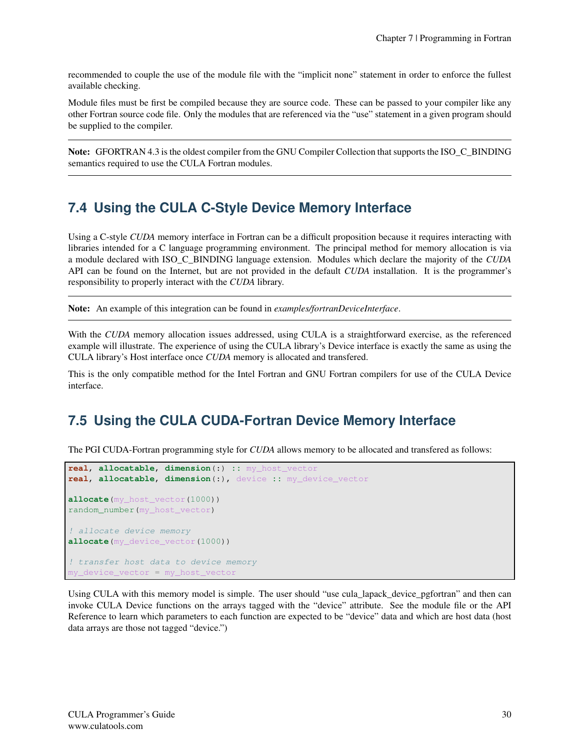recommended to couple the use of the module file with the "implicit none" statement in order to enforce the fullest available checking.

Module files must be first be compiled because they are source code. These can be passed to your compiler like any other Fortran source code file. Only the modules that are referenced via the "use" statement in a given program should be supplied to the compiler.

---

**Note:** GFORTRAN 4.3 is the oldest compiler from the GNU Compiler Collection that supports the ISO_C_BINDING semantics required to use the CULA Fortran modules.

---

## 7.4 Using the CULA C-Style Device Memory Interface

Using a C-style *CUDA* memory interface in Fortran can be a difficult proposition because it requires interacting with libraries intended for a C language programming environment. The principal method for memory allocation is via a module declared with ISO_C_BINDING language extension. Modules which declare the majority of the *CUDA* API can be found on the Internet, but are not provided in the default *CUDA* installation. It is the programmer's responsibility to properly interact with the *CUDA* library.

---

**Note:** An example of this integration can be found in *examples/fortranDeviceInterface*.

---

With the *CUDA* memory allocation issues addressed, using CULA is a straightforward exercise, as the referenced example will illustrate. The experience of using the CULA library's Device interface is exactly the same as using the CULA library's Host interface once *CUDA* memory is allocated and transfered.

This is the only compatible method for the Intel Fortran and GNU Fortran compilers for use of the CULA Device interface.

## 7.5 Using the CULA CUDA-Fortran Device Memory Interface

The PGI CUDA-Fortran programming style for *CUDA* allows memory to be allocated and transfered as follows:

```
real, allocatable, dimension(:) :: my_host_vector
real, allocatable, dimension(:), device :: my_device_vector

allocate(my_host_vector(1000))
random_number(my_host_vector)

! allocate device memory
allocate(my_device_vector(1000))

! transfer host data to device memory
my_device_vector = my_host_vector
```

Using CULA with this memory model is simple. The user should "use cula_lapack_device_pgfortran" and then can invoke CULA Device functions on the arrays tagged with the "device" attribute. See the module file or the API Reference to learn which parameters to each function are expected to be "device" data and which are host data (host data arrays are those not tagged "device.")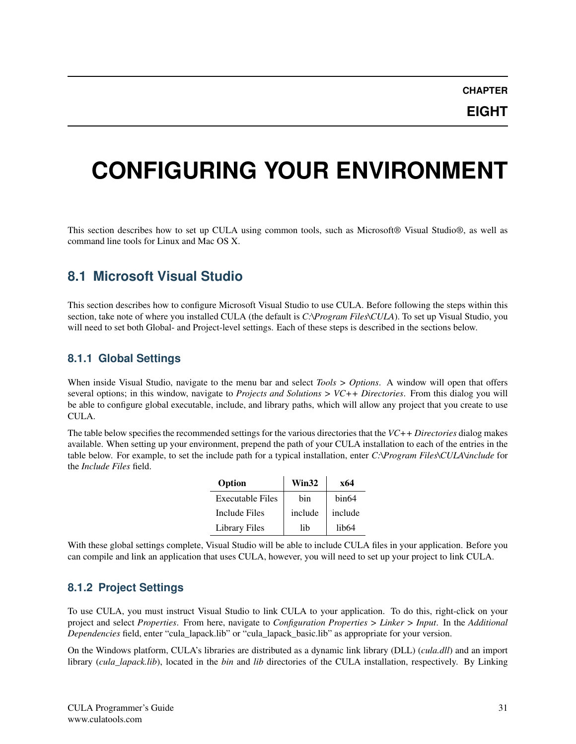# CHAPTER EIGHT

# CONFIGURING YOUR ENVIRONMENT

This section describes how to set up CULA using common tools, such as Microsoft® Visual Studio®, as well as command line tools for Linux and Mac OS X.

## 8.1 Microsoft Visual Studio

This section describes how to configure Microsoft Visual Studio to use CULA. Before following the steps within this section, take note of where you installed CULA (the default is *C:\Program Files\CULA*). To set up Visual Studio, you will need to set both Global- and Project-level settings. Each of these steps is described in the sections below.

### 8.1.1 Global Settings

When inside Visual Studio, navigate to the menu bar and select *Tools* > *Options*. A window will open that offers several options; in this window, navigate to *Projects and Solutions* > *VC++ Directories*. From this dialog you will be able to configure global executable, include, and library paths, which will allow any project that you create to use CULA.

The table below specifies the recommended settings for the various directories that the *VC++ Directories* dialog makes available. When setting up your environment, prepend the path of your CULA installation to each of the entries in the table below. For example, to set the include path for a typical installation, enter *C:\Program Files\CULA\include* for the *Include Files* field.

| Option | Win32 | x64 |
|---|---|---|
| Executable Files | bin | bin64 |
| Include Files | include | include |
| Library Files | lib | lib64 |

With these global settings complete, Visual Studio will be able to include CULA files in your application. Before you can compile and link an application that uses CULA, however, you will need to set up your project to link CULA.

### 8.1.2 Project Settings

To use CULA, you must instruct Visual Studio to link CULA to your application. To do this, right-click on your project and select *Properties*. From here, navigate to *Configuration Properties* > *Linker* > *Input*. In the *Additional Dependencies* field, enter "cula_lapack.lib" or "cula_lapack_basic.lib" as appropriate for your version.

On the Windows platform, CULA's libraries are distributed as a dynamic link library (DLL) (*cula.dll*) and an import library (*cula_lapack.lib*), located in the *bin* and *lib* directories of the CULA installation, respectively. By Linking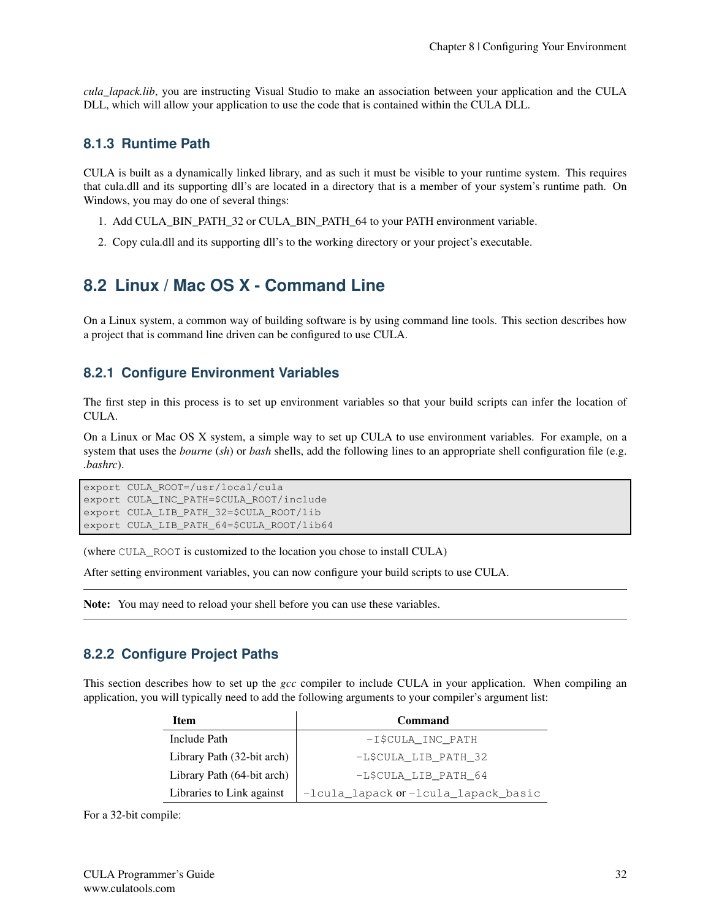*cula_lapack.lib*, you are instructing Visual Studio to make an association between your application and the CULA DLL, which will allow your application to use the code that is contained within the CULA DLL.

### 8.1.3 Runtime Path

CULA is built as a dynamically linked library, and as such it must be visible to your runtime system. This requires that cula.dll and its supporting dll's are located in a directory that is a member of your system's runtime path. On Windows, you may do one of several things:

1. Add CULA_BIN_PATH_32 or CULA_BIN_PATH_64 to your PATH environment variable.
2. Copy cula.dll and its supporting dll's to the working directory or your project's executable.

## 8.2 Linux / Mac OS X - Command Line

On a Linux system, a common way of building software is by using command line tools. This section describes how a project that is command line driven can be configured to use CULA.

### 8.2.1 Configure Environment Variables

The first step in this process is to set up environment variables so that your build scripts can infer the location of CULA.

On a Linux or Mac OS X system, a simple way to set up CULA to use environment variables. For example, on a system that uses the *bourne* (*sh*) or *bash* shells, add the following lines to an appropriate shell configuration file (e.g. *.bashrc*).

```
export CULA_ROOT=/usr/local/cula
export CULA_INC_PATH=$CULA_ROOT/include
export CULA_LIB_PATH_32=$CULA_ROOT/lib
export CULA_LIB_PATH_64=$CULA_ROOT/lib64
```

(where `CULA_ROOT` is customized to the location you chose to install CULA)

After setting environment variables, you can now configure your build scripts to use CULA.

**Note:** You may need to reload your shell before you can use these variables.

### 8.2.2 Configure Project Paths

This section describes how to set up the *gcc* compiler to include CULA in your application. When compiling an application, you will typically need to add the following arguments to your compiler's argument list:

| Item | Command |
|---|---|
| Include Path | `-I$CULA_INC_PATH` |
| Library Path (32-bit arch) | `-L$CULA_LIB_PATH_32` |
| Library Path (64-bit arch) | `-L$CULA_LIB_PATH_64` |
| Libraries to Link against | `-lcula_lapack` or `-lcula_lapack_basic` |

For a 32-bit compile: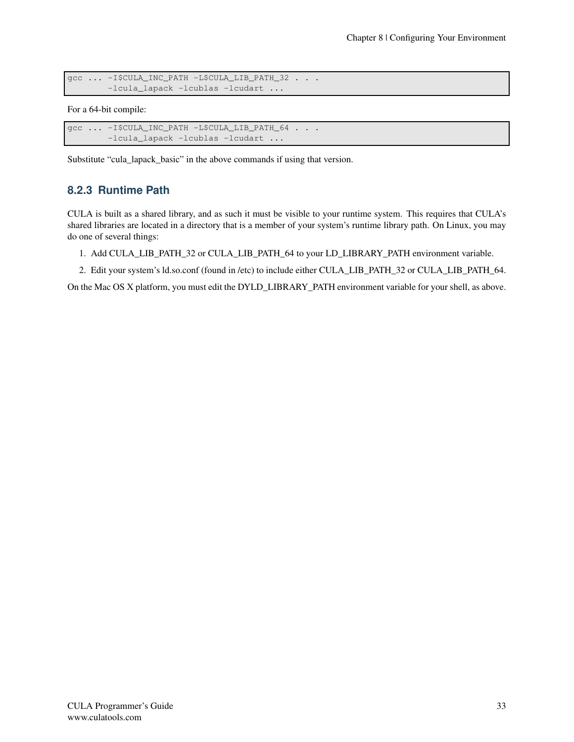```
gcc ... -I$CULA_INC_PATH -L$CULA_LIB_PATH_32 . . .
        -lcula_lapack -lcublas -lcudart ...
```

For a 64-bit compile:

```
gcc ... -I$CULA_INC_PATH -L$CULA_LIB_PATH_64 . . .
        -lcula_lapack -lcublas -lcudart ...
```

Substitute “cula_lapack_basic” in the above commands if using that version.

### 8.2.3 Runtime Path

CULA is built as a shared library, and as such it must be visible to your runtime system. This requires that CULA’s shared libraries are located in a directory that is a member of your system’s runtime library path. On Linux, you may do one of several things:

1. Add CULA_LIB_PATH_32 or CULA_LIB_PATH_64 to your LD_LIBRARY_PATH environment variable.
2. Edit your system’s ld.so.conf (found in /etc) to include either CULA_LIB_PATH_32 or CULA_LIB_PATH_64.

On the Mac OS X platform, you must edit the DYLD_LIBRARY_PATH environment variable for your shell, as above.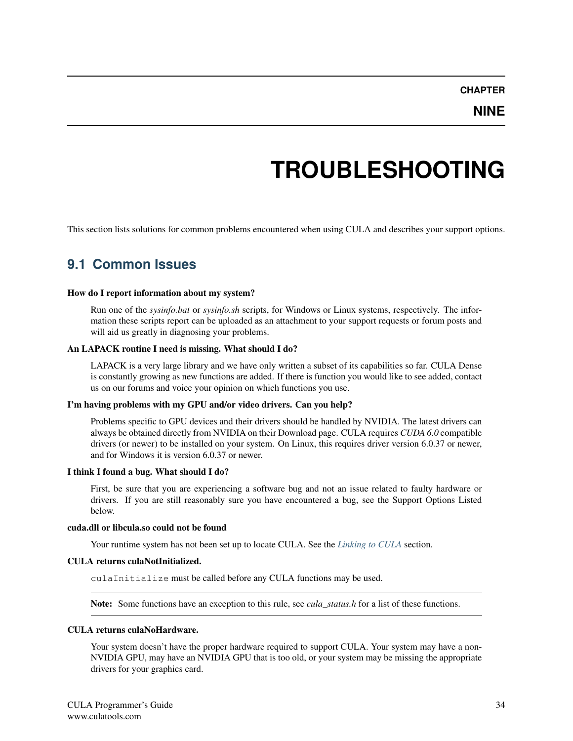# CHAPTER NINE

# TROUBLESHOOTING

This section lists solutions for common problems encountered when using CULA and describes your support options.

## 9.1 Common Issues

**How do I report information about my system?**

Run one of the *sysinfo.bat* or *sysinfo.sh* scripts, for Windows or Linux systems, respectively. The information these scripts report can be uploaded as an attachment to your support requests or forum posts and will aid us greatly in diagnosing your problems.

**An LAPACK routine I need is missing. What should I do?**

LAPACK is a very large library and we have only written a subset of its capabilities so far. CULA Dense is constantly growing as new functions are added. If there is function you would like to see added, contact us on our forums and voice your opinion on which functions you use.

**I'm having problems with my GPU and/or video drivers. Can you help?**

Problems specific to GPU devices and their drivers should be handled by NVIDIA. The latest drivers can always be obtained directly from NVIDIA on their Download page. CULA requires *CUDA 6.0* compatible drivers (or newer) to be installed on your system. On Linux, this requires driver version 6.0.37 or newer, and for Windows it is version 6.0.37 or newer.

**I think I found a bug. What should I do?**

First, be sure that you are experiencing a software bug and not an issue related to faulty hardware or drivers. If you are still reasonably sure you have encountered a bug, see the Support Options Listed below.

**cuda.dll or libcula.so could not be found**

Your runtime system has not been set up to locate CULA. See the *Linking to CULA* section.

**CULA returns culaNotInitialized.**

`culaInitialize` must be called before any CULA functions may be used.

**Note:** Some functions have an exception to this rule, see *cula_status.h* for a list of these functions.

**CULA returns culaNoHardware.**

Your system doesn't have the proper hardware required to support CULA. Your system may have a non-NVIDIA GPU, may have an NVIDIA GPU that is too old, or your system may be missing the appropriate drivers for your graphics card.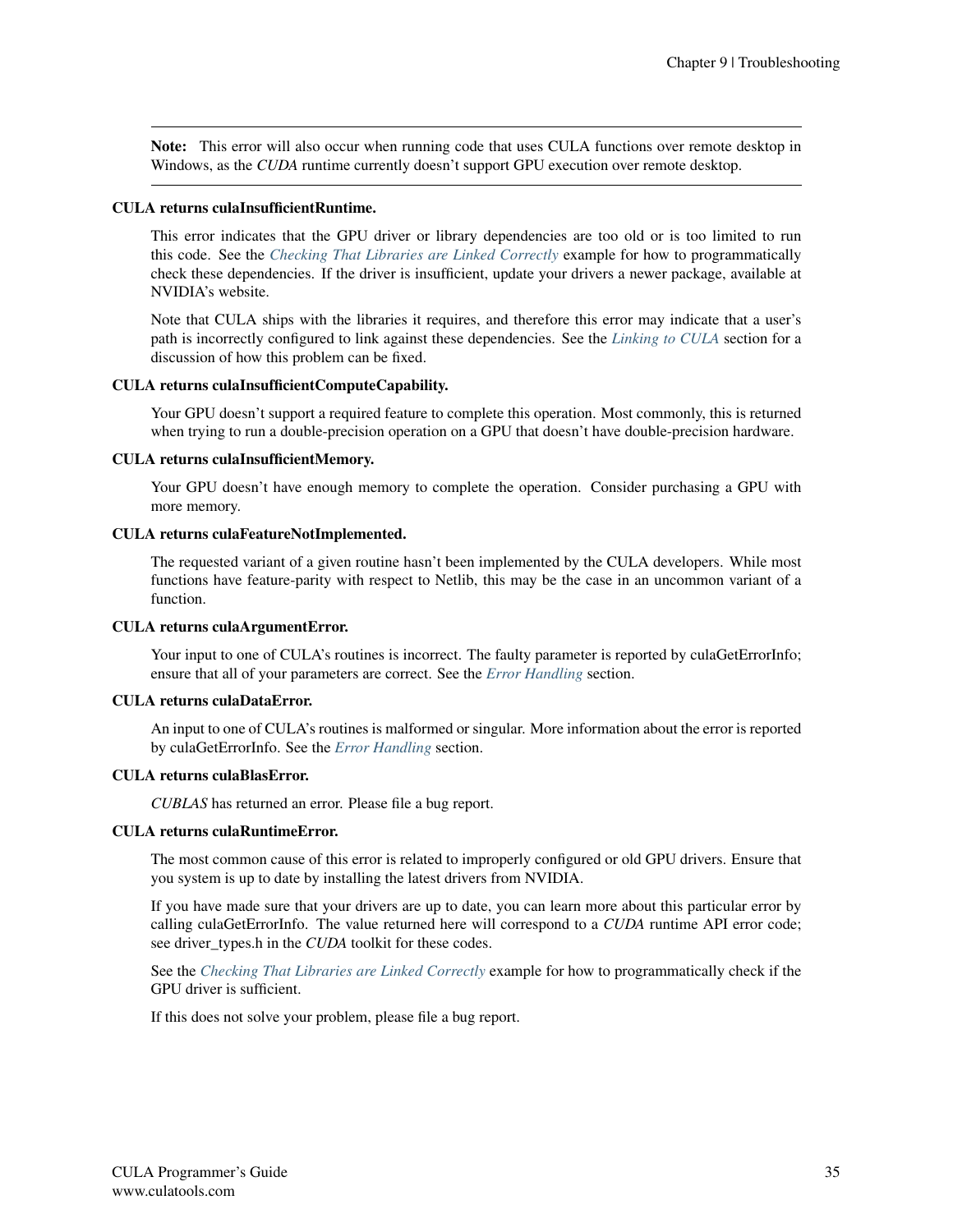**Note:** This error will also occur when running code that uses CULA functions over remote desktop in Windows, as the *CUDA* runtime currently doesn't support GPU execution over remote desktop.

**CULA returns culaInsufficientRuntime.**

This error indicates that the GPU driver or library dependencies are too old or is too limited to run this code. See the *Checking That Libraries are Linked Correctly* example for how to programmatically check these dependencies. If the driver is insufficient, update your drivers a newer package, available at NVIDIA's website.

Note that CULA ships with the libraries it requires, and therefore this error may indicate that a user's path is incorrectly configured to link against these dependencies. See the *Linking to CULA* section for a discussion of how this problem can be fixed.

**CULA returns culaInsufficientComputeCapability.**

Your GPU doesn't support a required feature to complete this operation. Most commonly, this is returned when trying to run a double-precision operation on a GPU that doesn't have double-precision hardware.

**CULA returns culaInsufficientMemory.**

Your GPU doesn't have enough memory to complete the operation. Consider purchasing a GPU with more memory.

**CULA returns culaFeatureNotImplemented.**

The requested variant of a given routine hasn't been implemented by the CULA developers. While most functions have feature-parity with respect to Netlib, this may be the case in an uncommon variant of a function.

**CULA returns culaArgumentError.**

Your input to one of CULA's routines is incorrect. The faulty parameter is reported by culaGetErrorInfo; ensure that all of your parameters are correct. See the *Error Handling* section.

**CULA returns culaDataError.**

An input to one of CULA's routines is malformed or singular. More information about the error is reported by culaGetErrorInfo. See the *Error Handling* section.

**CULA returns culaBlasError.**

*CUBLAS* has returned an error. Please file a bug report.

**CULA returns culaRuntimeError.**

The most common cause of this error is related to improperly configured or old GPU drivers. Ensure that you system is up to date by installing the latest drivers from NVIDIA.

If you have made sure that your drivers are up to date, you can learn more about this particular error by calling culaGetErrorInfo. The value returned here will correspond to a *CUDA* runtime API error code; see driver_types.h in the *CUDA* toolkit for these codes.

See the *Checking That Libraries are Linked Correctly* example for how to programmatically check if the GPU driver is sufficient.

If this does not solve your problem, please file a bug report.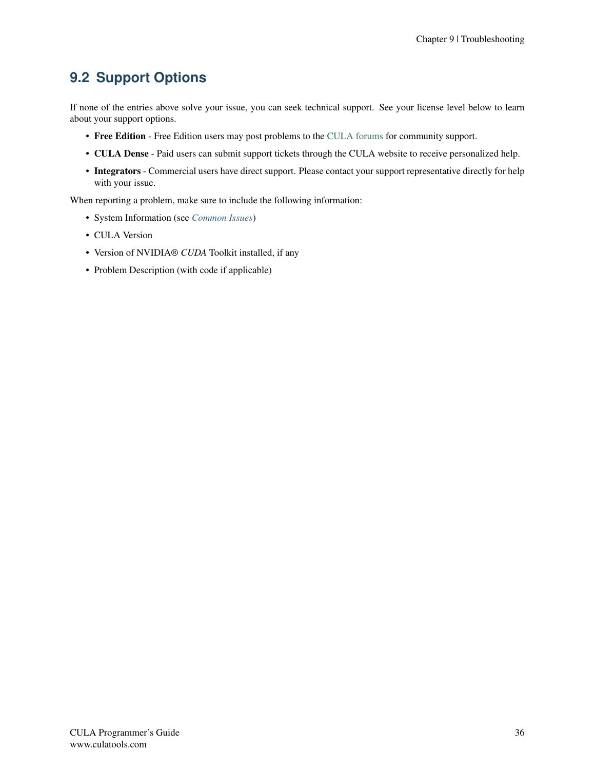## 9.2 Support Options

If none of the entries above solve your issue, you can seek technical support. See your license level below to learn about your support options.

- **Free Edition** - Free Edition users may post problems to the CULA forums for community support.
- **CULA Dense** - Paid users can submit support tickets through the CULA website to receive personalized help.
- **Integrators** - Commercial users have direct support. Please contact your support representative directly for help with your issue.

When reporting a problem, make sure to include the following information:

- System Information (see *Common Issues*)
- CULA Version
- Version of NVIDIA® *CUDA* Toolkit installed, if any
- Problem Description (with code if applicable)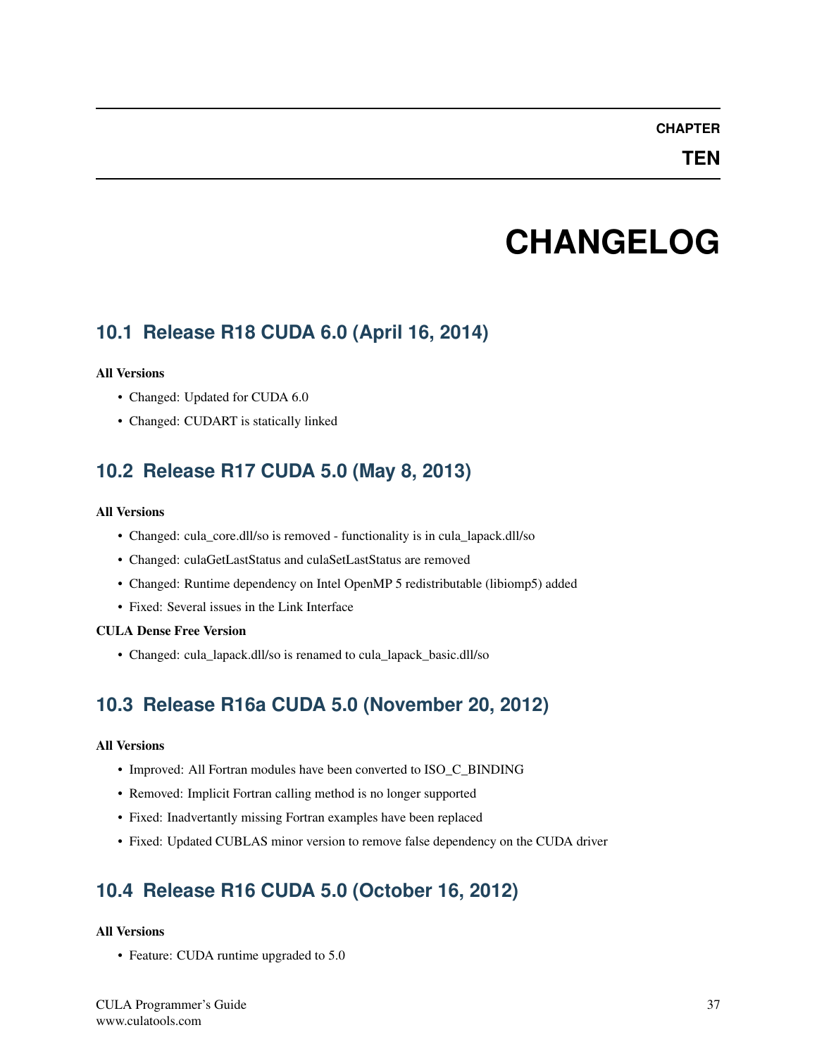# CHAPTER TEN

# CHANGELOG

## 10.1 Release R18 CUDA 6.0 (April 16, 2014)

**All Versions**

- Changed: Updated for CUDA 6.0
- Changed: CUDART is statically linked

## 10.2 Release R17 CUDA 5.0 (May 8, 2013)

**All Versions**

- Changed: cula_core.dll/so is removed - functionality is in cula_lapack.dll/so
- Changed: culaGetLastStatus and culaSetLastStatus are removed
- Changed: Runtime dependency on Intel OpenMP 5 redistributable (libiomp5) added
- Fixed: Several issues in the Link Interface

**CULA Dense Free Version**

- Changed: cula_lapack.dll/so is renamed to cula_lapack_basic.dll/so

## 10.3 Release R16a CUDA 5.0 (November 20, 2012)

**All Versions**

- Improved: All Fortran modules have been converted to ISO_C_BINDING
- Removed: Implicit Fortran calling method is no longer supported
- Fixed: Inadvertantly missing Fortran examples have been replaced
- Fixed: Updated CUBLAS minor version to remove false dependency on the CUDA driver

## 10.4 Release R16 CUDA 5.0 (October 16, 2012)

**All Versions**

- Feature: CUDA runtime upgraded to 5.0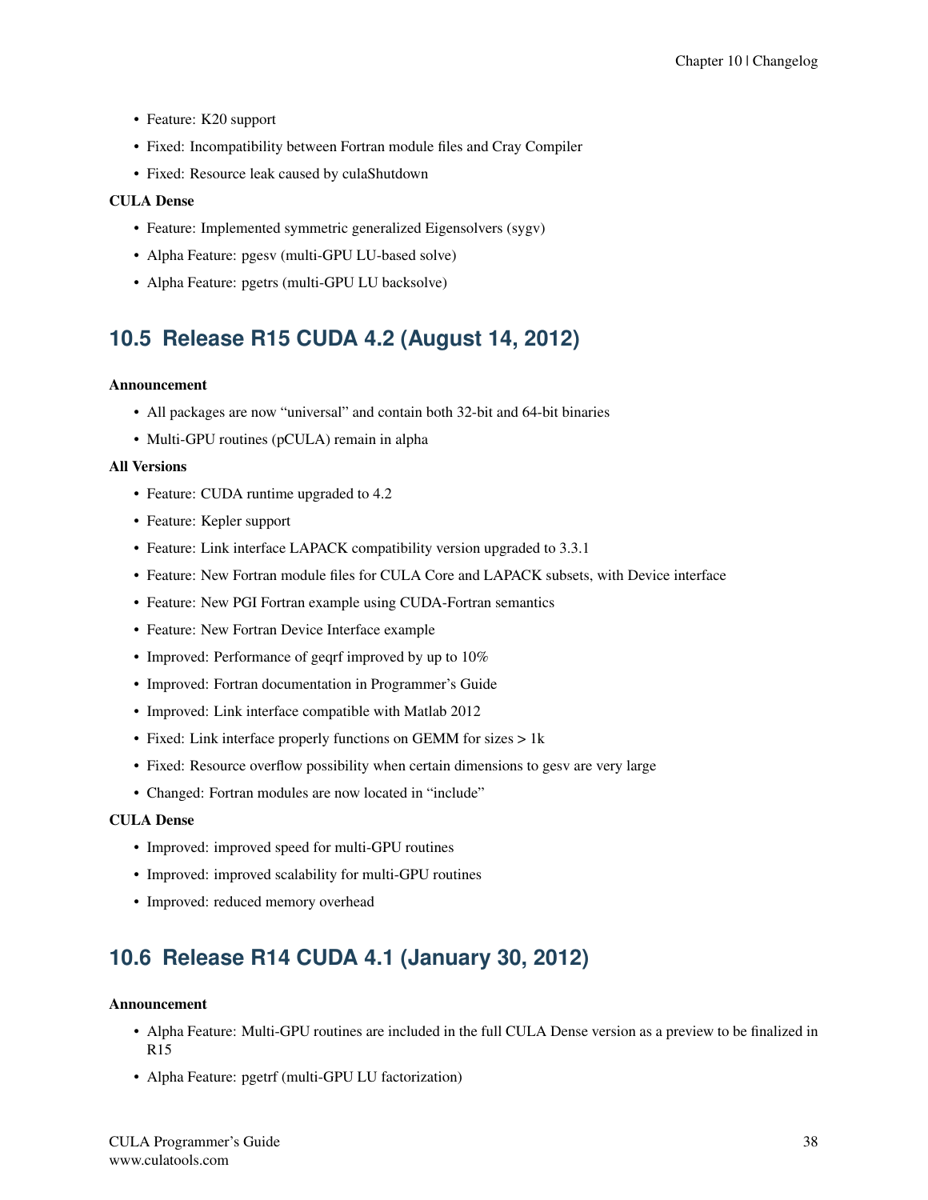- Feature: K20 support
- Fixed: Incompatibility between Fortran module files and Cray Compiler
- Fixed: Resource leak caused by culaShutdown

**CULA Dense**

- Feature: Implemented symmetric generalized Eigensolvers (sygv)
- Alpha Feature: pgesv (multi-GPU LU-based solve)
- Alpha Feature: pgetrs (multi-GPU LU backsolve)

## 10.5 Release R15 CUDA 4.2 (August 14, 2012)

**Announcement**

- All packages are now "universal" and contain both 32-bit and 64-bit binaries
- Multi-GPU routines (pCULA) remain in alpha

**All Versions**

- Feature: CUDA runtime upgraded to 4.2
- Feature: Kepler support
- Feature: Link interface LAPACK compatibility version upgraded to 3.3.1
- Feature: New Fortran module files for CULA Core and LAPACK subsets, with Device interface
- Feature: New PGI Fortran example using CUDA-Fortran semantics
- Feature: New Fortran Device Interface example
- Improved: Performance of geqrf improved by up to 10%
- Improved: Fortran documentation in Programmer's Guide
- Improved: Link interface compatible with Matlab 2012
- Fixed: Link interface properly functions on GEMM for sizes > 1k
- Fixed: Resource overflow possibility when certain dimensions to gesv are very large
- Changed: Fortran modules are now located in "include"

**CULA Dense**

- Improved: improved speed for multi-GPU routines
- Improved: improved scalability for multi-GPU routines
- Improved: reduced memory overhead

## 10.6 Release R14 CUDA 4.1 (January 30, 2012)

**Announcement**

- Alpha Feature: Multi-GPU routines are included in the full CULA Dense version as a preview to be finalized in R15
- Alpha Feature: pgetrf (multi-GPU LU factorization)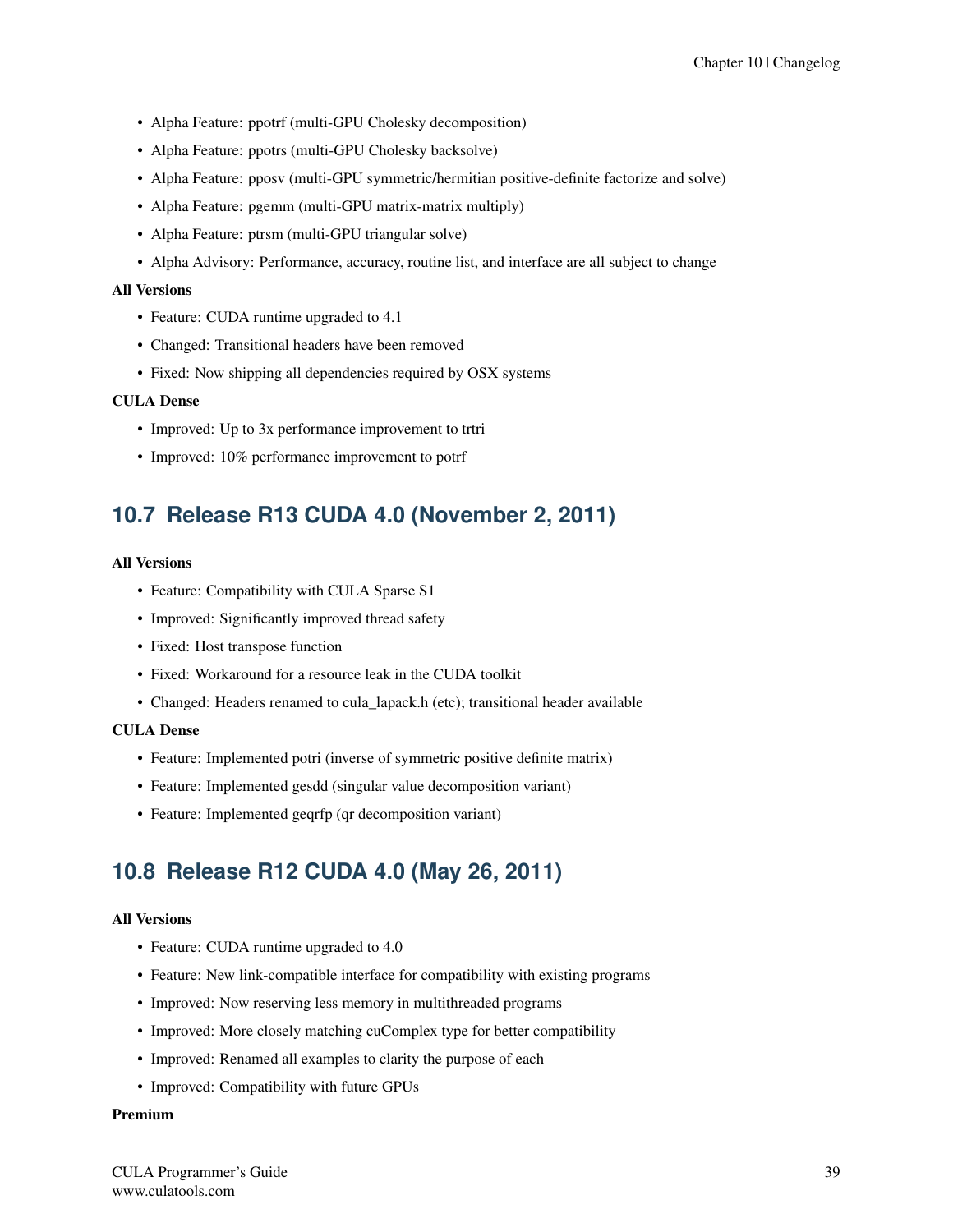- Alpha Feature: ppotrf (multi-GPU Cholesky decomposition)
- Alpha Feature: ppotrs (multi-GPU Cholesky backsolve)
- Alpha Feature: pposv (multi-GPU symmetric/hermitian positive-definite factorize and solve)
- Alpha Feature: pgemm (multi-GPU matrix-matrix multiply)
- Alpha Feature: ptrsm (multi-GPU triangular solve)
- Alpha Advisory: Performance, accuracy, routine list, and interface are all subject to change

**All Versions**

- Feature: CUDA runtime upgraded to 4.1
- Changed: Transitional headers have been removed
- Fixed: Now shipping all dependencies required by OSX systems

**CULA Dense**

- Improved: Up to 3x performance improvement to trtri
- Improved: 10% performance improvement to potrf

## 10.7 Release R13 CUDA 4.0 (November 2, 2011)

**All Versions**

- Feature: Compatibility with CULA Sparse S1
- Improved: Significantly improved thread safety
- Fixed: Host transpose function
- Fixed: Workaround for a resource leak in the CUDA toolkit
- Changed: Headers renamed to cula_lapack.h (etc); transitional header available

**CULA Dense**

- Feature: Implemented potri (inverse of symmetric positive definite matrix)
- Feature: Implemented gesdd (singular value decomposition variant)
- Feature: Implemented geqrfp (qr decomposition variant)

## 10.8 Release R12 CUDA 4.0 (May 26, 2011)

**All Versions**

- Feature: CUDA runtime upgraded to 4.0
- Feature: New link-compatible interface for compatibility with existing programs
- Improved: Now reserving less memory in multithreaded programs
- Improved: More closely matching cuComplex type for better compatibility
- Improved: Renamed all examples to clarity the purpose of each
- Improved: Compatibility with future GPUs

**Premium**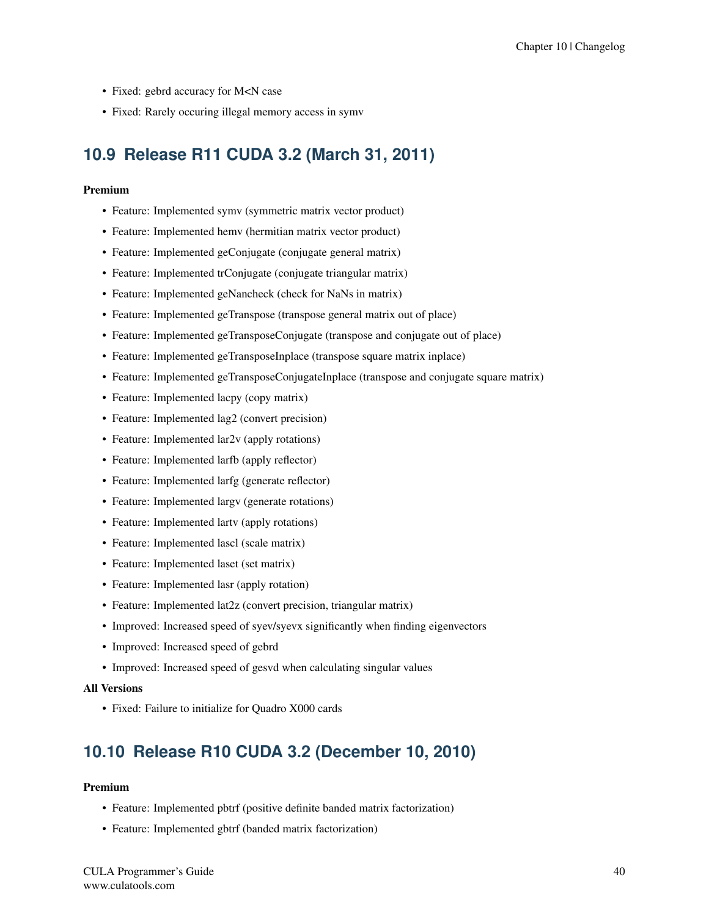- Fixed: gebrd accuracy for M<N case
- Fixed: Rarely occuring illegal memory access in symv

## 10.9 Release R11 CUDA 3.2 (March 31, 2011)

**Premium**

- Feature: Implemented symv (symmetric matrix vector product)
- Feature: Implemented hemv (hermitian matrix vector product)
- Feature: Implemented geConjugate (conjugate general matrix)
- Feature: Implemented trConjugate (conjugate triangular matrix)
- Feature: Implemented geNancheck (check for NaNs in matrix)
- Feature: Implemented geTranspose (transpose general matrix out of place)
- Feature: Implemented geTransposeConjugate (transpose and conjugate out of place)
- Feature: Implemented geTransposeInplace (transpose square matrix inplace)
- Feature: Implemented geTransposeConjugateInplace (transpose and conjugate square matrix)
- Feature: Implemented lacpy (copy matrix)
- Feature: Implemented lag2 (convert precision)
- Feature: Implemented lar2v (apply rotations)
- Feature: Implemented larfb (apply reflector)
- Feature: Implemented larfg (generate reflector)
- Feature: Implemented largv (generate rotations)
- Feature: Implemented lartv (apply rotations)
- Feature: Implemented lascl (scale matrix)
- Feature: Implemented laset (set matrix)
- Feature: Implemented lasr (apply rotation)
- Feature: Implemented lat2z (convert precision, triangular matrix)
- Improved: Increased speed of syev/syevx significantly when finding eigenvectors
- Improved: Increased speed of gebrd
- Improved: Increased speed of gesvd when calculating singular values

**All Versions**

- Fixed: Failure to initialize for Quadro X000 cards

## 10.10 Release R10 CUDA 3.2 (December 10, 2010)

**Premium**

- Feature: Implemented pbtrf (positive definite banded matrix factorization)
- Feature: Implemented gbtrf (banded matrix factorization)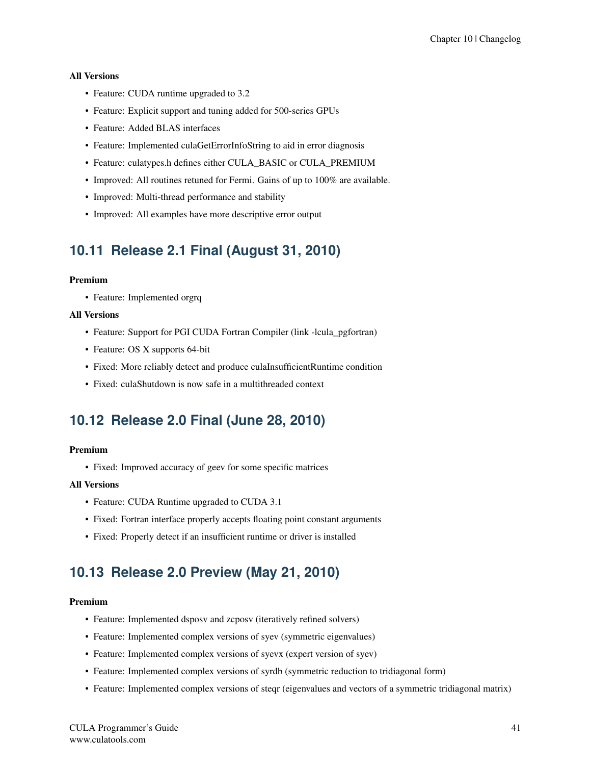**All Versions**

- Feature: CUDA runtime upgraded to 3.2
- Feature: Explicit support and tuning added for 500-series GPUs
- Feature: Added BLAS interfaces
- Feature: Implemented culaGetErrorInfoString to aid in error diagnosis
- Feature: culatypes.h defines either CULA_BASIC or CULA_PREMIUM
- Improved: All routines retuned for Fermi. Gains of up to 100% are available.
- Improved: Multi-thread performance and stability
- Improved: All examples have more descriptive error output

## 10.11 Release 2.1 Final (August 31, 2010)

**Premium**

- Feature: Implemented orgrq

**All Versions**

- Feature: Support for PGI CUDA Fortran Compiler (link -lcula_pgfortran)
- Feature: OS X supports 64-bit
- Fixed: More reliably detect and produce culaInsufficientRuntime condition
- Fixed: culaShutdown is now safe in a multithreaded context

## 10.12 Release 2.0 Final (June 28, 2010)

**Premium**

- Fixed: Improved accuracy of geev for some specific matrices

**All Versions**

- Feature: CUDA Runtime upgraded to CUDA 3.1
- Fixed: Fortran interface properly accepts floating point constant arguments
- Fixed: Properly detect if an insufficient runtime or driver is installed

## 10.13 Release 2.0 Preview (May 21, 2010)

**Premium**

- Feature: Implemented dsposv and zcposv (iteratively refined solvers)
- Feature: Implemented complex versions of syev (symmetric eigenvalues)
- Feature: Implemented complex versions of syevx (expert version of syev)
- Feature: Implemented complex versions of syrdb (symmetric reduction to tridiagonal form)
- Feature: Implemented complex versions of steqr (eigenvalues and vectors of a symmetric tridiagonal matrix)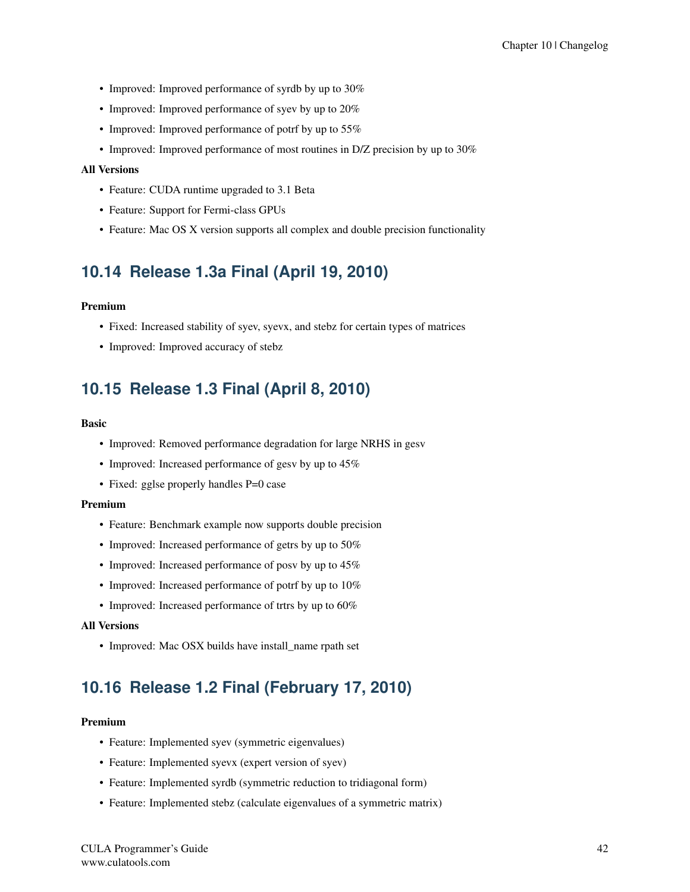- Improved: Improved performance of syrdb by up to 30%
- Improved: Improved performance of syev by up to 20%
- Improved: Improved performance of potrf by up to 55%
- Improved: Improved performance of most routines in D/Z precision by up to 30%

**All Versions**

- Feature: CUDA runtime upgraded to 3.1 Beta
- Feature: Support for Fermi-class GPUs
- Feature: Mac OS X version supports all complex and double precision functionality

## 10.14 Release 1.3a Final (April 19, 2010)

**Premium**

- Fixed: Increased stability of syev, syevx, and stebz for certain types of matrices
- Improved: Improved accuracy of stebz

## 10.15 Release 1.3 Final (April 8, 2010)

**Basic**

- Improved: Removed performance degradation for large NRHS in gesv
- Improved: Increased performance of gesv by up to 45%
- Fixed: gglse properly handles P=0 case

**Premium**

- Feature: Benchmark example now supports double precision
- Improved: Increased performance of getrs by up to 50%
- Improved: Increased performance of posv by up to 45%
- Improved: Increased performance of potrf by up to 10%
- Improved: Increased performance of trtrs by up to 60%

**All Versions**

- Improved: Mac OSX builds have install_name rpath set

## 10.16 Release 1.2 Final (February 17, 2010)

**Premium**

- Feature: Implemented syev (symmetric eigenvalues)
- Feature: Implemented syevx (expert version of syev)
- Feature: Implemented syrdb (symmetric reduction to tridiagonal form)
- Feature: Implemented stebz (calculate eigenvalues of a symmetric matrix)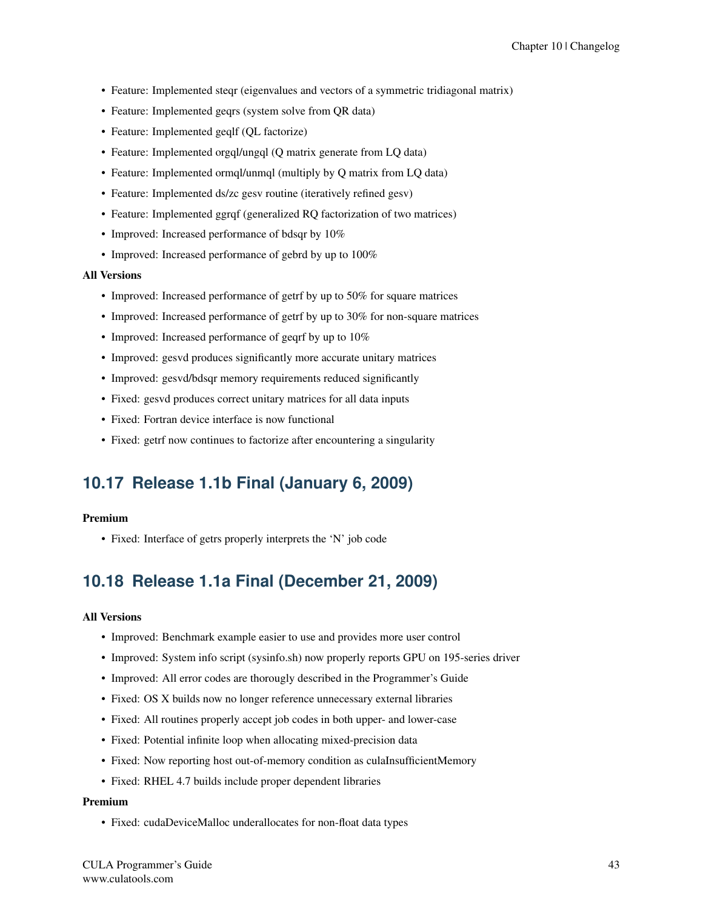- Feature: Implemented steqr (eigenvalues and vectors of a symmetric tridiagonal matrix)
- Feature: Implemented geqrs (system solve from QR data)
- Feature: Implemented geqlf (QL factorize)
- Feature: Implemented orgql/ungql (Q matrix generate from LQ data)
- Feature: Implemented ormql/unmql (multiply by Q matrix from LQ data)
- Feature: Implemented ds/zc gesv routine (iteratively refined gesv)
- Feature: Implemented ggrqf (generalized RQ factorization of two matrices)
- Improved: Increased performance of bdsqr by 10%
- Improved: Increased performance of gebrd by up to 100%

**All Versions**

- Improved: Increased performance of getrf by up to 50% for square matrices
- Improved: Increased performance of getrf by up to 30% for non-square matrices
- Improved: Increased performance of geqrf by up to 10%
- Improved: gesvd produces significantly more accurate unitary matrices
- Improved: gesvd/bdsqr memory requirements reduced significantly
- Fixed: gesvd produces correct unitary matrices for all data inputs
- Fixed: Fortran device interface is now functional
- Fixed: getrf now continues to factorize after encountering a singularity

## 10.17 Release 1.1b Final (January 6, 2009)

**Premium**

- Fixed: Interface of getrs properly interprets the 'N' job code

## 10.18 Release 1.1a Final (December 21, 2009)

**All Versions**

- Improved: Benchmark example easier to use and provides more user control
- Improved: System info script (sysinfo.sh) now properly reports GPU on 195-series driver
- Improved: All error codes are thorougly described in the Programmer's Guide
- Fixed: OS X builds now no longer reference unnecessary external libraries
- Fixed: All routines properly accept job codes in both upper- and lower-case
- Fixed: Potential infinite loop when allocating mixed-precision data
- Fixed: Now reporting host out-of-memory condition as culaInsufficientMemory
- Fixed: RHEL 4.7 builds include proper dependent libraries

**Premium**

- Fixed: cudaDeviceMalloc underallocates for non-float data types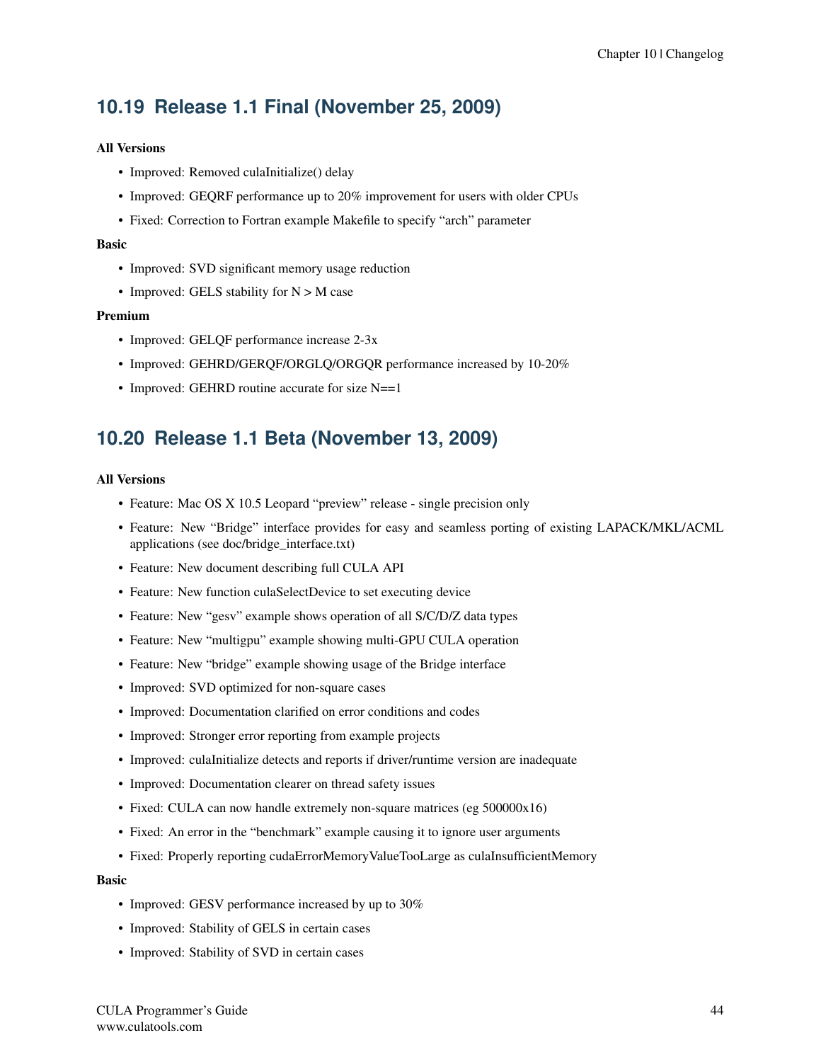## 10.19 Release 1.1 Final (November 25, 2009)

**All Versions**

- Improved: Removed culaInitialize() delay
- Improved: GEQRF performance up to 20% improvement for users with older CPUs
- Fixed: Correction to Fortran example Makefile to specify "arch" parameter

**Basic**

- Improved: SVD significant memory usage reduction
- Improved: GELS stability for N > M case

**Premium**

- Improved: GELQF performance increase 2-3x
- Improved: GEHRD/GERQF/ORGLQ/ORGQR performance increased by 10-20%
- Improved: GEHRD routine accurate for size N==1

## 10.20 Release 1.1 Beta (November 13, 2009)

**All Versions**

- Feature: Mac OS X 10.5 Leopard "preview" release - single precision only
- Feature: New "Bridge" interface provides for easy and seamless porting of existing LAPACK/MKL/ACML applications (see doc/bridge_interface.txt)
- Feature: New document describing full CULA API
- Feature: New function culaSelectDevice to set executing device
- Feature: New "gesv" example shows operation of all S/C/D/Z data types
- Feature: New "multigpu" example showing multi-GPU CULA operation
- Feature: New "bridge" example showing usage of the Bridge interface
- Improved: SVD optimized for non-square cases
- Improved: Documentation clarified on error conditions and codes
- Improved: Stronger error reporting from example projects
- Improved: culaInitialize detects and reports if driver/runtime version are inadequate
- Improved: Documentation clearer on thread safety issues
- Fixed: CULA can now handle extremely non-square matrices (eg 500000x16)
- Fixed: An error in the "benchmark" example causing it to ignore user arguments
- Fixed: Properly reporting cudaErrorMemoryValueTooLarge as culaInsufficientMemory

**Basic**

- Improved: GESV performance increased by up to 30%
- Improved: Stability of GELS in certain cases
- Improved: Stability of SVD in certain cases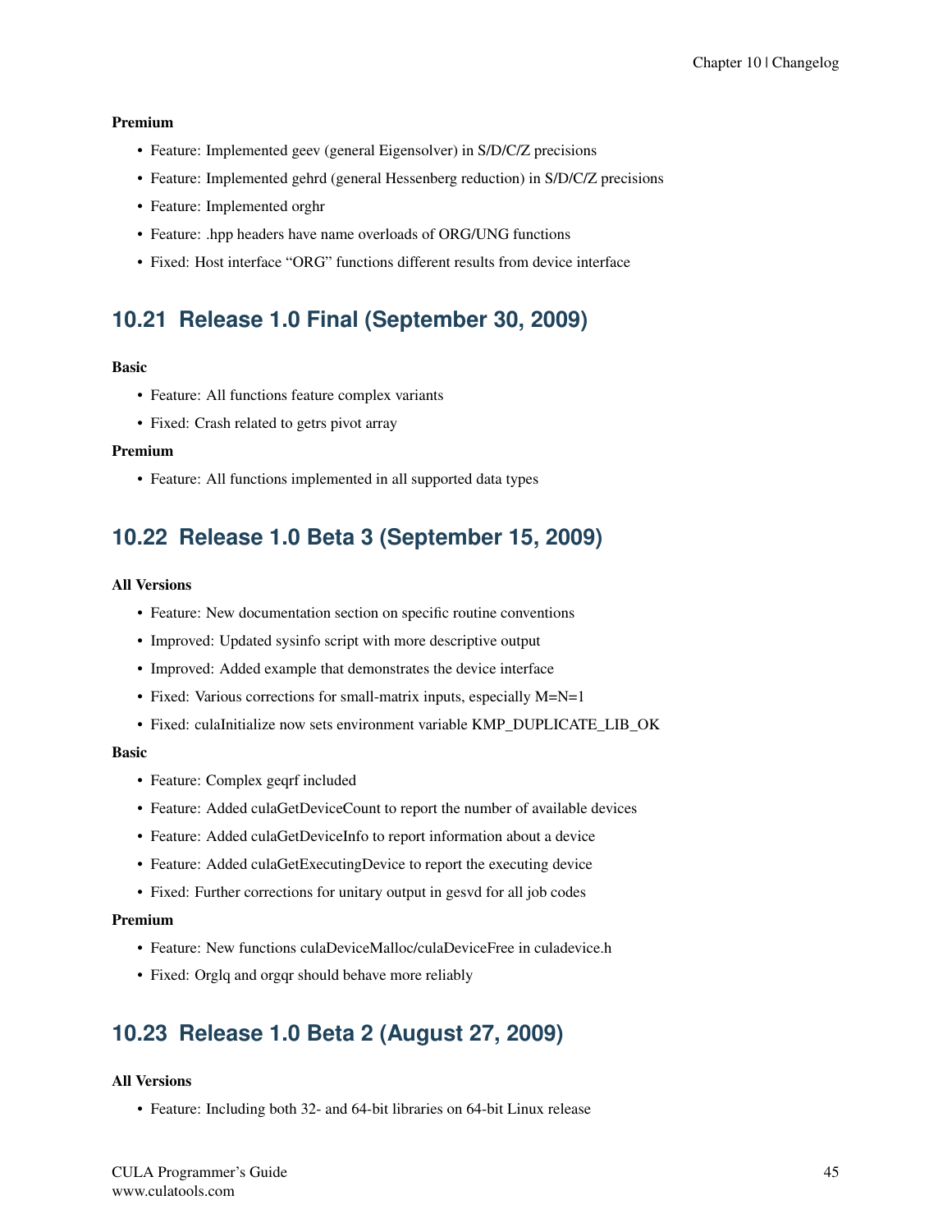**Premium**

- Feature: Implemented geev (general Eigensolver) in S/D/C/Z precisions
- Feature: Implemented gehrd (general Hessenberg reduction) in S/D/C/Z precisions
- Feature: Implemented orghr
- Feature: .hpp headers have name overloads of ORG/UNG functions
- Fixed: Host interface "ORG" functions different results from device interface

## 10.21 Release 1.0 Final (September 30, 2009)

**Basic**

- Feature: All functions feature complex variants
- Fixed: Crash related to getrs pivot array

**Premium**

- Feature: All functions implemented in all supported data types

## 10.22 Release 1.0 Beta 3 (September 15, 2009)

**All Versions**

- Feature: New documentation section on specific routine conventions
- Improved: Updated sysinfo script with more descriptive output
- Improved: Added example that demonstrates the device interface
- Fixed: Various corrections for small-matrix inputs, especially M=N=1
- Fixed: culaInitialize now sets environment variable KMP_DUPLICATE_LIB_OK

**Basic**

- Feature: Complex geqrf included
- Feature: Added culaGetDeviceCount to report the number of available devices
- Feature: Added culaGetDeviceInfo to report information about a device
- Feature: Added culaGetExecutingDevice to report the executing device
- Fixed: Further corrections for unitary output in gesvd for all job codes

**Premium**

- Feature: New functions culaDeviceMalloc/culaDeviceFree in culadevice.h
- Fixed: Orglq and orgqr should behave more reliably

## 10.23 Release 1.0 Beta 2 (August 27, 2009)

**All Versions**

- Feature: Including both 32- and 64-bit libraries on 64-bit Linux release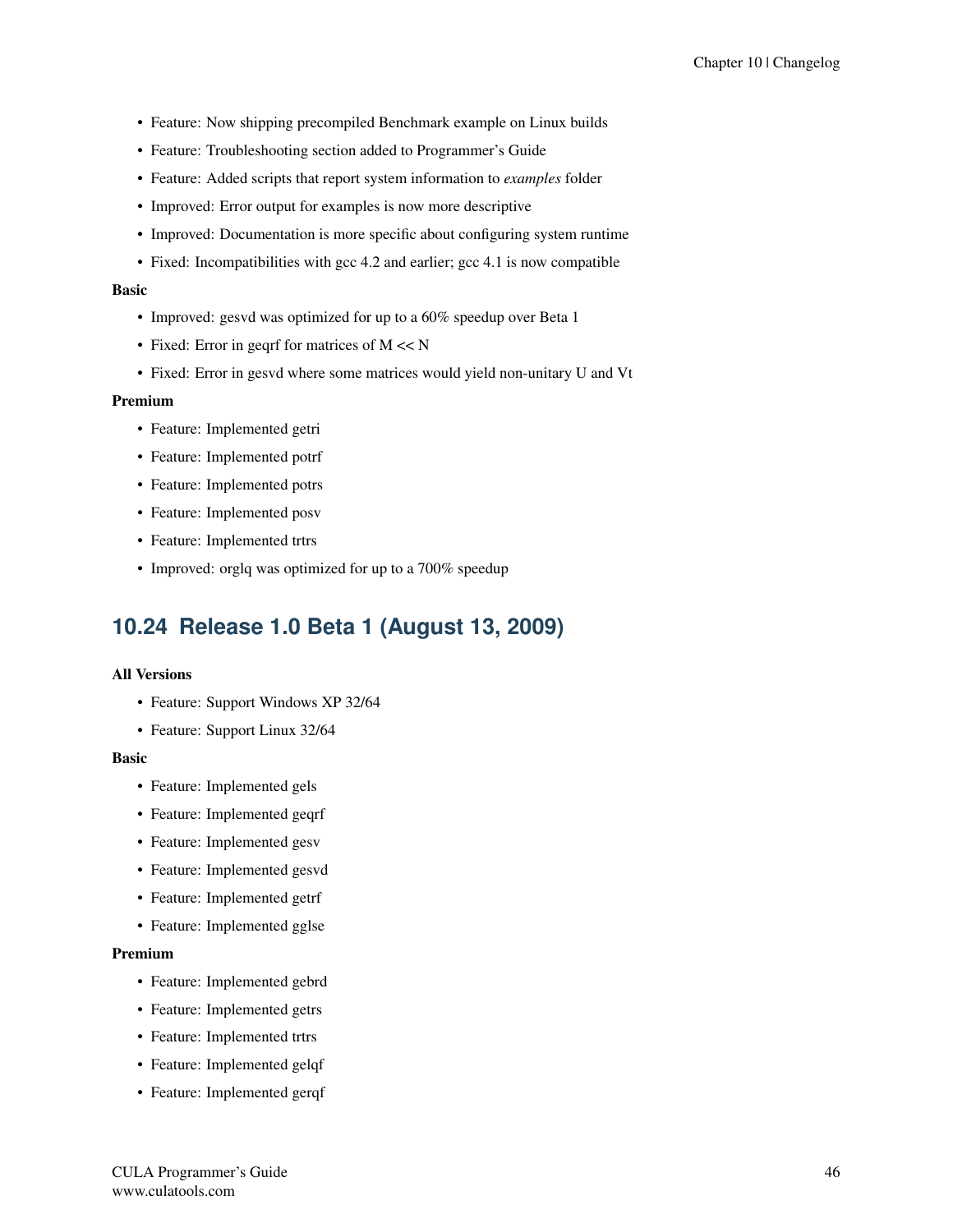- Feature: Now shipping precompiled Benchmark example on Linux builds
- Feature: Troubleshooting section added to Programmer's Guide
- Feature: Added scripts that report system information to *examples* folder
- Improved: Error output for examples is now more descriptive
- Improved: Documentation is more specific about configuring system runtime
- Fixed: Incompatibilities with gcc 4.2 and earlier; gcc 4.1 is now compatible

**Basic**

- Improved: gesvd was optimized for up to a 60% speedup over Beta 1
- Fixed: Error in geqrf for matrices of M << N
- Fixed: Error in gesvd where some matrices would yield non-unitary U and Vt

**Premium**

- Feature: Implemented getri
- Feature: Implemented potrf
- Feature: Implemented potrs
- Feature: Implemented posv
- Feature: Implemented trtrs
- Improved: orglq was optimized for up to a 700% speedup

## 10.24 Release 1.0 Beta 1 (August 13, 2009)

**All Versions**

- Feature: Support Windows XP 32/64
- Feature: Support Linux 32/64

**Basic**

- Feature: Implemented gels
- Feature: Implemented geqrf
- Feature: Implemented gesv
- Feature: Implemented gesvd
- Feature: Implemented getrf
- Feature: Implemented gglse

**Premium**

- Feature: Implemented gebrd
- Feature: Implemented getrs
- Feature: Implemented trtrs
- Feature: Implemented gelqf
- Feature: Implemented gerqf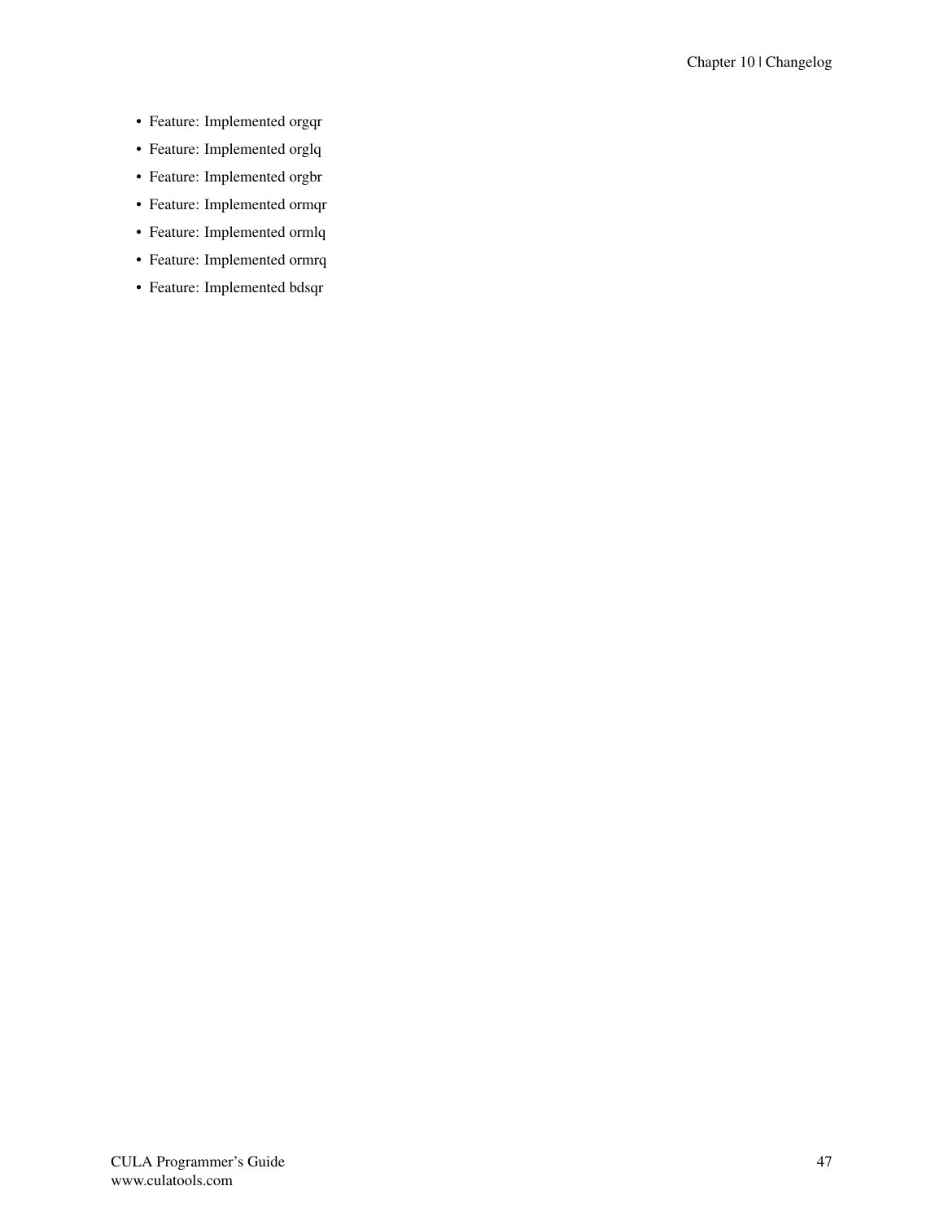- Feature: Implemented orgqr
- Feature: Implemented orglq
- Feature: Implemented orgbr
- Feature: Implemented ormqr
- Feature: Implemented ormlq
- Feature: Implemented ormrq
- Feature: Implemented bdsqr